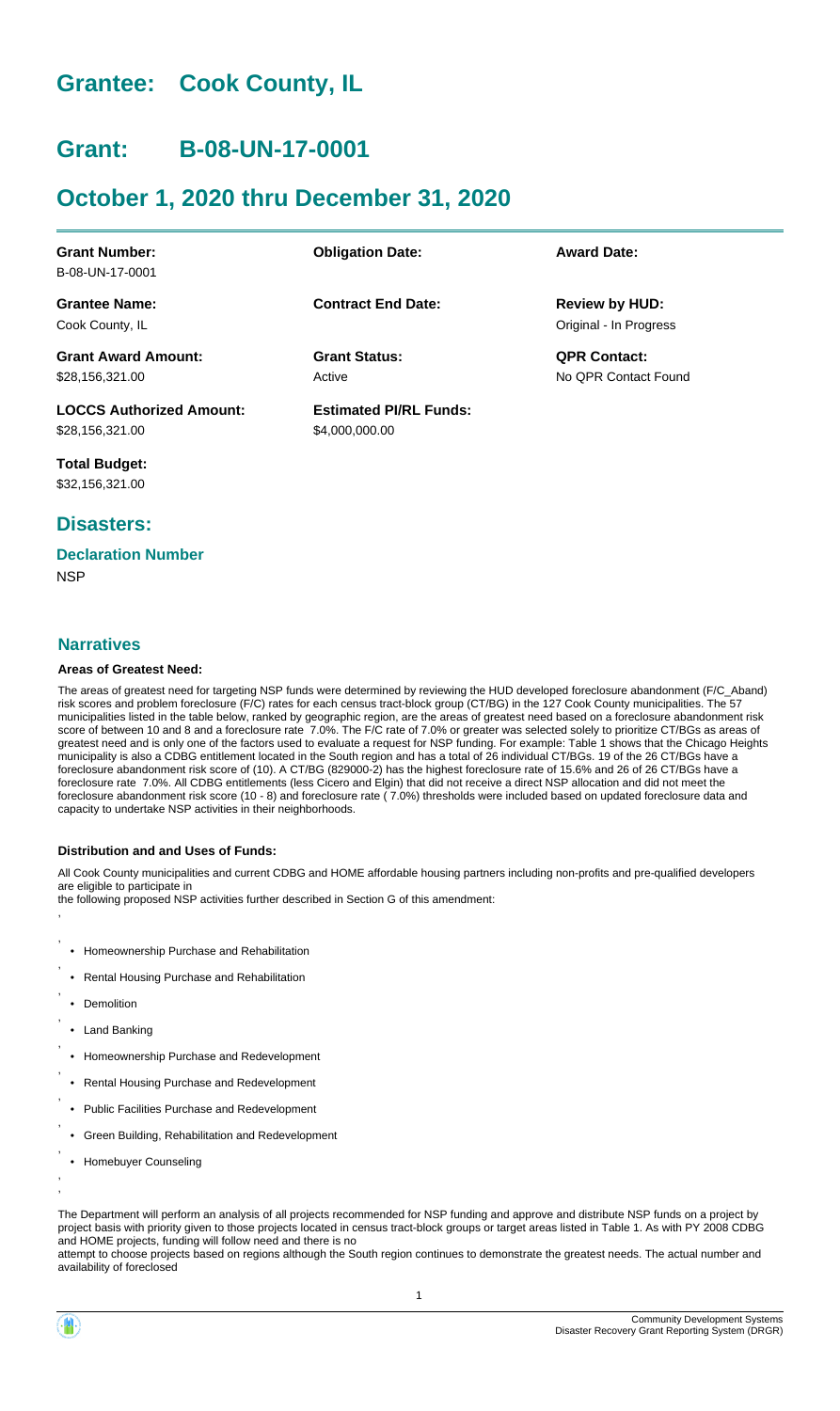# Grantee: Cook County, IL

# Grant: B-08-UN-17-0001

# October 1, 2020 thru December 31, 2020

| | | |
|---|---|---|
| **Grant Number:** B-08-UN-17-0001 | **Obligation Date:** | **Award Date:** |
| **Grantee Name:** Cook County, IL | **Contract End Date:** | **Review by HUD:** Original - In Progress |
| **Grant Award Amount:** $28,156,321.00 | **Grant Status:** Active | **QPR Contact:** No QPR Contact Found |
| **LOCCS Authorized Amount:** $28,156,321.00 | **Estimated PI/RL Funds:** $4,000,000.00 | |
| **Total Budget:** $32,156,321.00 | | |

## Disasters:

### Declaration Number

NSP

## Narratives

#### Areas of Greatest Need:

The areas of greatest need for targeting NSP funds were determined by reviewing the HUD developed foreclosure abandonment (F/C_Aband) risk scores and problem foreclosure (F/C) rates for each census tract-block group (CT/BG) in the 127 Cook County municipalities. The 57 municipalities listed in the table below, ranked by geographic region, are the areas of greatest need based on a foreclosure abandonment risk score of between 10 and 8 and a foreclosure rate 7.0%. The F/C rate of 7.0% or greater was selected solely to prioritize CT/BGs as areas of greatest need and is only one of the factors used to evaluate a request for NSP funding. For example: Table 1 shows that the Chicago Heights municipality is also a CDBG entitlement located in the South region and has a total of 26 individual CT/BGs. 19 of the 26 CT/BGs have a foreclosure abandonment risk score of (10). A CT/BG (829000-2) has the highest foreclosure rate of 15.6% and 26 of 26 CT/BGs have a foreclosure rate 7.0%. All CDBG entitlements (less Cicero and Elgin) that did not receive a direct NSP allocation and did not meet the foreclosure abandonment risk score (10 - 8) and foreclosure rate ( 7.0%) thresholds were included based on updated foreclosure data and capacity to undertake NSP activities in their neighborhoods.

#### Distribution and and Uses of Funds:

All Cook County municipalities and current CDBG and HOME affordable housing partners including non-profits and pre-qualified developers are eligible to participate in
the following proposed NSP activities further described in Section G of this amendment:

- Homeownership Purchase and Rehabilitation
- Rental Housing Purchase and Rehabilitation
- Demolition
- Land Banking
- Homeownership Purchase and Redevelopment
- Rental Housing Purchase and Redevelopment
- Public Facilities Purchase and Redevelopment
- Green Building, Rehabilitation and Redevelopment
- Homebuyer Counseling

The Department will perform an analysis of all projects recommended for NSP funding and approve and distribute NSP funds on a project by project basis with priority given to those projects located in census tract-block groups or target areas listed in Table 1. As with PY 2008 CDBG and HOME projects, funding will follow need and there is no
attempt to choose projects based on regions although the South region continues to demonstrate the greatest needs. The actual number and availability of foreclosed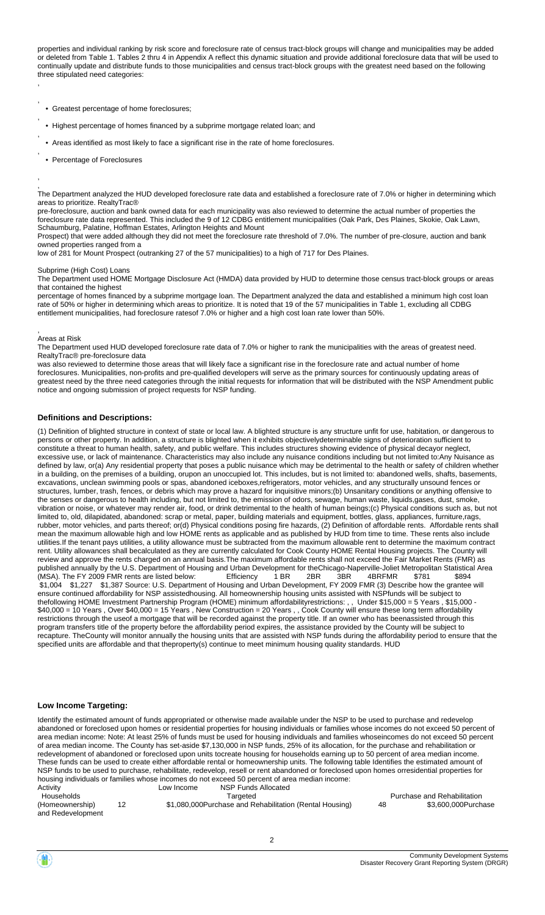properties and individual ranking by risk score and foreclosure rate of census tract-block groups will change and municipalities may be added or deleted from Table 1. Tables 2 thru 4 in Appendix A reflect this dynamic situation and provide additional foreclosure data that will be used to continually update and distribute funds to those municipalities and census tract-block groups with the greatest need based on the following three stipulated need categories:

,

,

- Greatest percentage of home foreclosures;

,

- Highest percentage of homes financed by a subprime mortgage related loan; and

,

- Areas identified as most likely to face a significant rise in the rate of home foreclosures.

,

- Percentage of Foreclosures

,

,

The Department analyzed the HUD developed foreclosure rate data and established a foreclosure rate of 7.0% or higher in determining which areas to prioritize. RealtyTrac®
pre-foreclosure, auction and bank owned data for each municipality was also reviewed to determine the actual number of properties the foreclosure rate data represented. This included the 9 of 12 CDBG entitlement municipalities (Oak Park, Des Plaines, Skokie, Oak Lawn, Schaumburg, Palatine, Hoffman Estates, Arlington Heights and Mount
Prospect) that were added although they did not meet the foreclosure rate threshold of 7.0%. The number of pre-closure, auction and bank owned properties ranged from a
low of 281 for Mount Prospect (outranking 27 of the 57 municipalities) to a high of 717 for Des Plaines.

Subprime (High Cost) Loans
The Department used HOME Mortgage Disclosure Act (HMDA) data provided by HUD to determine those census tract-block groups or areas that contained the highest
percentage of homes financed by a subprime mortgage loan. The Department analyzed the data and established a minimum high cost loan rate of 50% or higher in determining which areas to prioritize. It is noted that 19 of the 57 municipalities in Table 1, excluding all CDBG entitlement municipalities, had foreclosure ratesof 7.0% or higher and a high cost loan rate lower than 50%.

,
Areas at Risk
The Department used HUD developed foreclosure rate data of 7.0% or higher to rank the municipalities with the areas of greatest need. RealtyTrac® pre-foreclosure data
was also reviewed to determine those areas that will likely face a significant rise in the foreclosure rate and actual number of home foreclosures. Municipalities, non-profits and pre-qualified developers will serve as the primary sources for continuously updating areas of greatest need by the three need categories through the initial requests for information that will be distributed with the NSP Amendment public notice and ongoing submission of project requests for NSP funding.

## Definitions and Descriptions:

(1) Definition of blighted structure in context of state or local law. A blighted structure is any structure unfit for use, habitation, or dangerous to persons or other property. In addition, a structure is blighted when it exhibits objectivelydeterminable signs of deterioration sufficient to constitute a threat to human health, safety, and public welfare. This includes structures showing evidence of physical decayor neglect, excessive use, or lack of maintenance. Characteristics may also include any nuisance conditions including but not limited to:Any Nuisance as defined by law, or(a) Any residential property that poses a public nuisance which may be detrimental to the health or safety of children whether in a building, on the premises of a building, orupon an unoccupied lot. This includes, but is not limited to: abandoned wells, shafts, basements, excavations, unclean swimming pools or spas, abandoned iceboxes,refrigerators, motor vehicles, and any structurally unsound fences or structures, lumber, trash, fences, or debris which may prove a hazard for inquisitive minors;(b) Unsanitary conditions or anything offensive to the senses or dangerous to health including, but not limited to, the emission of odors, sewage, human waste, liquids,gases, dust, smoke, vibration or noise, or whatever may render air, food, or drink detrimental to the health of human beings;(c) Physical conditions such as, but not limited to, old, dilapidated, abandoned: scrap or metal, paper, building materials and equipment, bottles, glass, appliances, furniture,rags, rubber, motor vehicles, and parts thereof; or(d) Physical conditions posing fire hazards, (2) Definition of affordable rents. Affordable rents shall mean the maximum allowable high and low HOME rents as applicable and as published by HUD from time to time. These rents also include utilities.If the tenant pays utilities, a utility allowance must be subtracted from the maximum allowable rent to determine the maximum contract rent. Utility allowances shall becalculated as they are currently calculated for Cook County HOME Rental Housing projects. The County will review and approve the rents charged on an annual basis.The maximum affordable rents shall not exceed the Fair Market Rents (FMR) as published annually by the U.S. Department of Housing and Urban Development for theChicago-Naperville-Joliet Metropolitan Statistical Area (MSA). The FY 2009 FMR rents are listed below: Efficiency 1 BR 2BR 3BR 4BRFMR $781 $894 $1,004 $1,227 $1,387 Source: U.S. Department of Housing and Urban Development, FY 2009 FMR (3) Describe how the grantee will ensure continued affordability for NSP assistedhousing. All homeownership housing units assisted with NSPfunds will be subject to thefollowing HOME Investment Partnership Program (HOME) minimum affordabilityrestrictions: , , Under $15,000 = 5 Years , $15,000 - $40,000 = 10 Years , Over $40,000 = 15 Years , New Construction = 20 Years , , Cook County will ensure these long term affordability restrictions through the useof a mortgage that will be recorded against the property title. If an owner who has beenassisted through this program transfers title of the property before the affordability period expires, the assistance provided by the County will be subject to recapture. TheCounty will monitor annually the housing units that are assisted with NSP funds during the affordability period to ensure that the specified units are affordable and theproperty(s) continue to meet minimum housing quality standards. HUD

## Low Income Targeting:

Identify the estimated amount of funds appropriated or otherwise made available under the NSP to be used to purchase and redevelop abandoned or foreclosed upon homes or residential properties for housing individuals or families whose incomes do not exceed 50 percent of area median income: Note: At least 25% of funds must be used for housing individuals and families whoseincomes do not exceed 50 percent of area median income. The County has set-aside $7,130,000 in NSP funds, 25% of its allocation, for the purchase and rehabilitation or redevelopment of abandoned or foreclosed upon units tocreate housing for households earning up to 50 percent of area median income. These funds can be used to create either affordable rental or homeownership units. The following table Identifies the estimated amount of NSP funds to be used to purchase, rehabilitate, redevelop, resell or rent abandoned or foreclosed upon homes orresidential properties for housing individuals or families whose incomes do not exceed 50 percent of area median income:

| Activity | Low Income Households Targeted | NSP Funds Allocated |
|---|---|---|
| Purchase and Rehabilitation (Homeownership) | 12 | $1,080,000 |
| Purchase and Rehabilitation (Rental Housing) | 48 | $3,600,000 |
| Purchase and Redevelopment | | |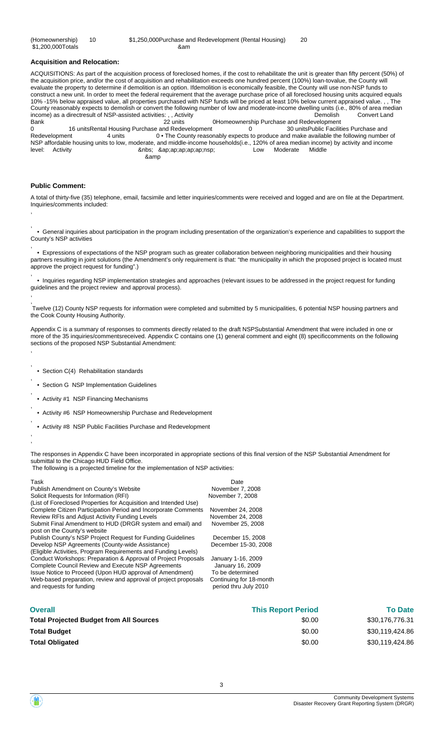(Homeownership) 10 $1,250,000Purchase and Redevelopment (Rental Housing) 20 $1,200,000Totals &am

### Acquisition and Relocation:

ACQUISITIONS: As part of the acquisition process of foreclosed homes, if the cost to rehabilitate the unit is greater than fifty percent (50%) of the acquisition price, and/or the cost of acquisition and rehabilitation exceeds one hundred percent (100%) loan-tovalue, the County will evaluate the property to determine if demolition is an option. Ifdemolition is economically feasible, the County will use non-NSP funds to construct a new unit. In order to meet the federal requirement that the average purchase price of all foreclosed housing units acquired equals 10% -15% below appraised value, all properties purchased with NSP funds will be priced at least 10% below current appraised value. , , The County reasonably expects to demolish or convert the following number of low and moderate-income dwelling units (i.e., 80% of area median income) as a directresult of NSP-assisted activities: , , Activity Demolish Convert Land Bank 22 units 0Homeownership Purchase and Redevelopment 0 16 unitsRental Housing Purchase and Redevelopment 0 30 unitsPublic Facilities Purchase and Redevelopment 4 units 0 • The County reasonably expects to produce and make available the following number of NSP affordable housing units to low, moderate, and middle-income households(i.e., 120% of area median income) by activity and income level: Activity &nbs; &ap;ap;ap;ap;ap;nsp; Low Moderate Middle &amp

### Public Comment:

A total of thirty-five (35) telephone, email, facsimile and letter inquiries/comments were received and logged and are on file at the Department. Inquiries/comments included:

,

,
• General inquiries about participation in the program including presentation of the organization's experience and capabilities to support the County's NSP activities

,
• Expressions of expectations of the NSP program such as greater collaboration between neighboring municipalities and their housing partners resulting in joint solutions (the Amendment's only requirement is that: "the municipality in which the proposed project is located must approve the project request for funding".)

,
• Inquiries regarding NSP implementation strategies and approaches (relevant issues to be addressed in the project request for funding guidelines and the project review and approval process).

,

,
Twelve (12) County NSP requests for information were completed and submitted by 5 municipalities, 6 potential NSP housing partners and the Cook County Housing Authority.

Appendix C is a summary of responses to comments directly related to the draft NSPSubstantial Amendment that were included in one or more of the 35 inquiries/commentsreceived. Appendix C contains one (1) general comment and eight (8) specificcomments on the following sections of the proposed NSP Substantial Amendment:

,

,
• Section C(4) Rehabilitation standards

,
• Section G NSP Implementation Guidelines

,
• Activity #1 NSP Financing Mechanisms

,
• Activity #6 NSP Homeownership Purchase and Redevelopment

,
• Activity #8 NSP Public Facilities Purchase and Redevelopment

,

,

The responses in Appendix C have been incorporated in appropriate sections of this final version of the NSP Substantial Amendment for submittal to the Chicago HUD Field Office.

The following is a projected timeline for the implementation of NSP activities:

| Task | Date |
|---|---|
| Publish Amendment on County's Website | November 7, 2008 |
| Solicit Requests for Information (RFI) (List of Foreclosed Properties for Acquisition and Intended Use) | November 7, 2008 |
| Complete Citizen Participation Period and Incorporate Comments | November 24, 2008 |
| Review RFIs and Adjust Activity Funding Levels | November 24, 2008 |
| Submit Final Amendment to HUD (DRGR system and email) and post on the County's website | November 25, 2008 |
| Publish County's NSP Project Request for Funding Guidelines | December 15, 2008 |
| Develop NSP Agreements (County-wide Assistance) (Eligible Activities, Program Requirements and Funding Levels) | December 15-30, 2008 |
| Conduct Workshops: Preparation & Approval of Project Proposals | January 1-16, 2009 |
| Complete Council Review and Execute NSP Agreements | January 16, 2009 |
| Issue Notice to Proceed (Upon HUD approval of Amendment) | To be determined |
| Web-based preparation, review and approval of project proposals and requests for funding | Continuing for 18-month period thru July 2010 |

| Overall | This Report Period | To Date |
|---|---|---|
| Total Projected Budget from All Sources | $0.00 | $30,176,776.31 |
| Total Budget | $0.00 | $30,119,424.86 |
| Total Obligated | $0.00 | $30,119,424.86 |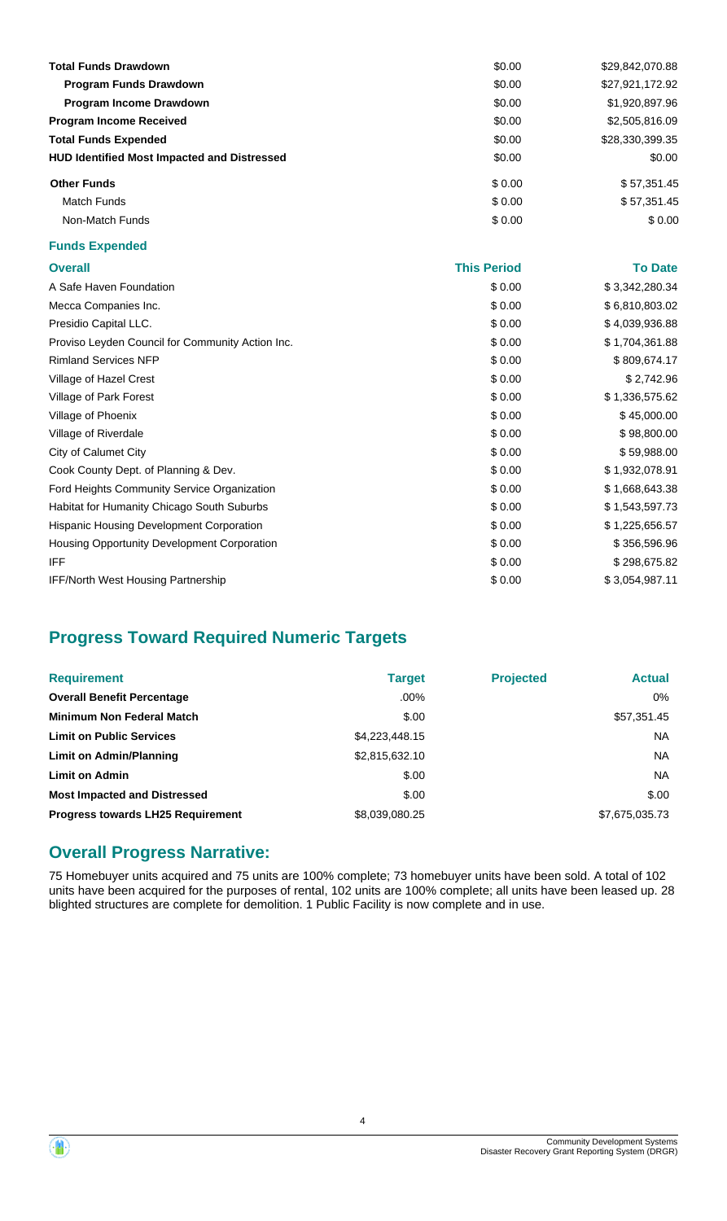| | | |
|---|---|---|
| **Total Funds Drawdown** | $0.00 | $29,842,070.88 |
| **Program Funds Drawdown** | $0.00 | $27,921,172.92 |
| **Program Income Drawdown** | $0.00 | $1,920,897.96 |
| **Program Income Received** | $0.00 | $2,505,816.09 |
| **Total Funds Expended** | $0.00 | $28,330,399.35 |
| **HUD Identified Most Impacted and Distressed** | $0.00 | $0.00 |
| **Other Funds** | $ 0.00 | $ 57,351.45 |
| Match Funds | $ 0.00 | $ 57,351.45 |
| Non-Match Funds | $ 0.00 | $ 0.00 |

**Funds Expended**

| **Overall** | **This Period** | **To Date** |
|---|---|---|
| A Safe Haven Foundation | $ 0.00 | $ 3,342,280.34 |
| Mecca Companies Inc. | $ 0.00 | $ 6,810,803.02 |
| Presidio Capital LLC. | $ 0.00 | $ 4,039,936.88 |
| Proviso Leyden Council for Community Action Inc. | $ 0.00 | $ 1,704,361.88 |
| Rimland Services NFP | $ 0.00 | $ 809,674.17 |
| Village of Hazel Crest | $ 0.00 | $ 2,742.96 |
| Village of Park Forest | $ 0.00 | $ 1,336,575.62 |
| Village of Phoenix | $ 0.00 | $ 45,000.00 |
| Village of Riverdale | $ 0.00 | $ 98,800.00 |
| City of Calumet City | $ 0.00 | $ 59,988.00 |
| Cook County Dept. of Planning & Dev. | $ 0.00 | $ 1,932,078.91 |
| Ford Heights Community Service Organization | $ 0.00 | $ 1,668,643.38 |
| Habitat for Humanity Chicago South Suburbs | $ 0.00 | $ 1,543,597.73 |
| Hispanic Housing Development Corporation | $ 0.00 | $ 1,225,656.57 |
| Housing Opportunity Development Corporation | $ 0.00 | $ 356,596.96 |
| IFF | $ 0.00 | $ 298,675.82 |
| IFF/North West Housing Partnership | $ 0.00 | $ 3,054,987.11 |

## Progress Toward Required Numeric Targets

| **Requirement** | **Target** | **Projected** | **Actual** |
|---|---|---|---|
| **Overall Benefit Percentage** | .00% | | 0% |
| **Minimum Non Federal Match** | $.00 | | $57,351.45 |
| **Limit on Public Services** | $4,223,448.15 | | NA |
| **Limit on Admin/Planning** | $2,815,632.10 | | NA |
| **Limit on Admin** | $.00 | | NA |
| **Most Impacted and Distressed** | $.00 | | $.00 |
| **Progress towards LH25 Requirement** | $8,039,080.25 | | $7,675,035.73 |

## Overall Progress Narrative:

75 Homebuyer units acquired and 75 units are 100% complete; 73 homebuyer units have been sold. A total of 102 units have been acquired for the purposes of rental, 102 units are 100% complete; all units have been leased up. 28 blighted structures are complete for demolition. 1 Public Facility is now complete and in use.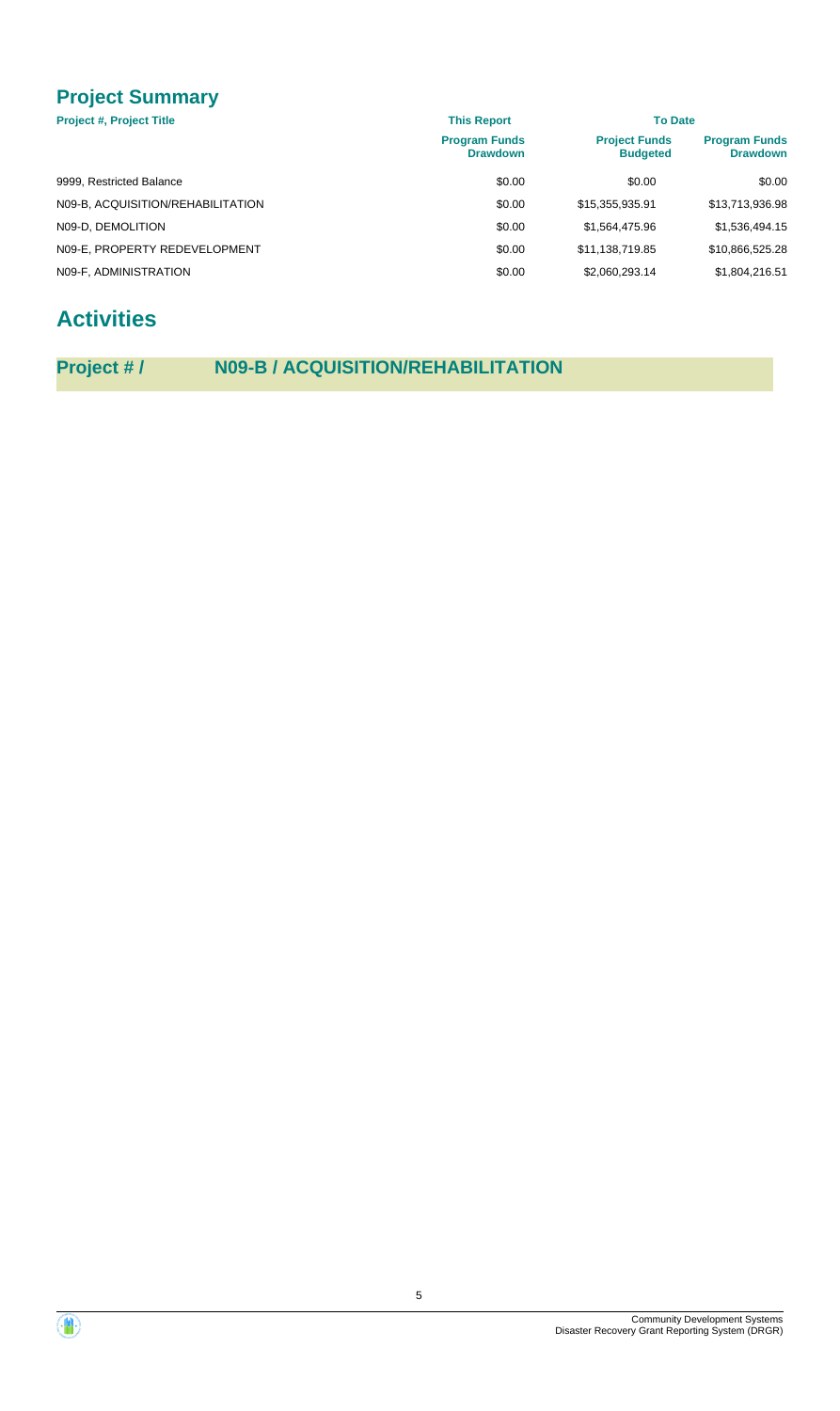## Project Summary

| Project #, Project Title | This Report | To Date | |
|---|---|---|---|
| | Program Funds Drawdown | Project Funds Budgeted | Program Funds Drawdown |
| 9999, Restricted Balance | $0.00 | $0.00 | $0.00 |
| N09-B, ACQUISITION/REHABILITATION | $0.00 | $15,355,935.91 | $13,713,936.98 |
| N09-D, DEMOLITION | $0.00 | $1,564,475.96 | $1,536,494.15 |
| N09-E, PROPERTY REDEVELOPMENT | $0.00 | $11,138,719.85 | $10,866,525.28 |
| N09-F, ADMINISTRATION | $0.00 | $2,060,293.14 | $1,804,216.51 |

# Activities

## Project # / N09-B / ACQUISITION/REHABILITATION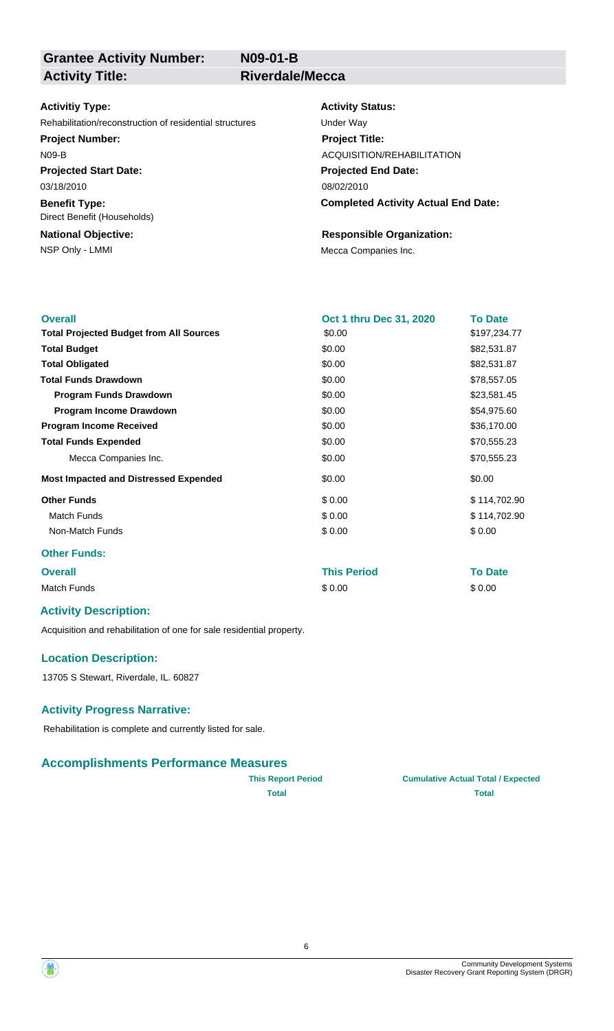| **Grantee Activity Number:** | **N09-01-B** |
| --- | --- |
| **Activity Title:** | **Riverdale/Mecca** |

**Activitiy Type:**
Rehabilitation/reconstruction of residential structures

**Activity Status:**
Under Way

**Project Number:**
N09-B

**Project Title:**
ACQUISITION/REHABILITATION

**Projected Start Date:**
03/18/2010

**Projected End Date:**
08/02/2010

**Benefit Type:**
Direct Benefit (Households)

**Completed Activity Actual End Date:**

**National Objective:**
NSP Only - LMMI

**Responsible Organization:**
Mecca Companies Inc.

| **Overall** | **Oct 1 thru Dec 31, 2020** | **To Date** |
| --- | --- | --- |
| **Total Projected Budget from All Sources** | \$0.00 | \$197,234.77 |
| **Total Budget** | \$0.00 | \$82,531.87 |
| **Total Obligated** | \$0.00 | \$82,531.87 |
| **Total Funds Drawdown** | \$0.00 | \$78,557.05 |
| **Program Funds Drawdown** | \$0.00 | \$23,581.45 |
| **Program Income Drawdown** | \$0.00 | \$54,975.60 |
| **Program Income Received** | \$0.00 | \$36,170.00 |
| **Total Funds Expended** | \$0.00 | \$70,555.23 |
| Mecca Companies Inc. | \$0.00 | \$70,555.23 |
| **Most Impacted and Distressed Expended** | \$0.00 | \$0.00 |
| **Other Funds** | \$ 0.00 | \$ 114,702.90 |
| Match Funds | \$ 0.00 | \$ 114,702.90 |
| Non-Match Funds | \$ 0.00 | \$ 0.00 |

### Other Funds:

| **Overall** | **This Period** | **To Date** |
| --- | --- | --- |
| Match Funds | \$ 0.00 | \$ 0.00 |

### Activity Description:

Acquisition and rehabilitation of one for sale residential property.

### Location Description:

13705 S Stewart, Riverdale, IL. 60827

### Activity Progress Narrative:

Rehabilitation is complete and currently listed for sale.

### Accomplishments Performance Measures

| | **This Report Period** | **Cumulative Actual Total / Expected** |
| --- | --- | --- |
| | **Total** | **Total** |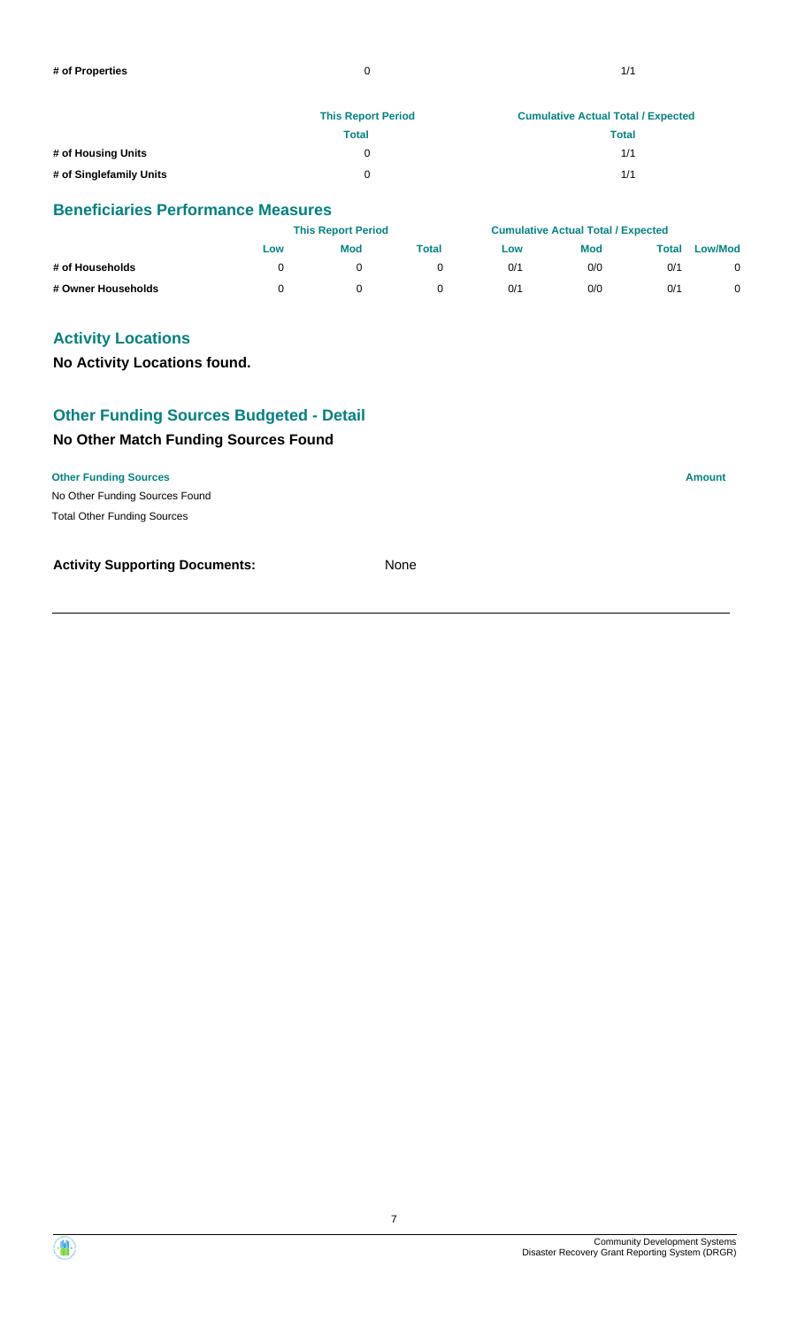| | This Report Period | Cumulative Actual Total / Expected |
|---|---|---|
| # of Properties | 0 | 1/1 |

| | This Report Period | Cumulative Actual Total / Expected |
|---|---|---|
| | Total | Total |
| # of Housing Units | 0 | 1/1 |
| # of Singlefamily Units | 0 | 1/1 |

## Beneficiaries Performance Measures

| | This Report Period | | | Cumulative Actual Total / Expected | | | |
|---|---|---|---|---|---|---|---|
| | Low | Mod | Total | Low | Mod | Total | Low/Mod |
| # of Households | 0 | 0 | 0 | 0/1 | 0/0 | 0/1 | 0 |
| # Owner Households | 0 | 0 | 0 | 0/1 | 0/0 | 0/1 | 0 |

## Activity Locations

**No Activity Locations found.**

## Other Funding Sources Budgeted - Detail

### No Other Match Funding Sources Found

| Other Funding Sources | Amount |
|---|---|
| No Other Funding Sources Found | |
| Total Other Funding Sources | |

**Activity Supporting Documents:** None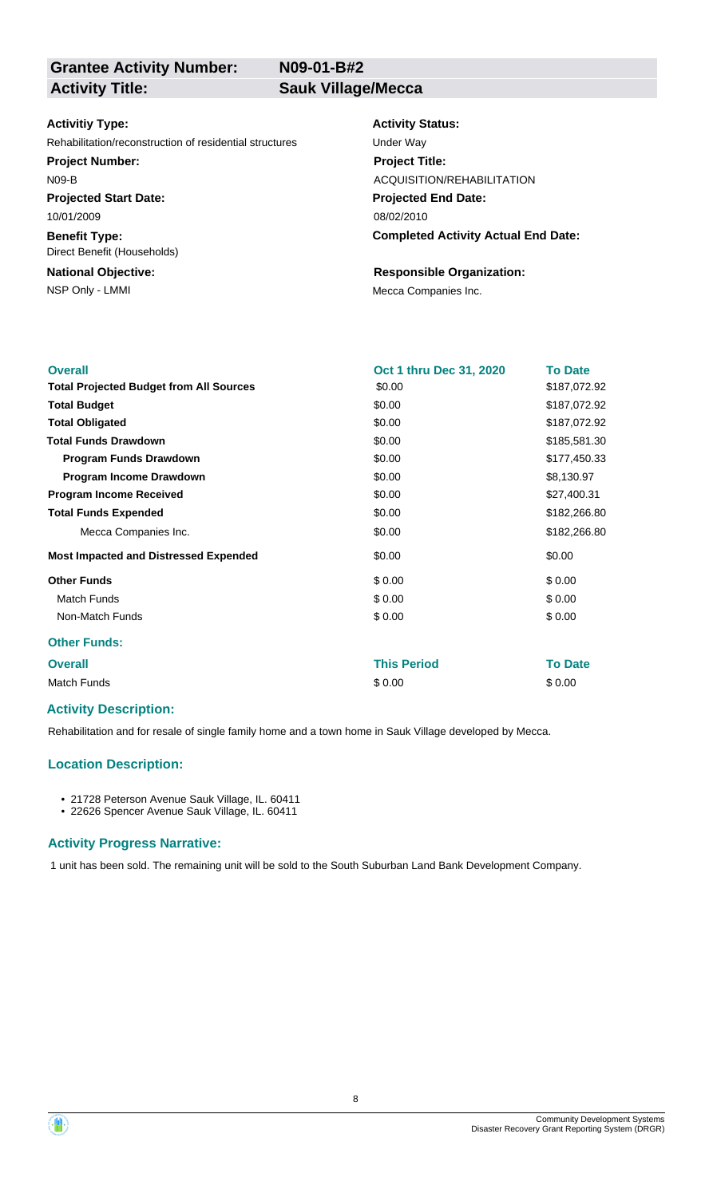| **Grantee Activity Number:** | **N09-01-B#2** |
|---|---|
| **Activity Title:** | **Sauk Village/Mecca** |

| | |
|---|---|
| **Activitiy Type:** | **Activity Status:** |
| Rehabilitation/reconstruction of residential structures | Under Way |
| **Project Number:** | **Project Title:** |
| N09-B | ACQUISITION/REHABILITATION |
| **Projected Start Date:** | **Projected End Date:** |
| 10/01/2009 | 08/02/2010 |
| **Benefit Type:** | **Completed Activity Actual End Date:** |
| Direct Benefit (Households) | |
| **National Objective:** | **Responsible Organization:** |
| NSP Only - LMMI | Mecca Companies Inc. |

| **Overall** | **Oct 1 thru Dec 31, 2020** | **To Date** |
|---|---|---|
| **Total Projected Budget from All Sources** | \$0.00 | \$187,072.92 |
| **Total Budget** | \$0.00 | \$187,072.92 |
| **Total Obligated** | \$0.00 | \$187,072.92 |
| **Total Funds Drawdown** | \$0.00 | \$185,581.30 |
| **Program Funds Drawdown** | \$0.00 | \$177,450.33 |
| **Program Income Drawdown** | \$0.00 | \$8,130.97 |
| **Program Income Received** | \$0.00 | \$27,400.31 |
| **Total Funds Expended** | \$0.00 | \$182,266.80 |
| Mecca Companies Inc. | \$0.00 | \$182,266.80 |
| **Most Impacted and Distressed Expended** | \$0.00 | \$0.00 |
| **Other Funds** | \$ 0.00 | \$ 0.00 |
| Match Funds | \$ 0.00 | \$ 0.00 |
| Non-Match Funds | \$ 0.00 | \$ 0.00 |

**Other Funds:**

| **Overall** | **This Period** | **To Date** |
|---|---|---|
| Match Funds | \$ 0.00 | \$ 0.00 |

### Activity Description:

Rehabilitation and for resale of single family home and a town home in Sauk Village developed by Mecca.

### Location Description:

- 21728 Peterson Avenue Sauk Village, IL. 60411
- 22626 Spencer Avenue Sauk Village, IL. 60411

### Activity Progress Narrative:

1 unit has been sold. The remaining unit will be sold to the South Suburban Land Bank Development Company.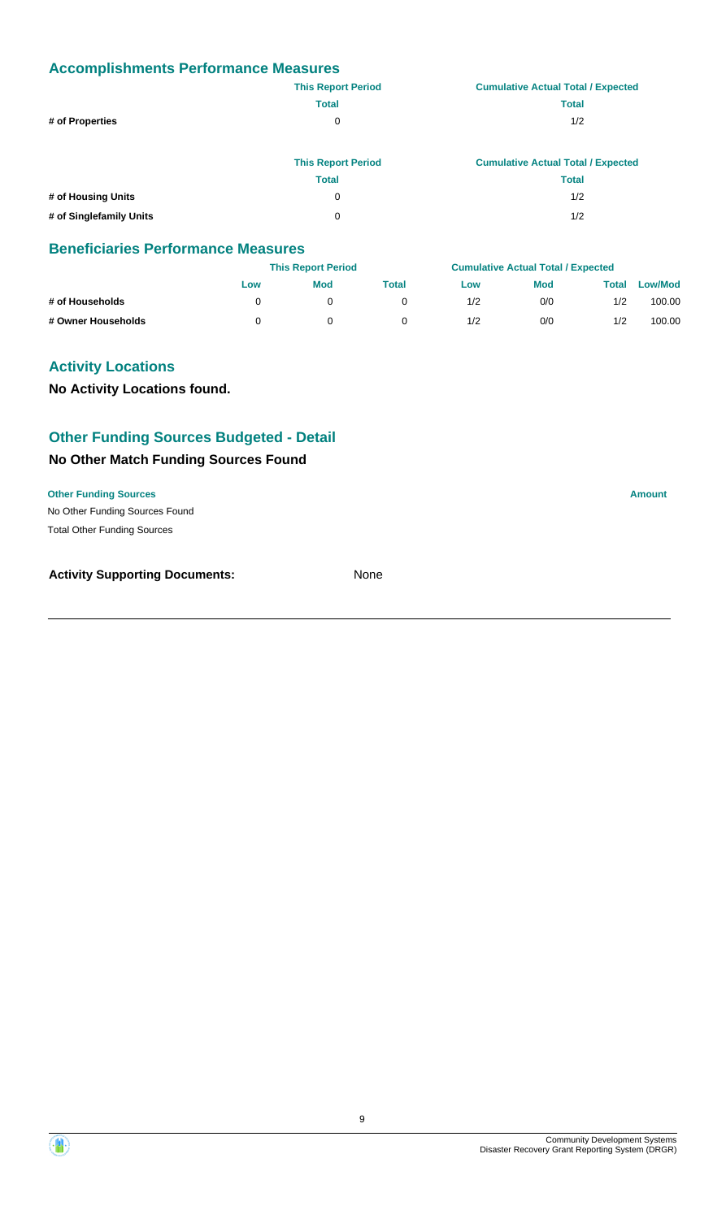## Accomplishments Performance Measures

| | This Report Period | Cumulative Actual Total / Expected |
|---|---|---|
| | Total | Total |
| # of Properties | 0 | 1/2 |

| | This Report Period | Cumulative Actual Total / Expected |
|---|---|---|
| | Total | Total |
| # of Housing Units | 0 | 1/2 |
| # of Singlefamily Units | 0 | 1/2 |

## Beneficiaries Performance Measures

| | This Report Period | | | Cumulative Actual Total / Expected | | | |
|---|---|---|---|---|---|---|---|
| | Low | Mod | Total | Low | Mod | Total | Low/Mod |
| # of Households | 0 | 0 | 0 | 1/2 | 0/0 | 1/2 | 100.00 |
| # Owner Households | 0 | 0 | 0 | 1/2 | 0/0 | 1/2 | 100.00 |

## Activity Locations

**No Activity Locations found.**

## Other Funding Sources Budgeted - Detail

### No Other Match Funding Sources Found

| Other Funding Sources | Amount |
|---|---|
| No Other Funding Sources Found | |
| Total Other Funding Sources | |

**Activity Supporting Documents:** None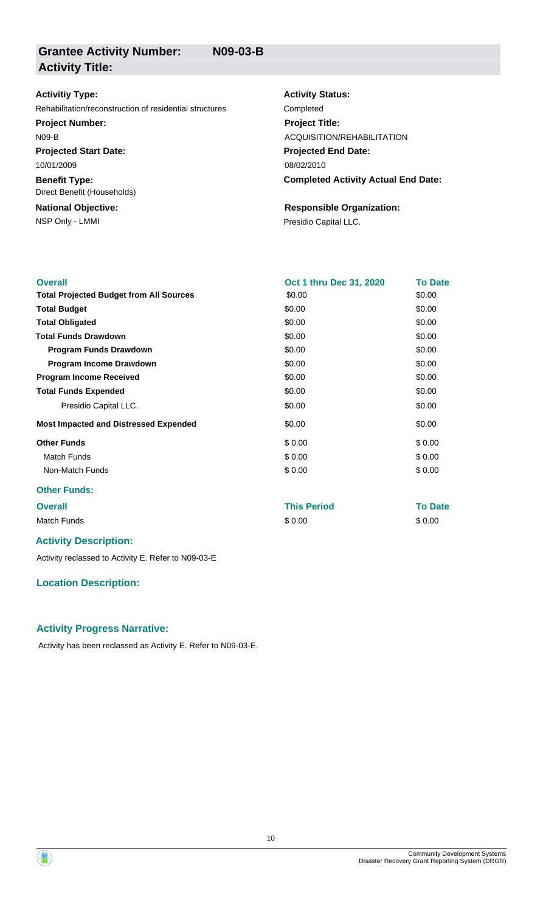## Grantee Activity Number: N09-03-B

## Activity Title:

**Activitiy Type:**
Rehabilitation/reconstruction of residential structures

**Activity Status:**
Completed

**Project Number:**
N09-B

**Project Title:**
ACQUISITION/REHABILITATION

**Projected Start Date:**
10/01/2009

**Projected End Date:**
08/02/2010

**Benefit Type:**
Direct Benefit (Households)

**Completed Activity Actual End Date:**

**National Objective:**
NSP Only - LMMI

**Responsible Organization:**
Presidio Capital LLC.

| Overall | Oct 1 thru Dec 31, 2020 | To Date |
|---|---|---|
| **Total Projected Budget from All Sources** | $0.00 | $0.00 |
| **Total Budget** | $0.00 | $0.00 |
| **Total Obligated** | $0.00 | $0.00 |
| **Total Funds Drawdown** | $0.00 | $0.00 |
| **Program Funds Drawdown** | $0.00 | $0.00 |
| **Program Income Drawdown** | $0.00 | $0.00 |
| **Program Income Received** | $0.00 | $0.00 |
| **Total Funds Expended** | $0.00 | $0.00 |
| Presidio Capital LLC. | $0.00 | $0.00 |
| **Most Impacted and Distressed Expended** | $0.00 | $0.00 |
| **Other Funds** | $ 0.00 | $ 0.00 |
| Match Funds | $ 0.00 | $ 0.00 |
| Non-Match Funds | $ 0.00 | $ 0.00 |

### Other Funds:

| Overall | This Period | To Date |
|---|---|---|
| Match Funds | $ 0.00 | $ 0.00 |

### Activity Description:

Activity reclassed to Activity E. Refer to N09-03-E

### Location Description:

### Activity Progress Narrative:

Activity has been reclassed as Activity E. Refer to N09-03-E.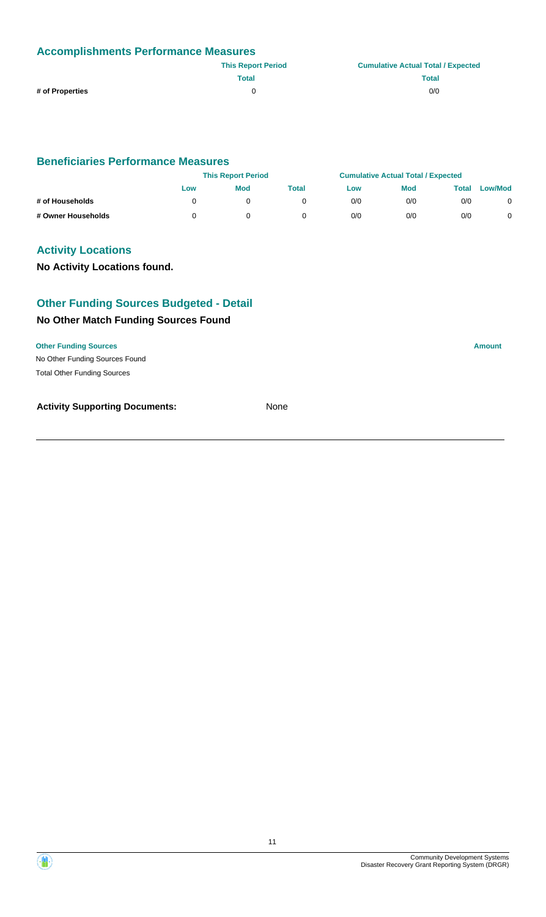## Accomplishments Performance Measures

| | This Report Period | Cumulative Actual Total / Expected |
|---|---|---|
| | Total | Total |
| # of Properties | 0 | 0/0 |

## Beneficiaries Performance Measures

| | This Report Period | | | Cumulative Actual Total / Expected | | | |
|---|---|---|---|---|---|---|---|
| | Low | Mod | Total | Low | Mod | Total | Low/Mod |
| # of Households | 0 | 0 | 0 | 0/0 | 0/0 | 0/0 | 0 |
| # Owner Households | 0 | 0 | 0 | 0/0 | 0/0 | 0/0 | 0 |

## Activity Locations

**No Activity Locations found.**

## Other Funding Sources Budgeted - Detail

### No Other Match Funding Sources Found

| Other Funding Sources | Amount |
|---|---|
| No Other Funding Sources Found | |
| Total Other Funding Sources | |

**Activity Supporting Documents:** None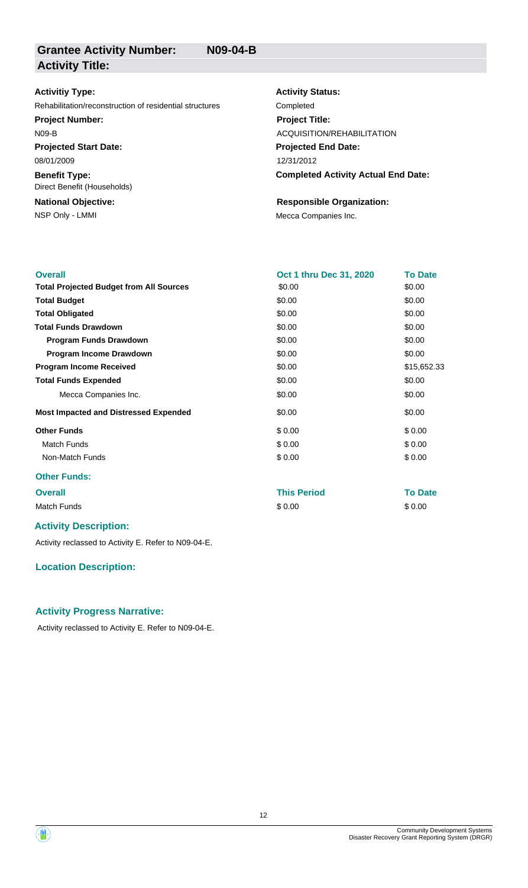## Grantee Activity Number: N09-04-B

## Activity Title:

**Activitiy Type:**
Rehabilitation/reconstruction of residential structures

**Activity Status:**
Completed

**Project Number:**
N09-B

**Project Title:**
ACQUISITION/REHABILITATION

**Projected Start Date:**
08/01/2009

**Projected End Date:**
12/31/2012

**Benefit Type:**
Direct Benefit (Households)

**Completed Activity Actual End Date:**

**National Objective:**
NSP Only - LMMI

**Responsible Organization:**
Mecca Companies Inc.

| Overall | Oct 1 thru Dec 31, 2020 | To Date |
|---|---|---|
| **Total Projected Budget from All Sources** | $0.00 | $0.00 |
| **Total Budget** | $0.00 | $0.00 |
| **Total Obligated** | $0.00 | $0.00 |
| **Total Funds Drawdown** | $0.00 | $0.00 |
| **Program Funds Drawdown** | $0.00 | $0.00 |
| **Program Income Drawdown** | $0.00 | $0.00 |
| **Program Income Received** | $0.00 | $15,652.33 |
| **Total Funds Expended** | $0.00 | $0.00 |
| Mecca Companies Inc. | $0.00 | $0.00 |
| **Most Impacted and Distressed Expended** | $0.00 | $0.00 |
| **Other Funds** | $ 0.00 | $ 0.00 |
| Match Funds | $ 0.00 | $ 0.00 |
| Non-Match Funds | $ 0.00 | $ 0.00 |

### Other Funds:

| Overall | This Period | To Date |
|---|---|---|
| Match Funds | $ 0.00 | $ 0.00 |

### Activity Description:

Activity reclassed to Activity E. Refer to N09-04-E.

### Location Description:

### Activity Progress Narrative:

Activity reclassed to Activity E. Refer to N09-04-E.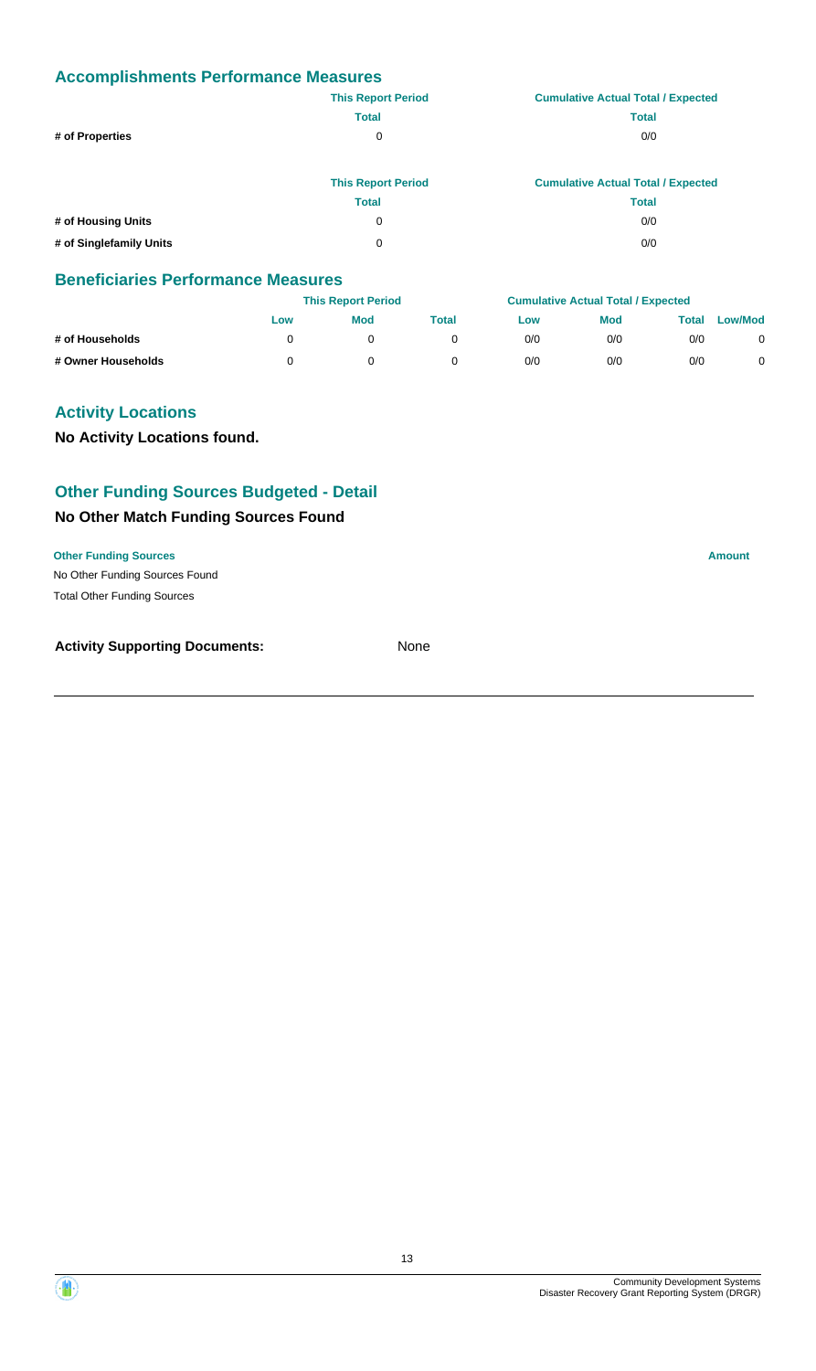## Accomplishments Performance Measures

| | This Report Period | Cumulative Actual Total / Expected |
|---|---|---|
| | Total | Total |
| # of Properties | 0 | 0/0 |

| | This Report Period | Cumulative Actual Total / Expected |
|---|---|---|
| | Total | Total |
| # of Housing Units | 0 | 0/0 |
| # of Singlefamily Units | 0 | 0/0 |

## Beneficiaries Performance Measures

| | This Report Period | | | Cumulative Actual Total / Expected | | | |
|---|---|---|---|---|---|---|---|
| | Low | Mod | Total | Low | Mod | Total | Low/Mod |
| # of Households | 0 | 0 | 0 | 0/0 | 0/0 | 0/0 | 0 |
| # Owner Households | 0 | 0 | 0 | 0/0 | 0/0 | 0/0 | 0 |

## Activity Locations

**No Activity Locations found.**

## Other Funding Sources Budgeted - Detail

### No Other Match Funding Sources Found

| Other Funding Sources | Amount |
|---|---|
| No Other Funding Sources Found | |
| Total Other Funding Sources | |

**Activity Supporting Documents:** None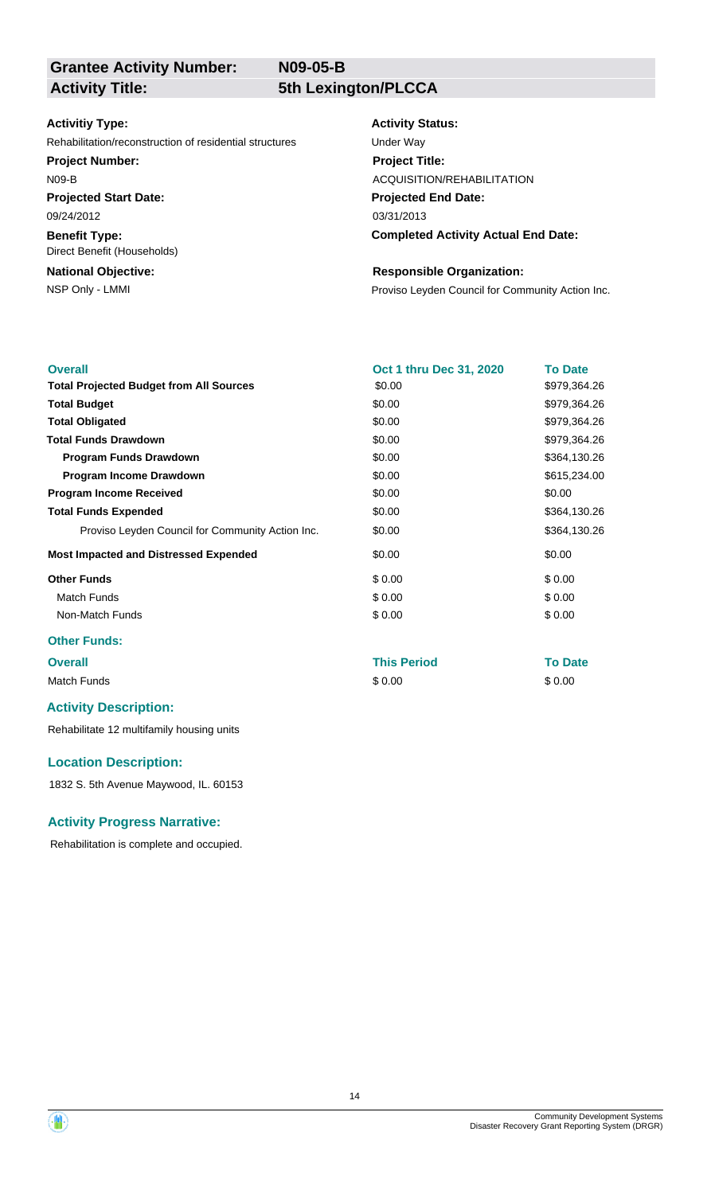| **Grantee Activity Number:** | **N09-05-B** |
|---|---|
| **Activity Title:** | **5th Lexington/PLCCA** |

**Activitiy Type:**
Rehabilitation/reconstruction of residential structures

**Activity Status:**
Under Way

**Project Number:**
N09-B

**Project Title:**
ACQUISITION/REHABILITATION

**Projected Start Date:**
09/24/2012

**Projected End Date:**
03/31/2013

**Benefit Type:**
Direct Benefit (Households)

**Completed Activity Actual End Date:**

**National Objective:**
NSP Only - LMMI

**Responsible Organization:**
Proviso Leyden Council for Community Action Inc.

| Overall | Oct 1 thru Dec 31, 2020 | To Date |
|---|---|---|
| **Total Projected Budget from All Sources** | $0.00 | $979,364.26 |
| **Total Budget** | $0.00 | $979,364.26 |
| **Total Obligated** | $0.00 | $979,364.26 |
| **Total Funds Drawdown** | $0.00 | $979,364.26 |
| **Program Funds Drawdown** | $0.00 | $364,130.26 |
| **Program Income Drawdown** | $0.00 | $615,234.00 |
| **Program Income Received** | $0.00 | $0.00 |
| **Total Funds Expended** | $0.00 | $364,130.26 |
| Proviso Leyden Council for Community Action Inc. | $0.00 | $364,130.26 |
| **Most Impacted and Distressed Expended** | $0.00 | $0.00 |
| **Other Funds** | $ 0.00 | $ 0.00 |
| Match Funds | $ 0.00 | $ 0.00 |
| Non-Match Funds | $ 0.00 | $ 0.00 |

**Other Funds:**

| Overall | This Period | To Date |
|---|---|---|
| Match Funds | $ 0.00 | $ 0.00 |

### Activity Description:

Rehabilitate 12 multifamily housing units

### Location Description:

1832 S. 5th Avenue Maywood, IL. 60153

### Activity Progress Narrative:

Rehabilitation is complete and occupied.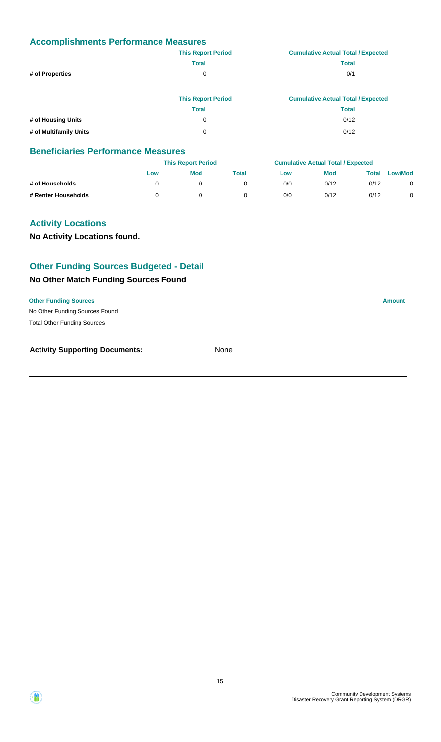## Accomplishments Performance Measures

| | This Report Period | Cumulative Actual Total / Expected |
|---|---|---|
| | Total | Total |
| # of Properties | 0 | 0/1 |

| | This Report Period | Cumulative Actual Total / Expected |
|---|---|---|
| | Total | Total |
| # of Housing Units | 0 | 0/12 |
| # of Multifamily Units | 0 | 0/12 |

## Beneficiaries Performance Measures

| | This Report Period | | | Cumulative Actual Total / Expected | | | |
|---|---|---|---|---|---|---|---|
| | Low | Mod | Total | Low | Mod | Total | Low/Mod |
| # of Households | 0 | 0 | 0 | 0/0 | 0/12 | 0/12 | 0 |
| # Renter Households | 0 | 0 | 0 | 0/0 | 0/12 | 0/12 | 0 |

## Activity Locations

**No Activity Locations found.**

## Other Funding Sources Budgeted - Detail

### No Other Match Funding Sources Found

| Other Funding Sources | Amount |
|---|---|
| No Other Funding Sources Found | |
| Total Other Funding Sources | |

**Activity Supporting Documents:** None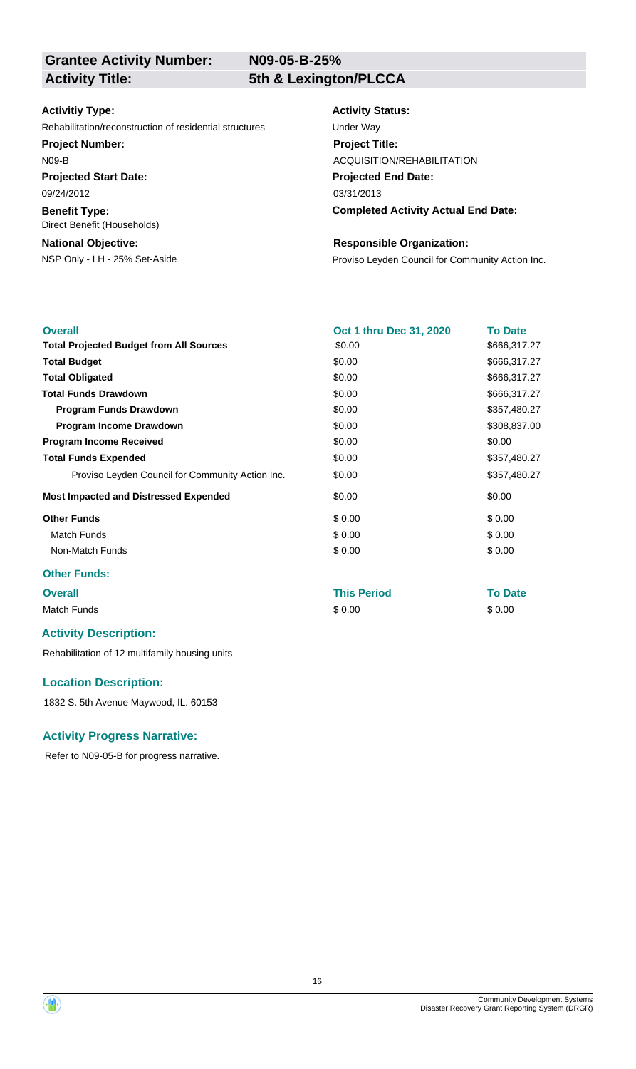**Grantee Activity Number:** N09-05-B-25%
**Activity Title:** 5th & Lexington/PLCCA

**Activitiy Type:**
Rehabilitation/reconstruction of residential structures

**Activity Status:**
Under Way

**Project Number:**
N09-B

**Project Title:**
ACQUISITION/REHABILITATION

**Projected Start Date:**
09/24/2012

**Projected End Date:**
03/31/2013

**Benefit Type:**
Direct Benefit (Households)

**Completed Activity Actual End Date:**

**National Objective:**
NSP Only - LH - 25% Set-Aside

**Responsible Organization:**
Proviso Leyden Council for Community Action Inc.

| Overall | Oct 1 thru Dec 31, 2020 | To Date |
|---|---|---|
| **Total Projected Budget from All Sources** | \$0.00 | \$666,317.27 |
| **Total Budget** | \$0.00 | \$666,317.27 |
| **Total Obligated** | \$0.00 | \$666,317.27 |
| **Total Funds Drawdown** | \$0.00 | \$666,317.27 |
| **Program Funds Drawdown** | \$0.00 | \$357,480.27 |
| **Program Income Drawdown** | \$0.00 | \$308,837.00 |
| **Program Income Received** | \$0.00 | \$0.00 |
| **Total Funds Expended** | \$0.00 | \$357,480.27 |
| Proviso Leyden Council for Community Action Inc. | \$0.00 | \$357,480.27 |
| **Most Impacted and Distressed Expended** | \$0.00 | \$0.00 |
| **Other Funds** | \$ 0.00 | \$ 0.00 |
| Match Funds | \$ 0.00 | \$ 0.00 |
| Non-Match Funds | \$ 0.00 | \$ 0.00 |

### Other Funds:

| Overall | This Period | To Date |
|---|---|---|
| Match Funds | \$ 0.00 | \$ 0.00 |

### Activity Description:

Rehabilitation of 12 multifamily housing units

### Location Description:

1832 S. 5th Avenue Maywood, IL. 60153

### Activity Progress Narrative:

Refer to N09-05-B for progress narrative.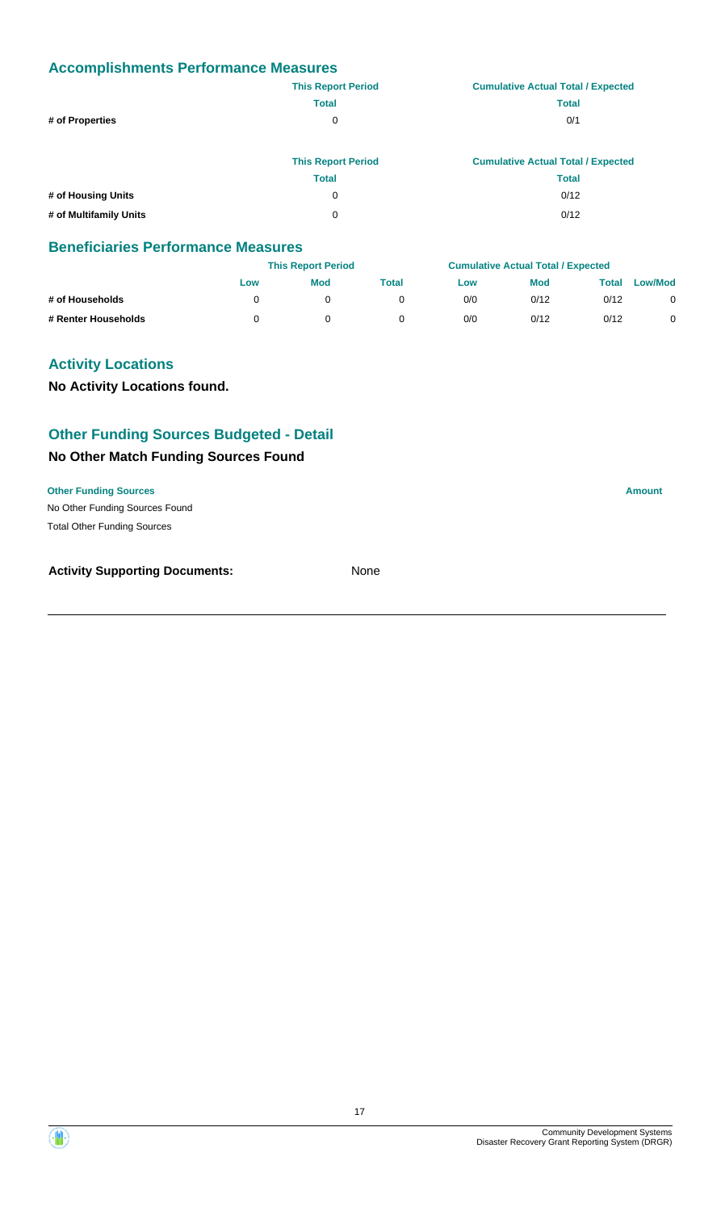## Accomplishments Performance Measures

| | This Report Period | Cumulative Actual Total / Expected |
|---|---|---|
| | Total | Total |
| # of Properties | 0 | 0/1 |

| | This Report Period | Cumulative Actual Total / Expected |
|---|---|---|
| | Total | Total |
| # of Housing Units | 0 | 0/12 |
| # of Multifamily Units | 0 | 0/12 |

## Beneficiaries Performance Measures

| | This Report Period | | | Cumulative Actual Total / Expected | | | |
|---|---|---|---|---|---|---|---|
| | Low | Mod | Total | Low | Mod | Total | Low/Mod |
| # of Households | 0 | 0 | 0 | 0/0 | 0/12 | 0/12 | 0 |
| # Renter Households | 0 | 0 | 0 | 0/0 | 0/12 | 0/12 | 0 |

## Activity Locations

**No Activity Locations found.**

## Other Funding Sources Budgeted - Detail

### No Other Match Funding Sources Found

| Other Funding Sources | Amount |
|---|---|
| No Other Funding Sources Found | |
| Total Other Funding Sources | |

**Activity Supporting Documents:** None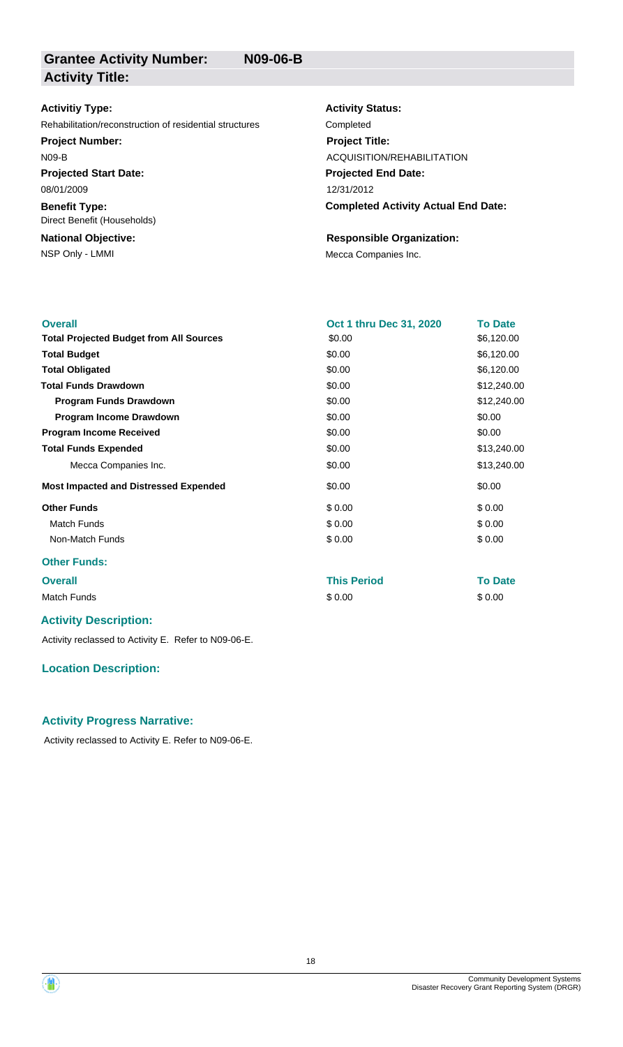## Grantee Activity Number: N09-06-B

## Activity Title:

**Activitiy Type:**
Rehabilitation/reconstruction of residential structures

**Activity Status:**
Completed

**Project Number:**
N09-B

**Project Title:**
ACQUISITION/REHABILITATION

**Projected Start Date:**
08/01/2009

**Projected End Date:**
12/31/2012

**Benefit Type:**
Direct Benefit (Households)

**Completed Activity Actual End Date:**

**National Objective:**
NSP Only - LMMI

**Responsible Organization:**
Mecca Companies Inc.

| Overall | Oct 1 thru Dec 31, 2020 | To Date |
|---|---|---|
| **Total Projected Budget from All Sources** | $0.00 | $6,120.00 |
| **Total Budget** | $0.00 | $6,120.00 |
| **Total Obligated** | $0.00 | $6,120.00 |
| **Total Funds Drawdown** | $0.00 | $12,240.00 |
| **Program Funds Drawdown** | $0.00 | $12,240.00 |
| **Program Income Drawdown** | $0.00 | $0.00 |
| **Program Income Received** | $0.00 | $0.00 |
| **Total Funds Expended** | $0.00 | $13,240.00 |
| Mecca Companies Inc. | $0.00 | $13,240.00 |
| **Most Impacted and Distressed Expended** | $0.00 | $0.00 |
| **Other Funds** | $ 0.00 | $ 0.00 |
| Match Funds | $ 0.00 | $ 0.00 |
| Non-Match Funds | $ 0.00 | $ 0.00 |

### Other Funds:

| Overall | This Period | To Date |
|---|---|---|
| Match Funds | $ 0.00 | $ 0.00 |

### Activity Description:

Activity reclassed to Activity E. Refer to N09-06-E.

### Location Description:

### Activity Progress Narrative:

Activity reclassed to Activity E. Refer to N09-06-E.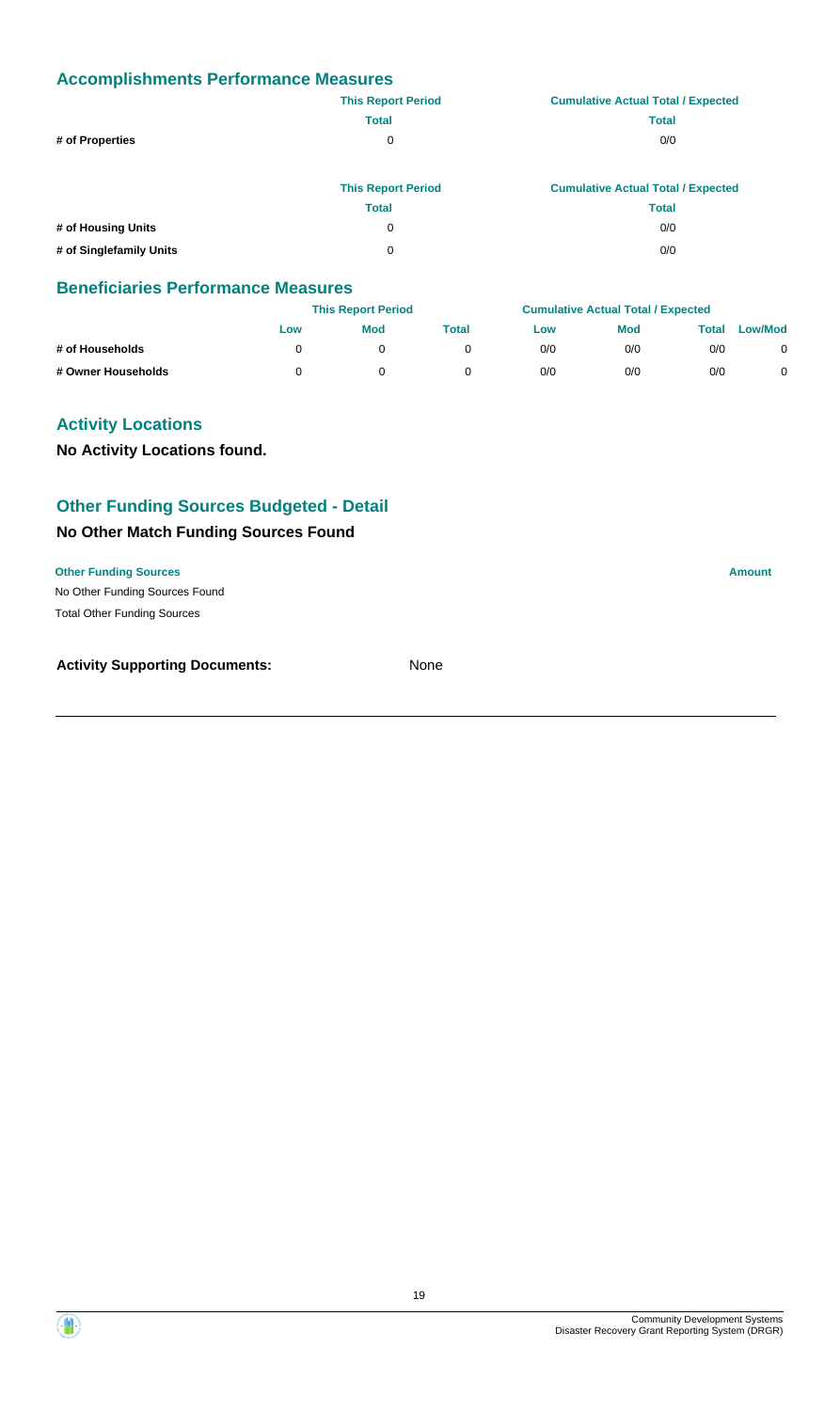## Accomplishments Performance Measures

| | This Report Period | Cumulative Actual Total / Expected |
|---|---|---|
| | Total | Total |
| # of Properties | 0 | 0/0 |

| | This Report Period | Cumulative Actual Total / Expected |
|---|---|---|
| | Total | Total |
| # of Housing Units | 0 | 0/0 |
| # of Singlefamily Units | 0 | 0/0 |

## Beneficiaries Performance Measures

| | This Report Period | | | Cumulative Actual Total / Expected | | | |
|---|---|---|---|---|---|---|---|
| | Low | Mod | Total | Low | Mod | Total | Low/Mod |
| # of Households | 0 | 0 | 0 | 0/0 | 0/0 | 0/0 | 0 |
| # Owner Households | 0 | 0 | 0 | 0/0 | 0/0 | 0/0 | 0 |

## Activity Locations

**No Activity Locations found.**

## Other Funding Sources Budgeted - Detail

### No Other Match Funding Sources Found

| Other Funding Sources | Amount |
|---|---|
| No Other Funding Sources Found | |
| Total Other Funding Sources | |

**Activity Supporting Documents:** None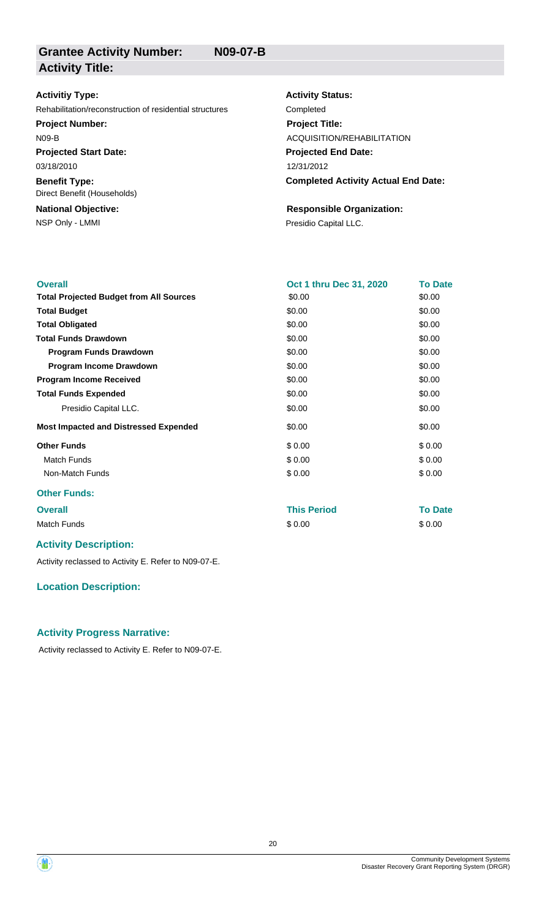## Grantee Activity Number: N09-07-B

## Activity Title:

**Activitiy Type:**
Rehabilitation/reconstruction of residential structures

**Project Number:**
N09-B

**Projected Start Date:**
03/18/2010

**Benefit Type:**
Direct Benefit (Households)

**National Objective:**
NSP Only - LMMI

**Activity Status:**
Completed

**Project Title:**
ACQUISITION/REHABILITATION

**Projected End Date:**
12/31/2012

**Completed Activity Actual End Date:**

**Responsible Organization:**
Presidio Capital LLC.

| Overall | Oct 1 thru Dec 31, 2020 | To Date |
| --- | --- | --- |
| **Total Projected Budget from All Sources** | $0.00 | $0.00 |
| **Total Budget** | $0.00 | $0.00 |
| **Total Obligated** | $0.00 | $0.00 |
| **Total Funds Drawdown** | $0.00 | $0.00 |
| **Program Funds Drawdown** | $0.00 | $0.00 |
| **Program Income Drawdown** | $0.00 | $0.00 |
| **Program Income Received** | $0.00 | $0.00 |
| **Total Funds Expended** | $0.00 | $0.00 |
| Presidio Capital LLC. | $0.00 | $0.00 |
| **Most Impacted and Distressed Expended** | $0.00 | $0.00 |
| **Other Funds** | $ 0.00 | $ 0.00 |
| Match Funds | $ 0.00 | $ 0.00 |
| Non-Match Funds | $ 0.00 | $ 0.00 |

**Other Funds:**

| Overall | This Period | To Date |
| --- | --- | --- |
| Match Funds | $ 0.00 | $ 0.00 |

### Activity Description:

Activity reclassed to Activity E. Refer to N09-07-E.

### Location Description:

### Activity Progress Narrative:

Activity reclassed to Activity E. Refer to N09-07-E.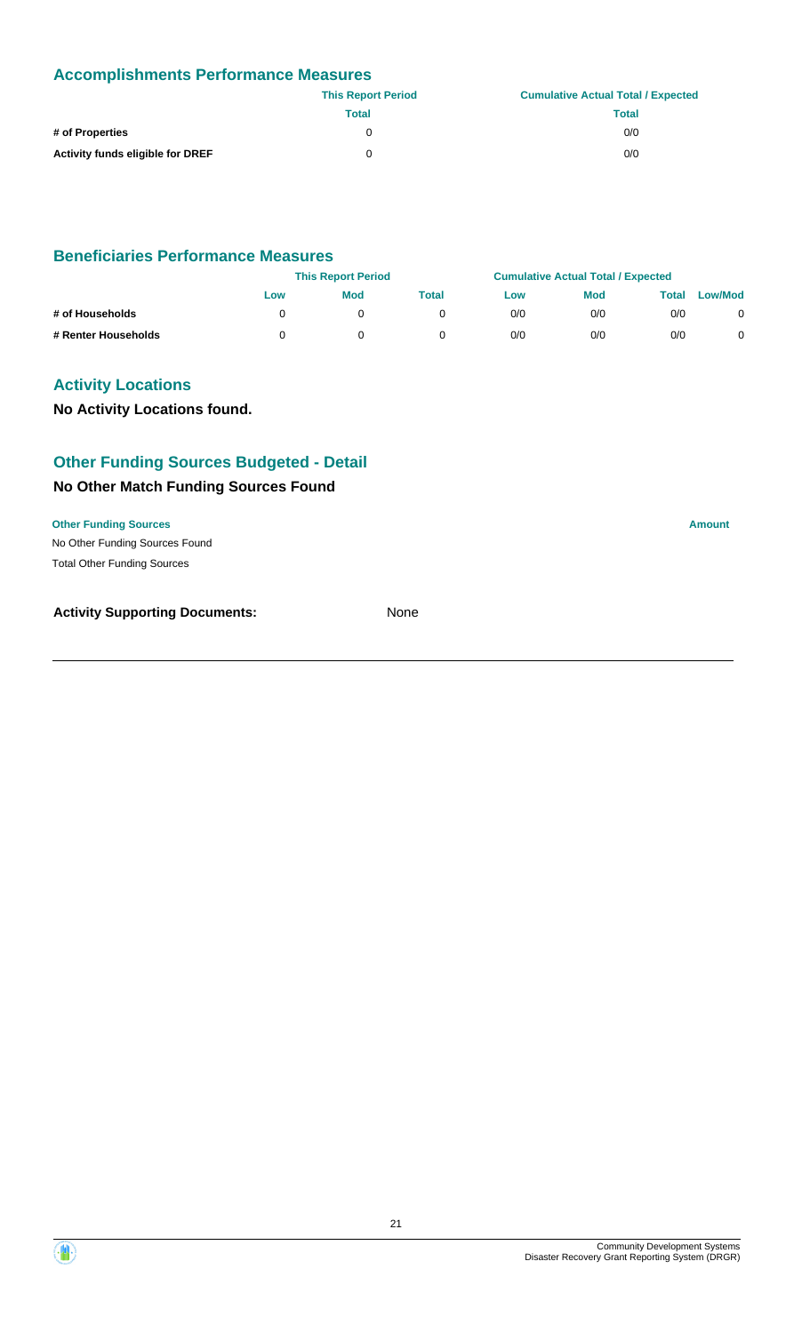## Accomplishments Performance Measures

| | This Report Period | Cumulative Actual Total / Expected |
|---|---|---|
| | Total | Total |
| # of Properties | 0 | 0/0 |
| Activity funds eligible for DREF | 0 | 0/0 |

## Beneficiaries Performance Measures

| | This Report Period | | | Cumulative Actual Total / Expected | | | |
|---|---|---|---|---|---|---|---|
| | Low | Mod | Total | Low | Mod | Total | Low/Mod |
| # of Households | 0 | 0 | 0 | 0/0 | 0/0 | 0/0 | 0 |
| # Renter Households | 0 | 0 | 0 | 0/0 | 0/0 | 0/0 | 0 |

## Activity Locations

**No Activity Locations found.**

## Other Funding Sources Budgeted - Detail

### No Other Match Funding Sources Found

| Other Funding Sources | Amount |
|---|---|
| No Other Funding Sources Found | |
| Total Other Funding Sources | |

**Activity Supporting Documents:** None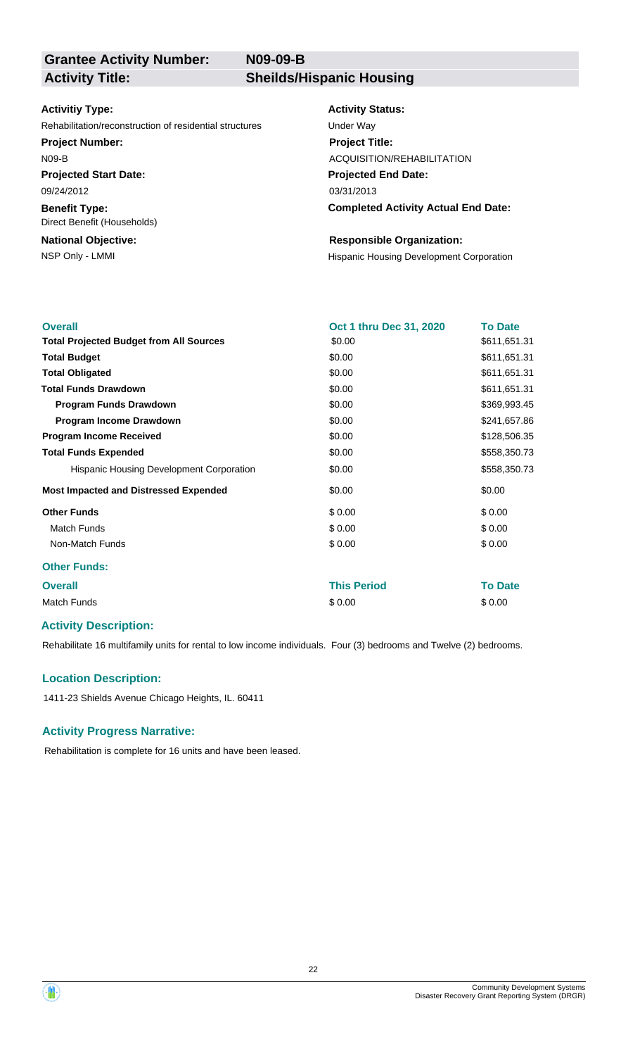**Grantee Activity Number:** N09-09-B

**Activity Title:** Sheilds/Hispanic Housing

**Activitiy Type:**
Rehabilitation/reconstruction of residential structures

**Activity Status:**
Under Way

**Project Number:**
N09-B

**Project Title:**
ACQUISITION/REHABILITATION

**Projected Start Date:**
09/24/2012

**Projected End Date:**
03/31/2013

**Benefit Type:**
Direct Benefit (Households)

**Completed Activity Actual End Date:**

**National Objective:**
NSP Only - LMMI

**Responsible Organization:**
Hispanic Housing Development Corporation

| Overall | Oct 1 thru Dec 31, 2020 | To Date |
|---|---|---|
| **Total Projected Budget from All Sources** | $0.00 | $611,651.31 |
| **Total Budget** | $0.00 | $611,651.31 |
| **Total Obligated** | $0.00 | $611,651.31 |
| **Total Funds Drawdown** | $0.00 | $611,651.31 |
| **Program Funds Drawdown** | $0.00 | $369,993.45 |
| **Program Income Drawdown** | $0.00 | $241,657.86 |
| **Program Income Received** | $0.00 | $128,506.35 |
| **Total Funds Expended** | $0.00 | $558,350.73 |
| Hispanic Housing Development Corporation | $0.00 | $558,350.73 |
| **Most Impacted and Distressed Expended** | $0.00 | $0.00 |
| **Other Funds** | $ 0.00 | $ 0.00 |
| Match Funds | $ 0.00 | $ 0.00 |
| Non-Match Funds | $ 0.00 | $ 0.00 |

**Other Funds:**

| Overall | This Period | To Date |
|---|---|---|
| Match Funds | $ 0.00 | $ 0.00 |

### Activity Description:

Rehabilitate 16 multifamily units for rental to low income individuals. Four (3) bedrooms and Twelve (2) bedrooms.

### Location Description:

1411-23 Shields Avenue Chicago Heights, IL. 60411

### Activity Progress Narrative:

Rehabilitation is complete for 16 units and have been leased.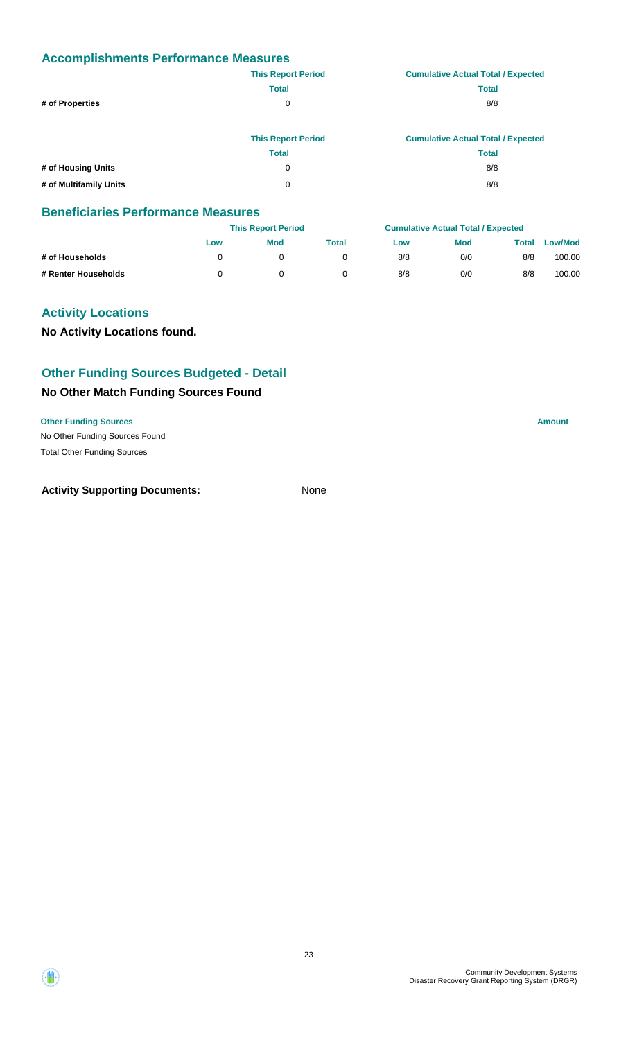## Accomplishments Performance Measures

| | This Report Period | Cumulative Actual Total / Expected |
|---|---|---|
| | Total | Total |
| # of Properties | 0 | 8/8 |

| | This Report Period | Cumulative Actual Total / Expected |
|---|---|---|
| | Total | Total |
| # of Housing Units | 0 | 8/8 |
| # of Multifamily Units | 0 | 8/8 |

## Beneficiaries Performance Measures

| | This Report Period | | | Cumulative Actual Total / Expected | | | |
|---|---|---|---|---|---|---|---|
| | Low | Mod | Total | Low | Mod | Total | Low/Mod |
| # of Households | 0 | 0 | 0 | 8/8 | 0/0 | 8/8 | 100.00 |
| # Renter Households | 0 | 0 | 0 | 8/8 | 0/0 | 8/8 | 100.00 |

## Activity Locations

**No Activity Locations found.**

## Other Funding Sources Budgeted - Detail

### No Other Match Funding Sources Found

| Other Funding Sources | Amount |
|---|---|
| No Other Funding Sources Found | |
| Total Other Funding Sources | |

**Activity Supporting Documents:** None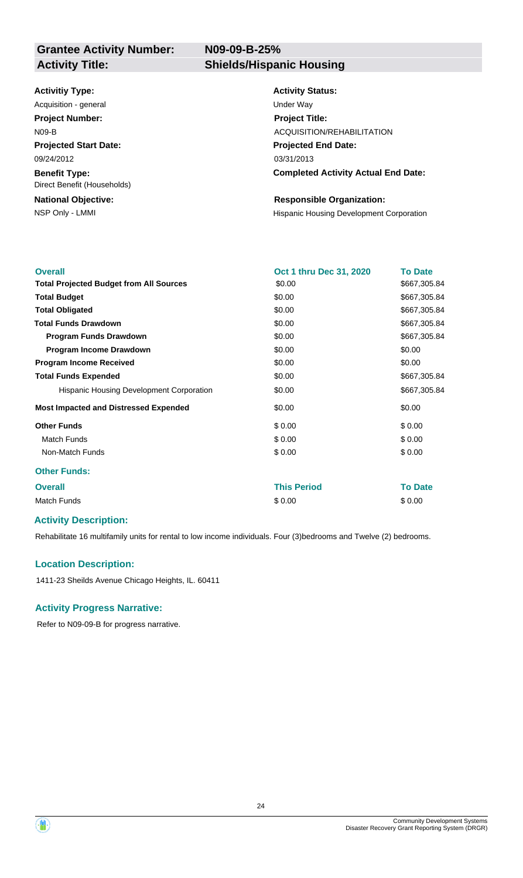| **Grantee Activity Number:** | **N09-09-B-25%** |
|---|---|
| **Activity Title:** | **Shields/Hispanic Housing** |

**Activitiy Type:**
Acquisition - general

**Activity Status:**
Under Way

**Project Number:**
N09-B

**Project Title:**
ACQUISITION/REHABILITATION

**Projected Start Date:**
09/24/2012

**Projected End Date:**
03/31/2013

**Benefit Type:**
Direct Benefit (Households)

**Completed Activity Actual End Date:**

**National Objective:**
NSP Only - LMMI

**Responsible Organization:**
Hispanic Housing Development Corporation

| Overall | Oct 1 thru Dec 31, 2020 | To Date |
|---|---|---|
| **Total Projected Budget from All Sources** | $0.00 | $667,305.84 |
| **Total Budget** | $0.00 | $667,305.84 |
| **Total Obligated** | $0.00 | $667,305.84 |
| **Total Funds Drawdown** | $0.00 | $667,305.84 |
| **Program Funds Drawdown** | $0.00 | $667,305.84 |
| **Program Income Drawdown** | $0.00 | $0.00 |
| **Program Income Received** | $0.00 | $0.00 |
| **Total Funds Expended** | $0.00 | $667,305.84 |
| Hispanic Housing Development Corporation | $0.00 | $667,305.84 |
| **Most Impacted and Distressed Expended** | $0.00 | $0.00 |
| **Other Funds** | $ 0.00 | $ 0.00 |
| Match Funds | $ 0.00 | $ 0.00 |
| Non-Match Funds | $ 0.00 | $ 0.00 |

**Other Funds:**

| Overall | This Period | To Date |
|---|---|---|
| Match Funds | $ 0.00 | $ 0.00 |

### Activity Description:

Rehabilitate 16 multifamily units for rental to low income individuals. Four (3)bedrooms and Twelve (2) bedrooms.

### Location Description:

1411-23 Sheilds Avenue Chicago Heights, IL. 60411

### Activity Progress Narrative:

Refer to N09-09-B for progress narrative.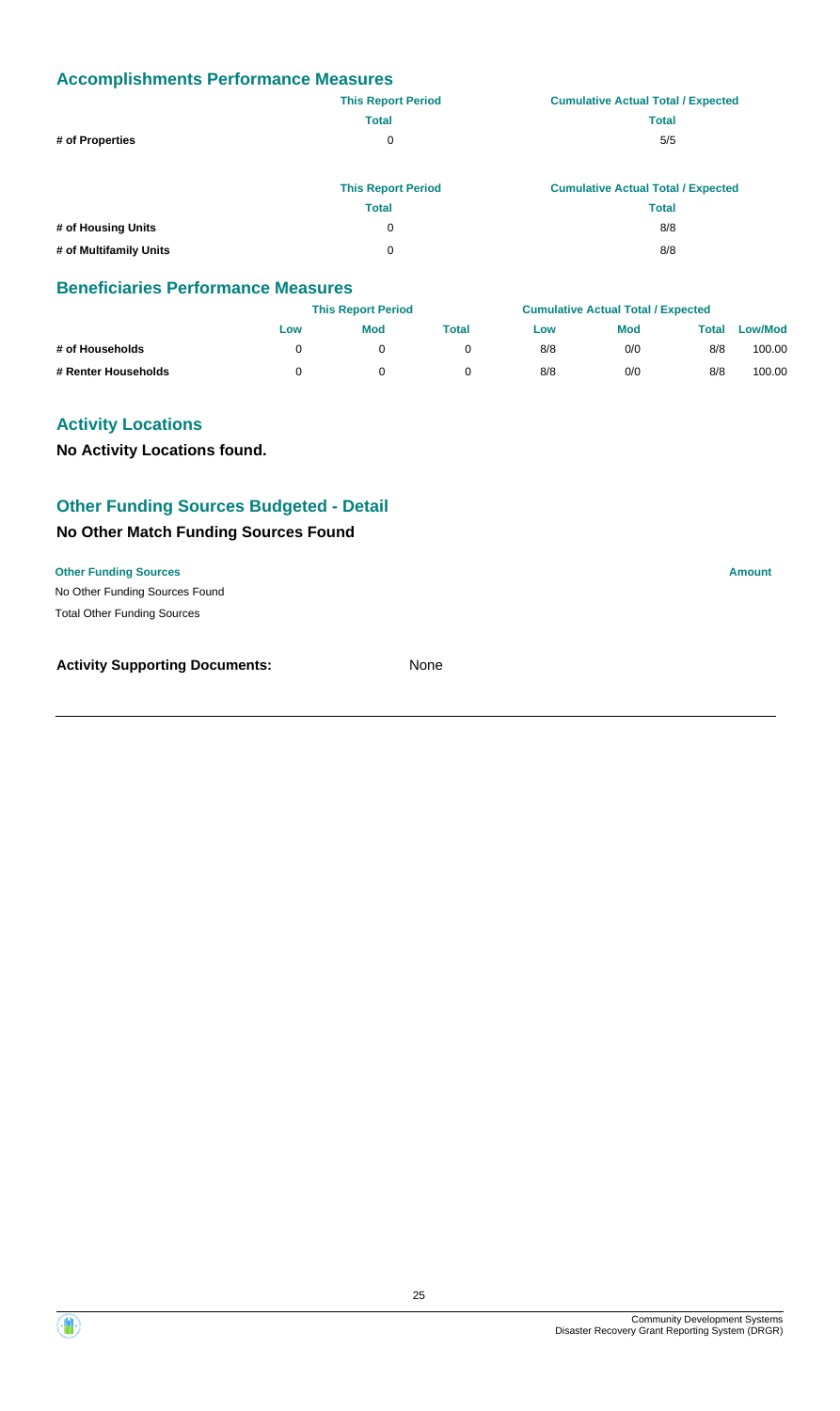## Accomplishments Performance Measures

| | This Report Period | Cumulative Actual Total / Expected |
|---|---|---|
| | Total | Total |
| # of Properties | 0 | 5/5 |

| | This Report Period | Cumulative Actual Total / Expected |
|---|---|---|
| | Total | Total |
| # of Housing Units | 0 | 8/8 |
| # of Multifamily Units | 0 | 8/8 |

## Beneficiaries Performance Measures

| | This Report Period | | | Cumulative Actual Total / Expected | | | |
|---|---|---|---|---|---|---|---|
| | Low | Mod | Total | Low | Mod | Total | Low/Mod |
| # of Households | 0 | 0 | 0 | 8/8 | 0/0 | 8/8 | 100.00 |
| # Renter Households | 0 | 0 | 0 | 8/8 | 0/0 | 8/8 | 100.00 |

## Activity Locations

**No Activity Locations found.**

## Other Funding Sources Budgeted - Detail

### No Other Match Funding Sources Found

| Other Funding Sources | Amount |
|---|---|
| No Other Funding Sources Found | |
| Total Other Funding Sources | |

**Activity Supporting Documents:** None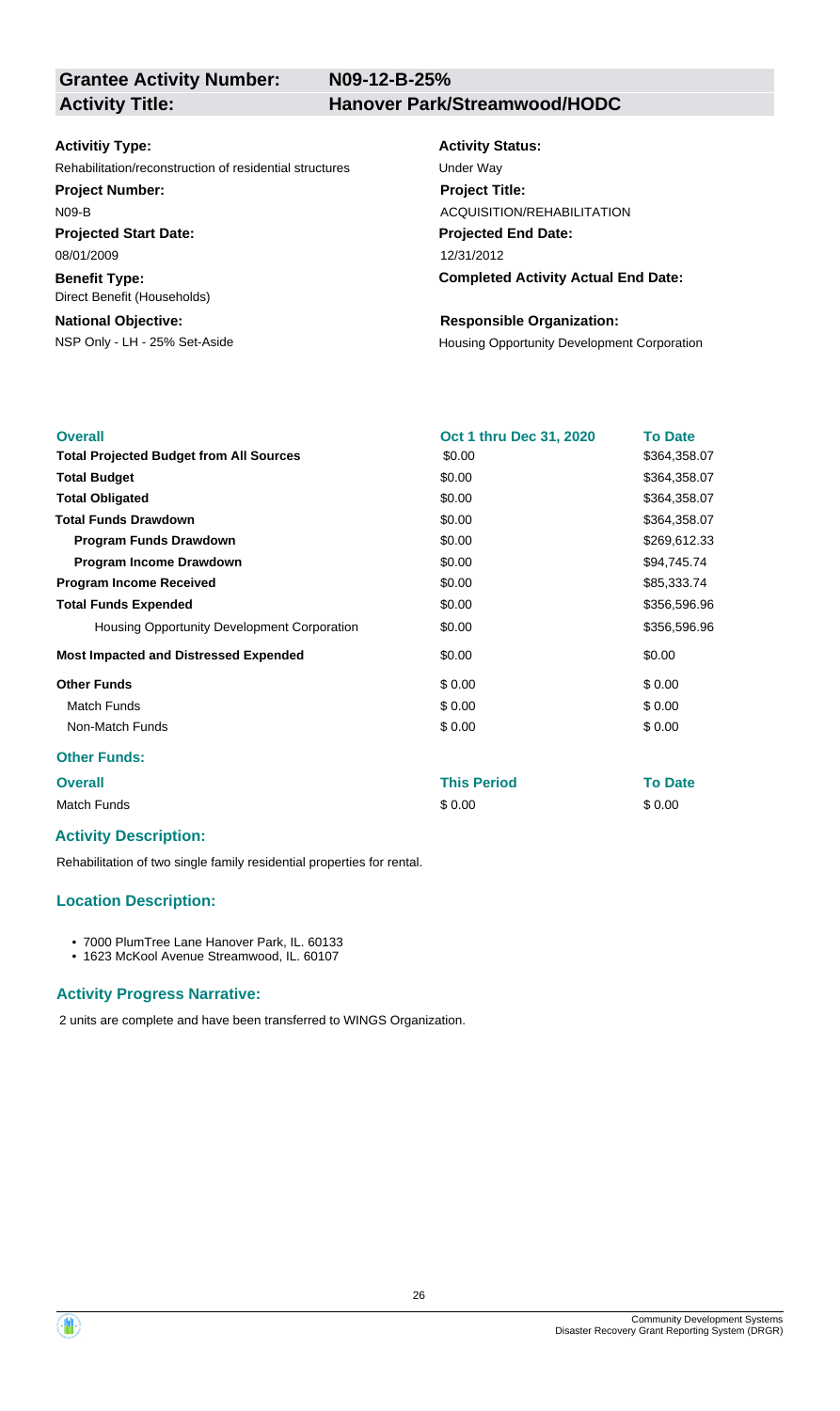| **Grantee Activity Number:** | **N09-12-B-25%** |
|---|---|
| **Activity Title:** | **Hanover Park/Streamwood/HODC** |

**Activitiy Type:**
Rehabilitation/reconstruction of residential structures

**Activity Status:**
Under Way

**Project Number:**
N09-B

**Project Title:**
ACQUISITION/REHABILITATION

**Projected Start Date:**
08/01/2009

**Projected End Date:**
12/31/2012

**Benefit Type:**
Direct Benefit (Households)

**Completed Activity Actual End Date:**

**National Objective:**
NSP Only - LH - 25% Set-Aside

**Responsible Organization:**
Housing Opportunity Development Corporation

| **Overall** | **Oct 1 thru Dec 31, 2020** | **To Date** |
|---|---|---|
| **Total Projected Budget from All Sources** | \$0.00 | \$364,358.07 |
| **Total Budget** | \$0.00 | \$364,358.07 |
| **Total Obligated** | \$0.00 | \$364,358.07 |
| **Total Funds Drawdown** | \$0.00 | \$364,358.07 |
| **Program Funds Drawdown** | \$0.00 | \$269,612.33 |
| **Program Income Drawdown** | \$0.00 | \$94,745.74 |
| **Program Income Received** | \$0.00 | \$85,333.74 |
| **Total Funds Expended** | \$0.00 | \$356,596.96 |
| Housing Opportunity Development Corporation | \$0.00 | \$356,596.96 |
| **Most Impacted and Distressed Expended** | \$0.00 | \$0.00 |
| **Other Funds** | \$ 0.00 | \$ 0.00 |
| Match Funds | \$ 0.00 | \$ 0.00 |
| Non-Match Funds | \$ 0.00 | \$ 0.00 |

**Other Funds:**

| **Overall** | **This Period** | **To Date** |
|---|---|---|
| Match Funds | \$ 0.00 | \$ 0.00 |

### Activity Description:

Rehabilitation of two single family residential properties for rental.

### Location Description:

- 7000 PlumTree Lane Hanover Park, IL. 60133
- 1623 McKool Avenue Streamwood, IL. 60107

### Activity Progress Narrative:

2 units are complete and have been transferred to WINGS Organization.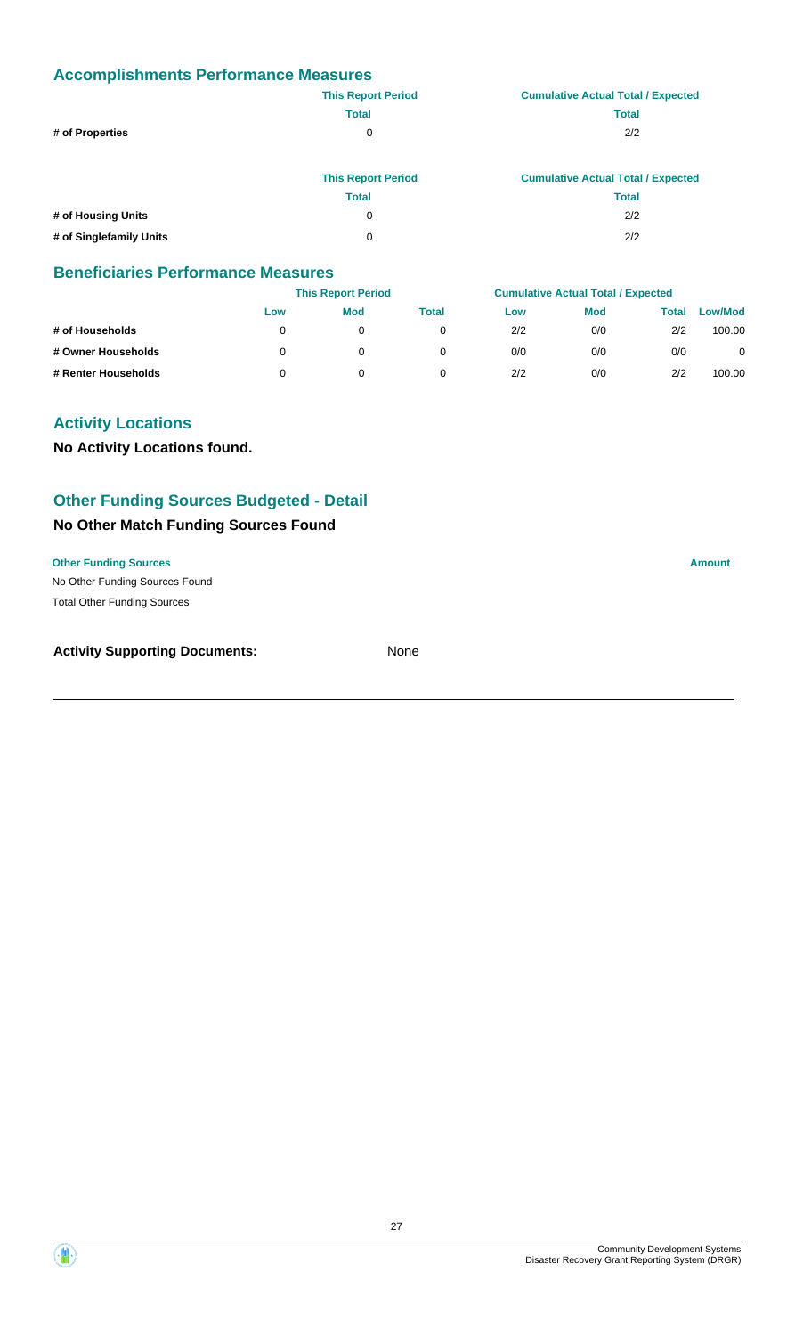## Accomplishments Performance Measures

| | This Report Period | Cumulative Actual Total / Expected |
|---|---|---|
| | Total | Total |
| # of Properties | 0 | 2/2 |

| | This Report Period | Cumulative Actual Total / Expected |
|---|---|---|
| | Total | Total |
| # of Housing Units | 0 | 2/2 |
| # of Singlefamily Units | 0 | 2/2 |

## Beneficiaries Performance Measures

| | This Report Period | | | Cumulative Actual Total / Expected | | | |
|---|---|---|---|---|---|---|---|
| | Low | Mod | Total | Low | Mod | Total | Low/Mod |
| # of Households | 0 | 0 | 0 | 2/2 | 0/0 | 2/2 | 100.00 |
| # Owner Households | 0 | 0 | 0 | 0/0 | 0/0 | 0/0 | 0 |
| # Renter Households | 0 | 0 | 0 | 2/2 | 0/0 | 2/2 | 100.00 |

## Activity Locations

**No Activity Locations found.**

## Other Funding Sources Budgeted - Detail

### No Other Match Funding Sources Found

| Other Funding Sources | Amount |
|---|---|
| No Other Funding Sources Found | |
| Total Other Funding Sources | |

**Activity Supporting Documents:** None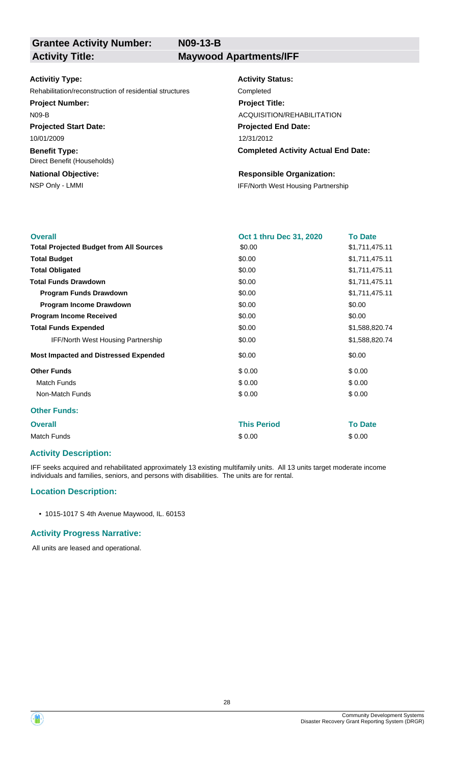| **Grantee Activity Number:** | **N09-13-B** |
|---|---|
| **Activity Title:** | **Maywood Apartments/IFF** |

**Activitiy Type:**
Rehabilitation/reconstruction of residential structures

**Activity Status:**
Completed

**Project Number:**
N09-B

**Project Title:**
ACQUISITION/REHABILITATION

**Projected Start Date:**
10/01/2009

**Projected End Date:**
12/31/2012

**Benefit Type:**
Direct Benefit (Households)

**Completed Activity Actual End Date:**

**National Objective:**
NSP Only - LMMI

**Responsible Organization:**
IFF/North West Housing Partnership

| **Overall** | **Oct 1 thru Dec 31, 2020** | **To Date** |
|---|---|---|
| **Total Projected Budget from All Sources** | \$0.00 | \$1,711,475.11 |
| **Total Budget** | \$0.00 | \$1,711,475.11 |
| **Total Obligated** | \$0.00 | \$1,711,475.11 |
| **Total Funds Drawdown** | \$0.00 | \$1,711,475.11 |
| **Program Funds Drawdown** | \$0.00 | \$1,711,475.11 |
| **Program Income Drawdown** | \$0.00 | \$0.00 |
| **Program Income Received** | \$0.00 | \$0.00 |
| **Total Funds Expended** | \$0.00 | \$1,588,820.74 |
| IFF/North West Housing Partnership | \$0.00 | \$1,588,820.74 |
| **Most Impacted and Distressed Expended** | \$0.00 | \$0.00 |
| **Other Funds** | \$ 0.00 | \$ 0.00 |
| Match Funds | \$ 0.00 | \$ 0.00 |
| Non-Match Funds | \$ 0.00 | \$ 0.00 |

**Other Funds:**

| **Overall** | **This Period** | **To Date** |
|---|---|---|
| Match Funds | \$ 0.00 | \$ 0.00 |

### Activity Description:

IFF seeks acquired and rehabilitated approximately 13 existing multifamily units. All 13 units target moderate income individuals and families, seniors, and persons with disabilities. The units are for rental.

### Location Description:

- 1015-1017 S 4th Avenue Maywood, IL. 60153

### Activity Progress Narrative:

All units are leased and operational.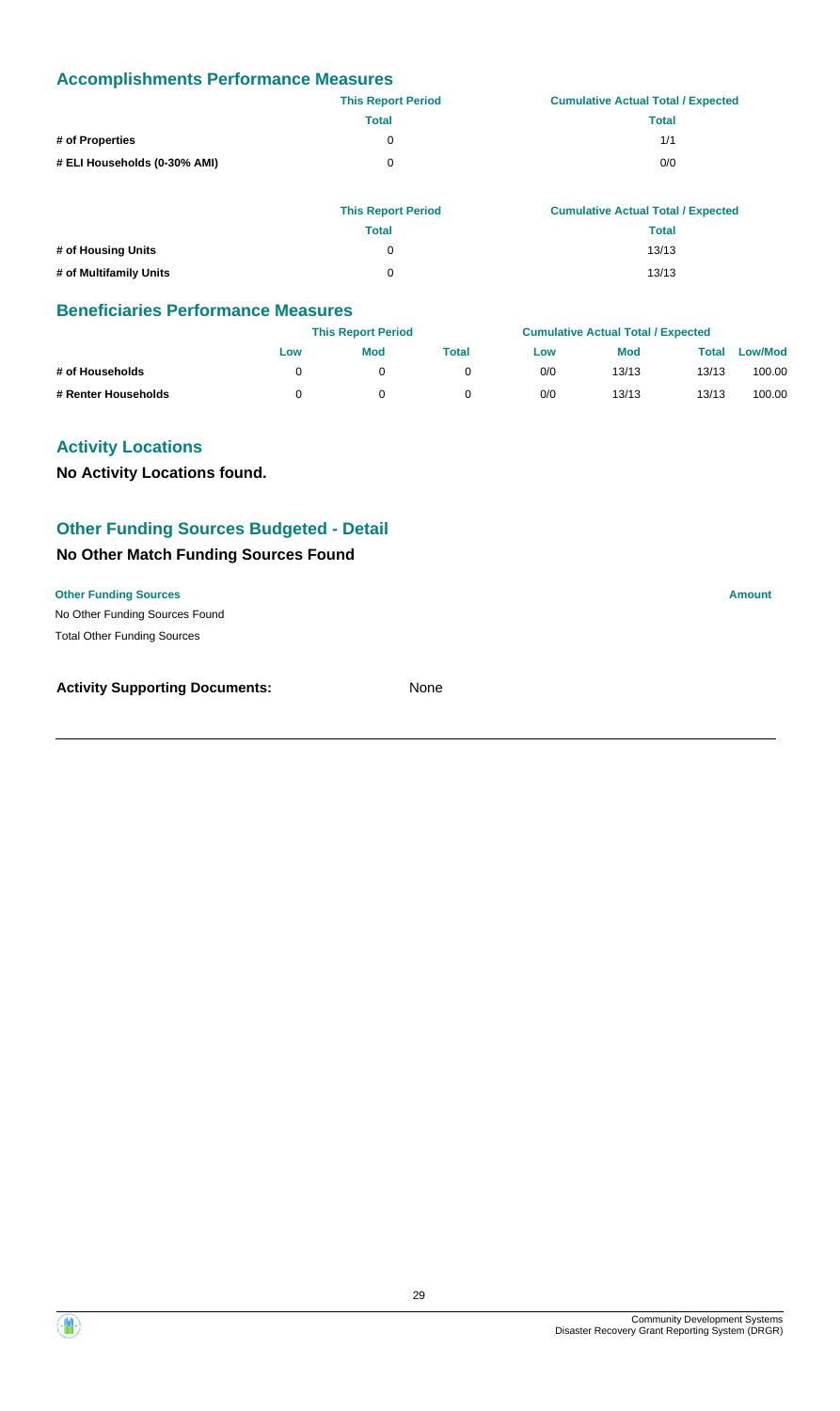## Accomplishments Performance Measures

| | This Report Period | Cumulative Actual Total / Expected |
|---|---|---|
| | Total | Total |
| # of Properties | 0 | 1/1 |
| # ELI Households (0-30% AMI) | 0 | 0/0 |

| | This Report Period | Cumulative Actual Total / Expected |
|---|---|---|
| | Total | Total |
| # of Housing Units | 0 | 13/13 |
| # of Multifamily Units | 0 | 13/13 |

## Beneficiaries Performance Measures

| | This Report Period | | | Cumulative Actual Total / Expected | | | |
|---|---|---|---|---|---|---|---|
| | Low | Mod | Total | Low | Mod | Total | Low/Mod |
| # of Households | 0 | 0 | 0 | 0/0 | 13/13 | 13/13 | 100.00 |
| # Renter Households | 0 | 0 | 0 | 0/0 | 13/13 | 13/13 | 100.00 |

## Activity Locations

**No Activity Locations found.**

## Other Funding Sources Budgeted - Detail

### No Other Match Funding Sources Found

| Other Funding Sources | Amount |
|---|---|
| No Other Funding Sources Found | |
| Total Other Funding Sources | |

**Activity Supporting Documents:** None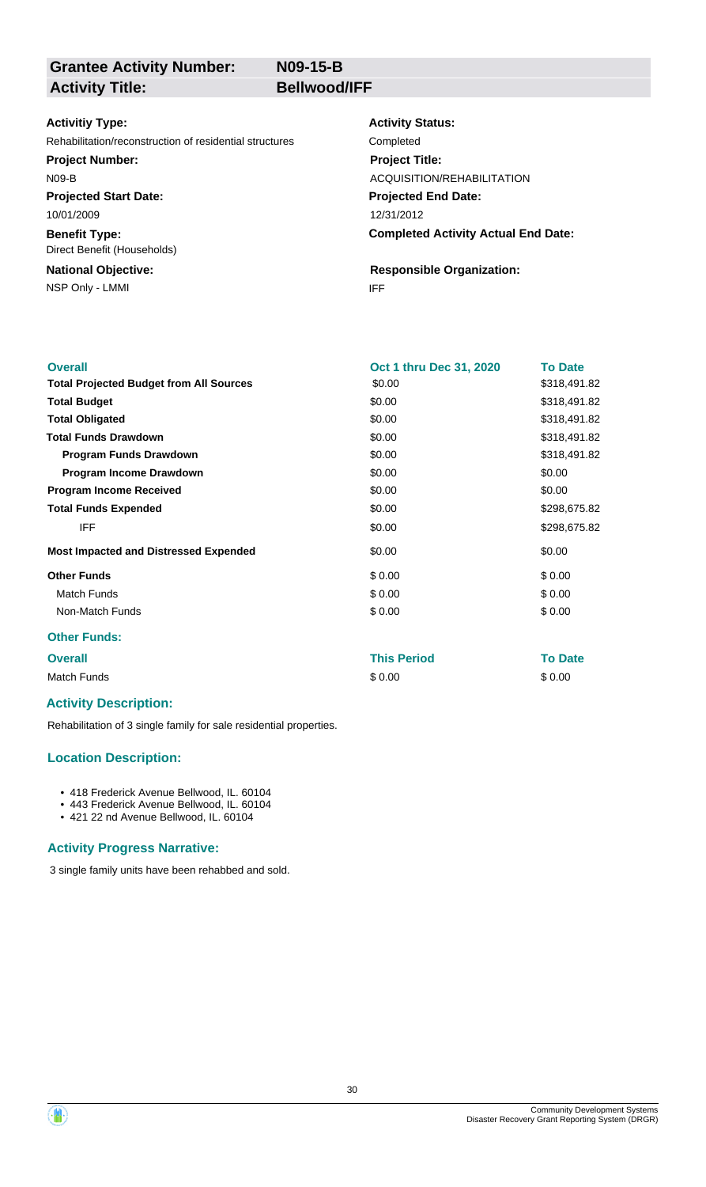| **Grantee Activity Number:** | **N09-15-B** |
| --- | --- |
| **Activity Title:** | **Bellwood/IFF** |

**Activitiy Type:**
Rehabilitation/reconstruction of residential structures

**Activity Status:**
Completed

**Project Number:**
N09-B

**Project Title:**
ACQUISITION/REHABILITATION

**Projected Start Date:**
10/01/2009

**Projected End Date:**
12/31/2012

**Benefit Type:**
Direct Benefit (Households)

**Completed Activity Actual End Date:**

**National Objective:**
NSP Only - LMMI

**Responsible Organization:**
IFF

| **Overall** | **Oct 1 thru Dec 31, 2020** | **To Date** |
| --- | --- | --- |
| **Total Projected Budget from All Sources** | \$0.00 | \$318,491.82 |
| **Total Budget** | \$0.00 | \$318,491.82 |
| **Total Obligated** | \$0.00 | \$318,491.82 |
| **Total Funds Drawdown** | \$0.00 | \$318,491.82 |
| **Program Funds Drawdown** | \$0.00 | \$318,491.82 |
| **Program Income Drawdown** | \$0.00 | \$0.00 |
| **Program Income Received** | \$0.00 | \$0.00 |
| **Total Funds Expended** | \$0.00 | \$298,675.82 |
| IFF | \$0.00 | \$298,675.82 |
| **Most Impacted and Distressed Expended** | \$0.00 | \$0.00 |
| **Other Funds** | \$ 0.00 | \$ 0.00 |
| Match Funds | \$ 0.00 | \$ 0.00 |
| Non-Match Funds | \$ 0.00 | \$ 0.00 |

**Other Funds:**

| **Overall** | **This Period** | **To Date** |
| --- | --- | --- |
| Match Funds | \$ 0.00 | \$ 0.00 |

### Activity Description:

Rehabilitation of 3 single family for sale residential properties.

### Location Description:

- 418 Frederick Avenue Bellwood, IL. 60104
- 443 Frederick Avenue Bellwood, IL. 60104
- 421 22 nd Avenue Bellwood, IL. 60104

### Activity Progress Narrative:

3 single family units have been rehabbed and sold.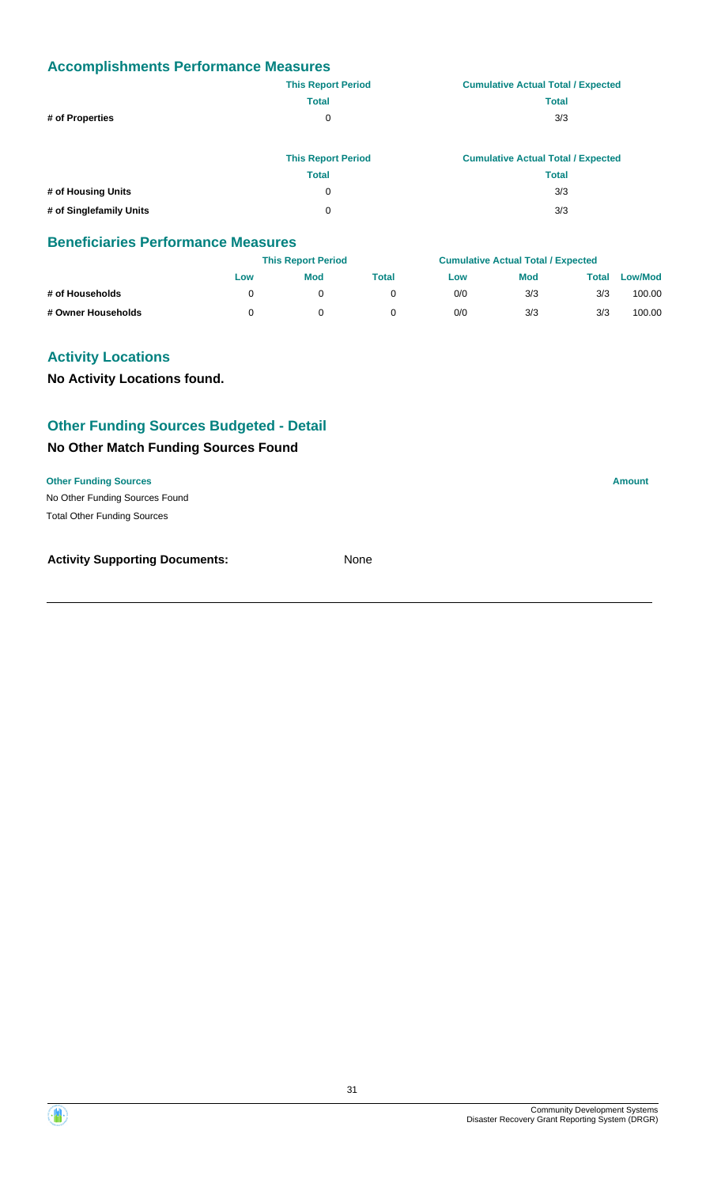## Accomplishments Performance Measures

| | This Report Period | Cumulative Actual Total / Expected |
|---|---|---|
| | Total | Total |
| # of Properties | 0 | 3/3 |

| | This Report Period | Cumulative Actual Total / Expected |
|---|---|---|
| | Total | Total |
| # of Housing Units | 0 | 3/3 |
| # of Singlefamily Units | 0 | 3/3 |

## Beneficiaries Performance Measures

| | This Report Period | | | Cumulative Actual Total / Expected | | | |
|---|---|---|---|---|---|---|---|
| | Low | Mod | Total | Low | Mod | Total | Low/Mod |
| # of Households | 0 | 0 | 0 | 0/0 | 3/3 | 3/3 | 100.00 |
| # Owner Households | 0 | 0 | 0 | 0/0 | 3/3 | 3/3 | 100.00 |

## Activity Locations

**No Activity Locations found.**

## Other Funding Sources Budgeted - Detail

### No Other Match Funding Sources Found

| Other Funding Sources | Amount |
|---|---|
| No Other Funding Sources Found | |
| Total Other Funding Sources | |

**Activity Supporting Documents:** None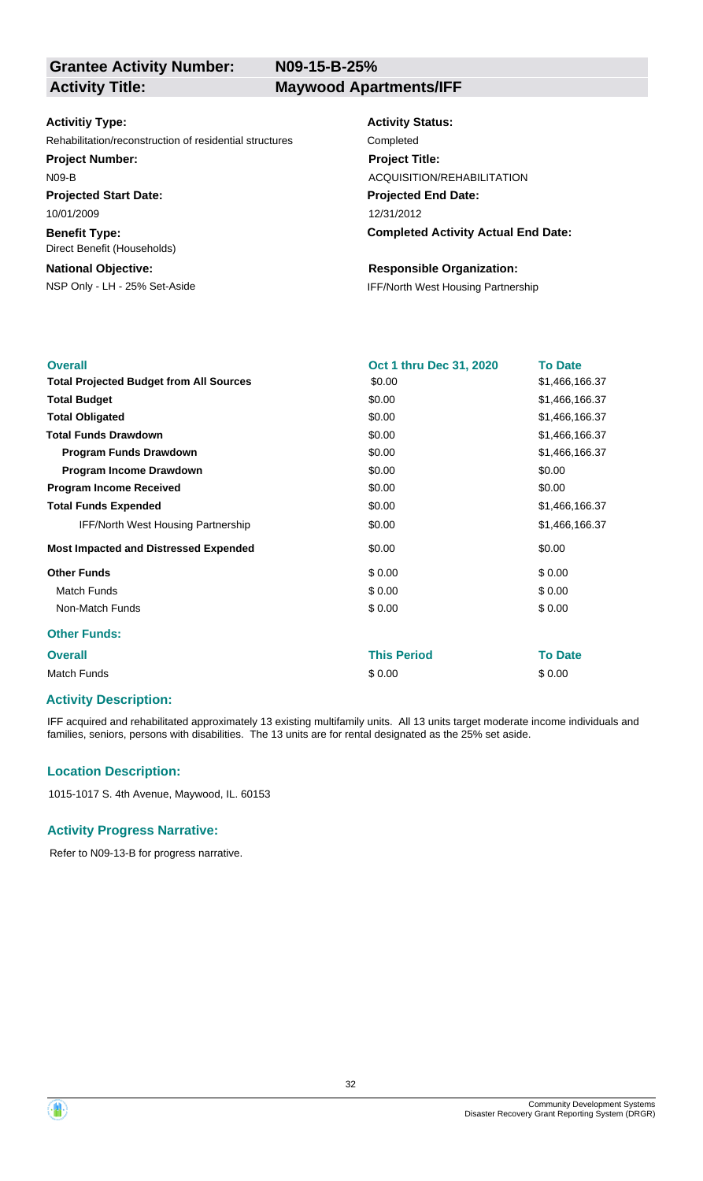**Grantee Activity Number:** N09-15-B-25%

**Activity Title:** Maywood Apartments/IFF

**Activitiy Type:**
Rehabilitation/reconstruction of residential structures

**Activity Status:**
Completed

**Project Number:**
N09-B

**Project Title:**
ACQUISITION/REHABILITATION

**Projected Start Date:**
10/01/2009

**Projected End Date:**
12/31/2012

**Benefit Type:**
Direct Benefit (Households)

**Completed Activity Actual End Date:**

**National Objective:**
NSP Only - LH - 25% Set-Aside

**Responsible Organization:**
IFF/North West Housing Partnership

| Overall | Oct 1 thru Dec 31, 2020 | To Date |
|---|---|---|
| **Total Projected Budget from All Sources** | $0.00 | $1,466,166.37 |
| **Total Budget** | $0.00 | $1,466,166.37 |
| **Total Obligated** | $0.00 | $1,466,166.37 |
| **Total Funds Drawdown** | $0.00 | $1,466,166.37 |
| **Program Funds Drawdown** | $0.00 | $1,466,166.37 |
| **Program Income Drawdown** | $0.00 | $0.00 |
| **Program Income Received** | $0.00 | $0.00 |
| **Total Funds Expended** | $0.00 | $1,466,166.37 |
| IFF/North West Housing Partnership | $0.00 | $1,466,166.37 |
| **Most Impacted and Distressed Expended** | $0.00 | $0.00 |
| **Other Funds** | $ 0.00 | $ 0.00 |
| Match Funds | $ 0.00 | $ 0.00 |
| Non-Match Funds | $ 0.00 | $ 0.00 |

**Other Funds:**

| Overall | This Period | To Date |
|---|---|---|
| Match Funds | $ 0.00 | $ 0.00 |

## Activity Description:

IFF acquired and rehabilitated approximately 13 existing multifamily units. All 13 units target moderate income individuals and families, seniors, persons with disabilities. The 13 units are for rental designated as the 25% set aside.

## Location Description:

1015-1017 S. 4th Avenue, Maywood, IL. 60153

## Activity Progress Narrative:

Refer to N09-13-B for progress narrative.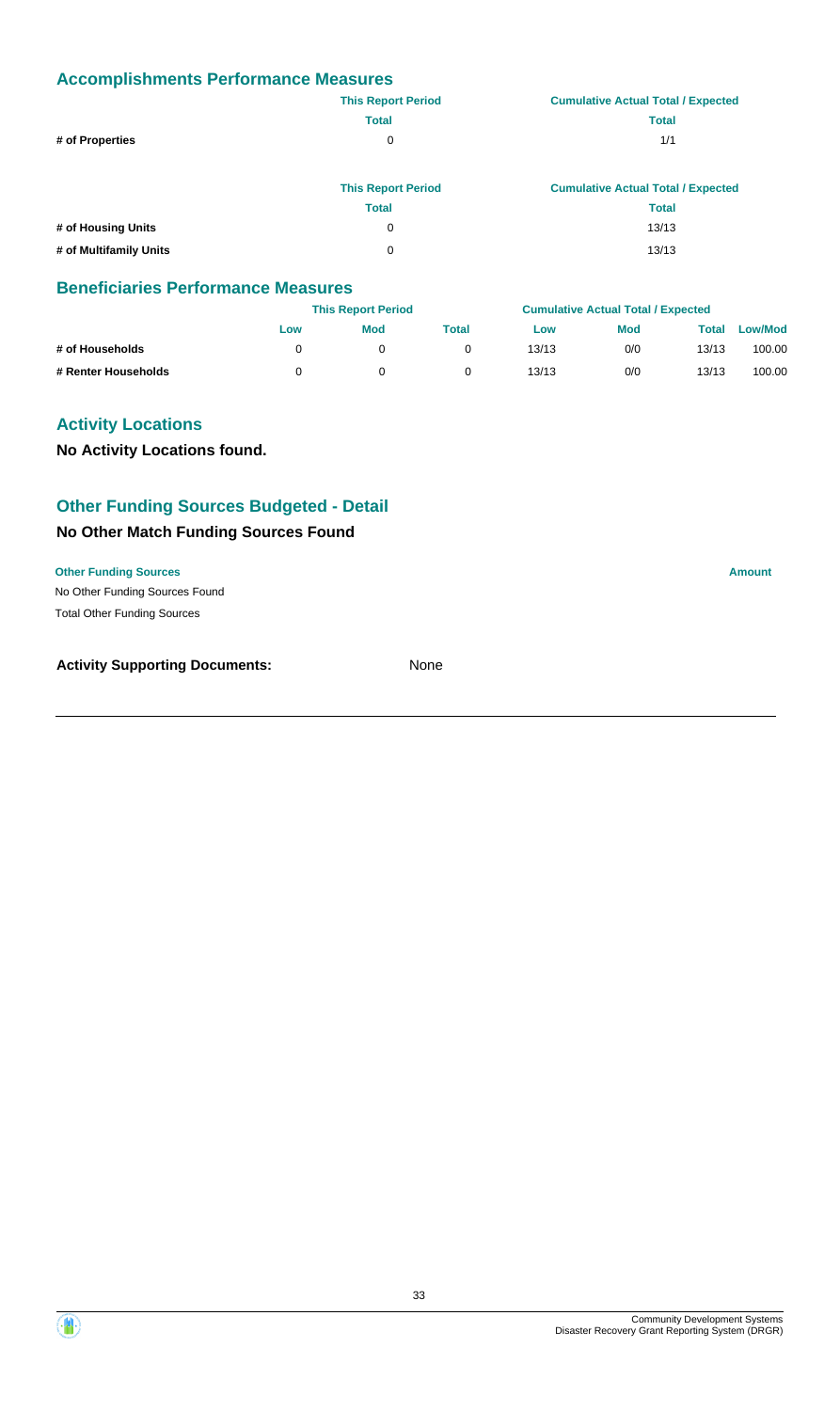## Accomplishments Performance Measures

| | This Report Period | Cumulative Actual Total / Expected |
|---|---|---|
| | Total | Total |
| # of Properties | 0 | 1/1 |

| | This Report Period | Cumulative Actual Total / Expected |
|---|---|---|
| | Total | Total |
| # of Housing Units | 0 | 13/13 |
| # of Multifamily Units | 0 | 13/13 |

## Beneficiaries Performance Measures

| | This Report Period | | | Cumulative Actual Total / Expected | | | |
|---|---|---|---|---|---|---|---|
| | Low | Mod | Total | Low | Mod | Total | Low/Mod |
| # of Households | 0 | 0 | 0 | 13/13 | 0/0 | 13/13 | 100.00 |
| # Renter Households | 0 | 0 | 0 | 13/13 | 0/0 | 13/13 | 100.00 |

## Activity Locations

**No Activity Locations found.**

## Other Funding Sources Budgeted - Detail

### No Other Match Funding Sources Found

| Other Funding Sources | Amount |
|---|---|
| No Other Funding Sources Found | |
| Total Other Funding Sources | |

**Activity Supporting Documents:** None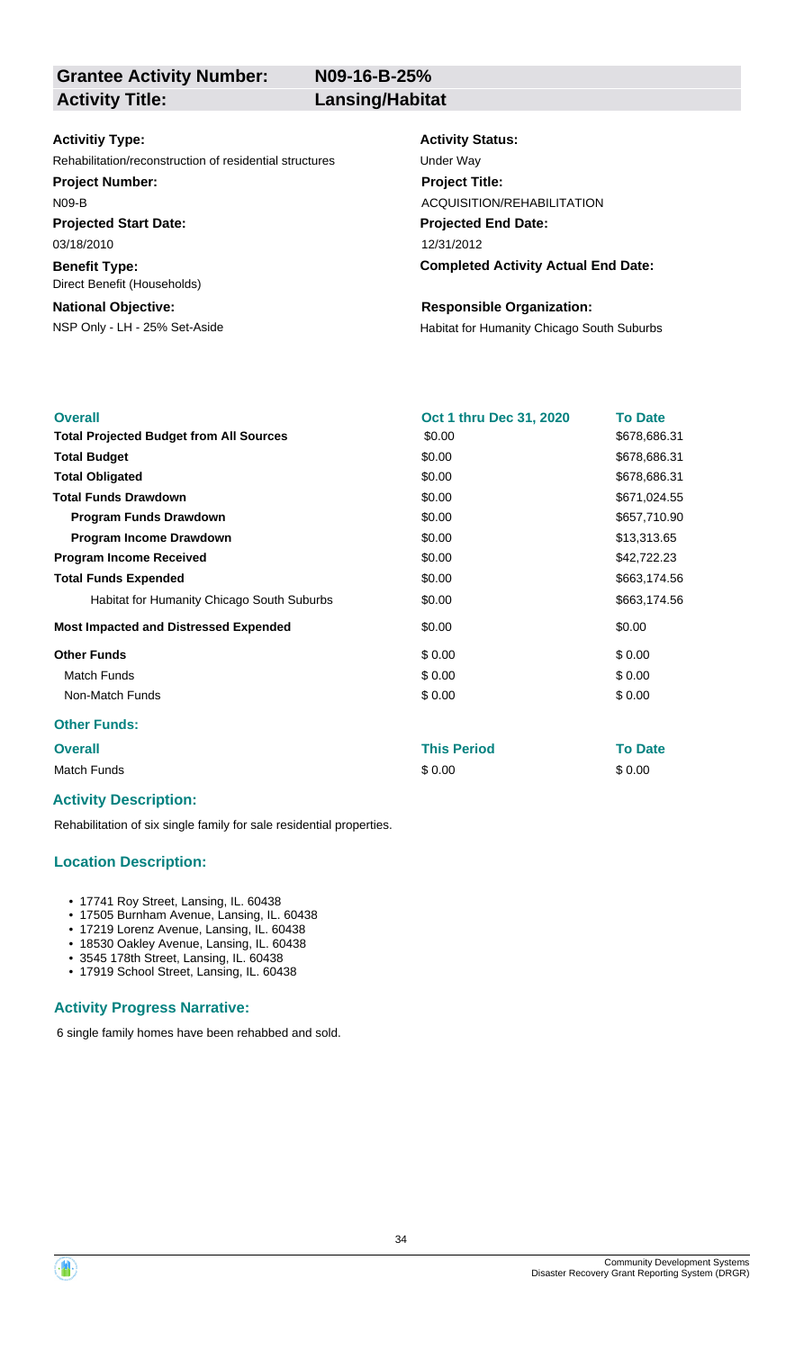| **Grantee Activity Number:** | **N09-16-B-25%** |
|---|---|
| **Activity Title:** | **Lansing/Habitat** |

**Activitiy Type:**
Rehabilitation/reconstruction of residential structures

**Activity Status:**
Under Way

**Project Number:**
N09-B

**Project Title:**
ACQUISITION/REHABILITATION

**Projected Start Date:**
03/18/2010

**Projected End Date:**
12/31/2012

**Benefit Type:**
Direct Benefit (Households)

**Completed Activity Actual End Date:**

**National Objective:**
NSP Only - LH - 25% Set-Aside

**Responsible Organization:**
Habitat for Humanity Chicago South Suburbs

| Overall | Oct 1 thru Dec 31, 2020 | To Date |
|---|---|---|
| **Total Projected Budget from All Sources** | $0.00 | $678,686.31 |
| **Total Budget** | $0.00 | $678,686.31 |
| **Total Obligated** | $0.00 | $678,686.31 |
| **Total Funds Drawdown** | $0.00 | $671,024.55 |
| **Program Funds Drawdown** | $0.00 | $657,710.90 |
| **Program Income Drawdown** | $0.00 | $13,313.65 |
| **Program Income Received** | $0.00 | $42,722.23 |
| **Total Funds Expended** | $0.00 | $663,174.56 |
| Habitat for Humanity Chicago South Suburbs | $0.00 | $663,174.56 |
| **Most Impacted and Distressed Expended** | $0.00 | $0.00 |
| **Other Funds** | $ 0.00 | $ 0.00 |
| Match Funds | $ 0.00 | $ 0.00 |
| Non-Match Funds | $ 0.00 | $ 0.00 |

**Other Funds:**

| Overall | This Period | To Date |
|---|---|---|
| Match Funds | $ 0.00 | $ 0.00 |

### Activity Description:

Rehabilitation of six single family for sale residential properties.

### Location Description:

- 17741 Roy Street, Lansing, IL. 60438
- 17505 Burnham Avenue, Lansing, IL. 60438
- 17219 Lorenz Avenue, Lansing, IL. 60438
- 18530 Oakley Avenue, Lansing, IL. 60438
- 3545 178th Street, Lansing, IL. 60438
- 17919 School Street, Lansing, IL. 60438

### Activity Progress Narrative:

6 single family homes have been rehabbed and sold.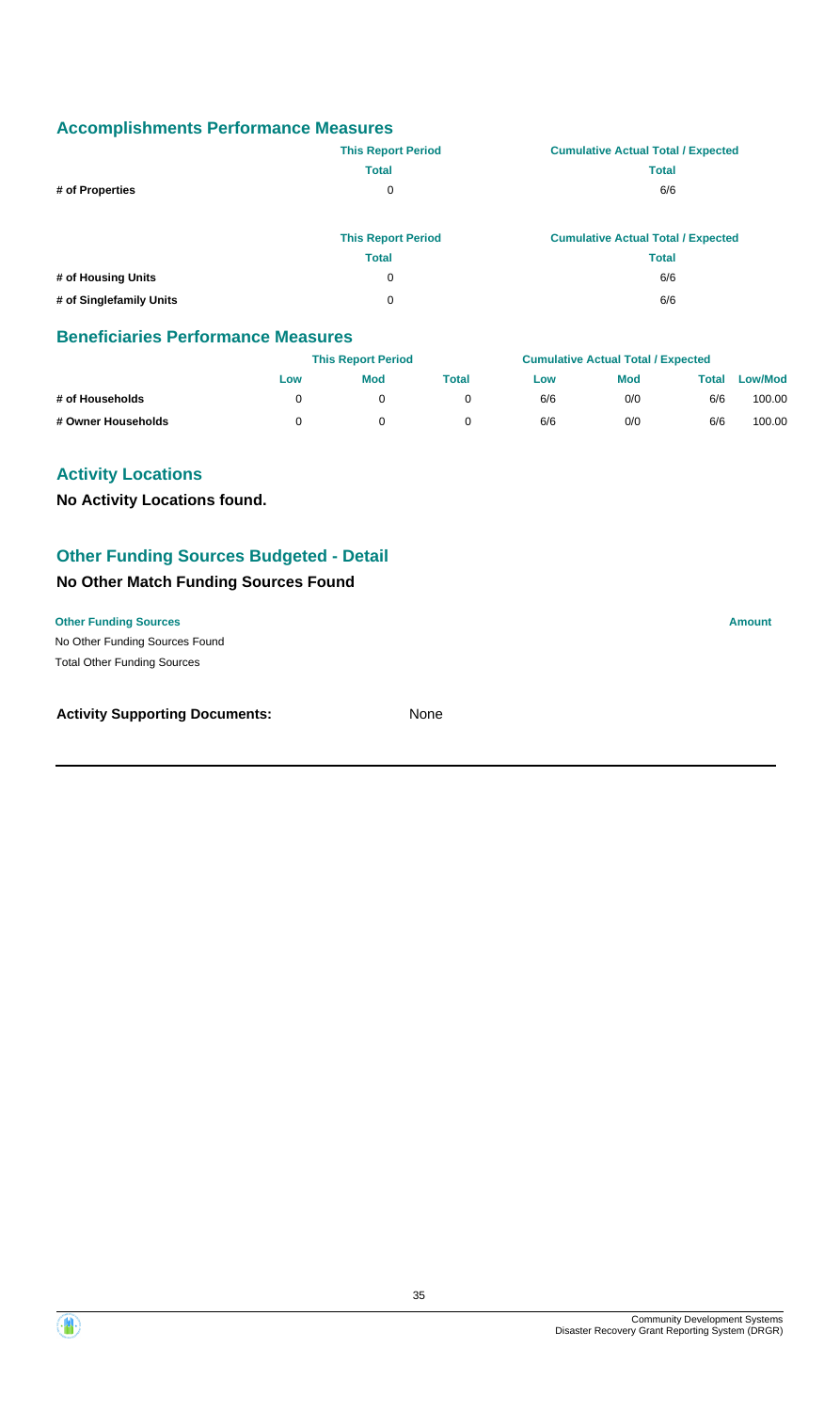## Accomplishments Performance Measures

| | This Report Period | Cumulative Actual Total / Expected |
|---|---|---|
| | Total | Total |
| # of Properties | 0 | 6/6 |

| | This Report Period | Cumulative Actual Total / Expected |
|---|---|---|
| | Total | Total |
| # of Housing Units | 0 | 6/6 |
| # of Singlefamily Units | 0 | 6/6 |

## Beneficiaries Performance Measures

| | This Report Period | | | Cumulative Actual Total / Expected | | | |
|---|---|---|---|---|---|---|---|
| | Low | Mod | Total | Low | Mod | Total | Low/Mod |
| # of Households | 0 | 0 | 0 | 6/6 | 0/0 | 6/6 | 100.00 |
| # Owner Households | 0 | 0 | 0 | 6/6 | 0/0 | 6/6 | 100.00 |

## Activity Locations

**No Activity Locations found.**

## Other Funding Sources Budgeted - Detail

### No Other Match Funding Sources Found

| Other Funding Sources | Amount |
|---|---|
| No Other Funding Sources Found | |
| Total Other Funding Sources | |

**Activity Supporting Documents:** None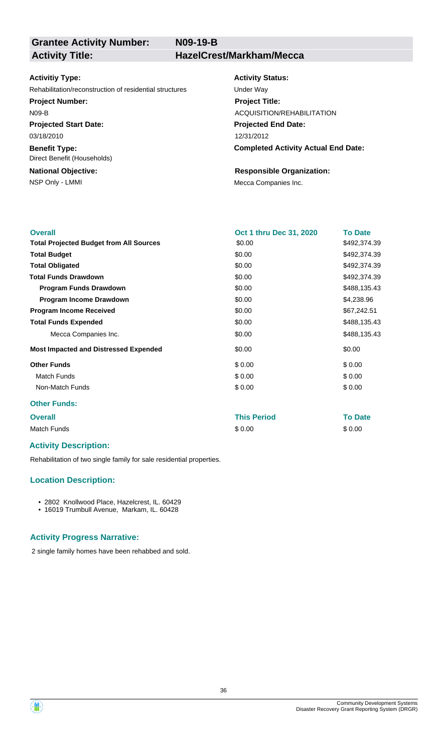**Grantee Activity Number:** N09-19-B
**Activity Title:** HazelCrest/Markham/Mecca

**Activitiy Type:**
Rehabilitation/reconstruction of residential structures

**Activity Status:**
Under Way

**Project Number:**
N09-B

**Project Title:**
ACQUISITION/REHABILITATION

**Projected Start Date:**
03/18/2010

**Projected End Date:**
12/31/2012

**Benefit Type:**
Direct Benefit (Households)

**Completed Activity Actual End Date:**

**National Objective:**
NSP Only - LMMI

**Responsible Organization:**
Mecca Companies Inc.

| Overall | Oct 1 thru Dec 31, 2020 | To Date |
|---|---|---|
| **Total Projected Budget from All Sources** | $0.00 | $492,374.39 |
| **Total Budget** | $0.00 | $492,374.39 |
| **Total Obligated** | $0.00 | $492,374.39 |
| **Total Funds Drawdown** | $0.00 | $492,374.39 |
| **Program Funds Drawdown** | $0.00 | $488,135.43 |
| **Program Income Drawdown** | $0.00 | $4,238.96 |
| **Program Income Received** | $0.00 | $67,242.51 |
| **Total Funds Expended** | $0.00 | $488,135.43 |
| Mecca Companies Inc. | $0.00 | $488,135.43 |
| **Most Impacted and Distressed Expended** | $0.00 | $0.00 |
| **Other Funds** | $ 0.00 | $ 0.00 |
| Match Funds | $ 0.00 | $ 0.00 |
| Non-Match Funds | $ 0.00 | $ 0.00 |

**Other Funds:**

| Overall | This Period | To Date |
|---|---|---|
| Match Funds | $ 0.00 | $ 0.00 |

### Activity Description:

Rehabilitation of two single family for sale residential properties.

### Location Description:

- 2802 Knollwood Place, Hazelcrest, IL. 60429
- 16019 Trumbull Avenue, Markam, IL. 60428

### Activity Progress Narrative:

2 single family homes have been rehabbed and sold.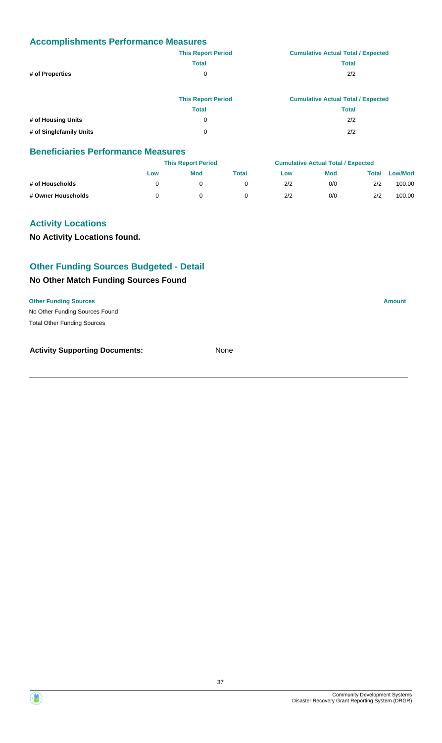## Accomplishments Performance Measures

| | This Report Period | Cumulative Actual Total / Expected |
|---|---|---|
| | Total | Total |
| # of Properties | 0 | 2/2 |

| | This Report Period | Cumulative Actual Total / Expected |
|---|---|---|
| | Total | Total |
| # of Housing Units | 0 | 2/2 |
| # of Singlefamily Units | 0 | 2/2 |

## Beneficiaries Performance Measures

| | This Report Period | | | Cumulative Actual Total / Expected | | | |
|---|---|---|---|---|---|---|---|
| | Low | Mod | Total | Low | Mod | Total | Low/Mod |
| # of Households | 0 | 0 | 0 | 2/2 | 0/0 | 2/2 | 100.00 |
| # Owner Households | 0 | 0 | 0 | 2/2 | 0/0 | 2/2 | 100.00 |

## Activity Locations

**No Activity Locations found.**

## Other Funding Sources Budgeted - Detail

### No Other Match Funding Sources Found

| Other Funding Sources | Amount |
|---|---|
| No Other Funding Sources Found | |
| Total Other Funding Sources | |

**Activity Supporting Documents:** None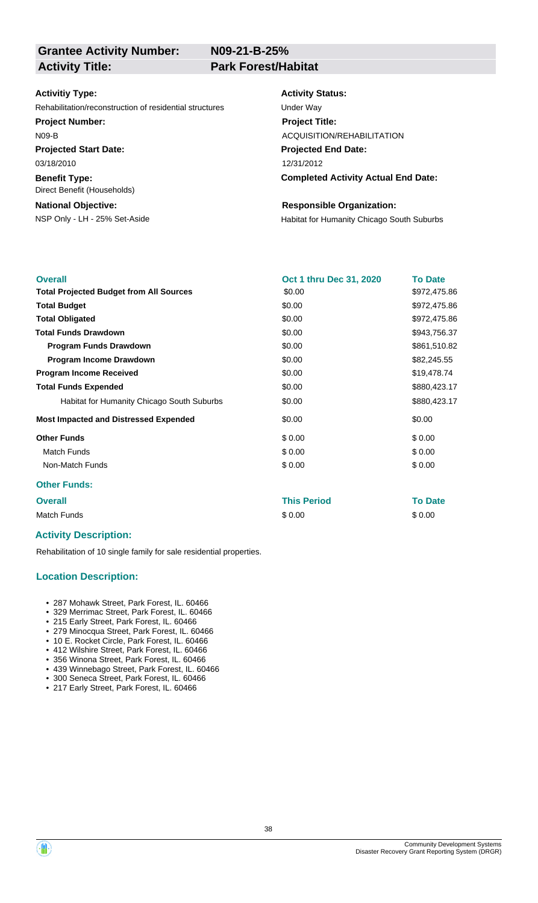| **Grantee Activity Number:** | **N09-21-B-25%** |
| --- | --- |
| **Activity Title:** | **Park Forest/Habitat** |

**Activitiy Type:**
Rehabilitation/reconstruction of residential structures

**Activity Status:**
Under Way

**Project Number:**
N09-B

**Project Title:**
ACQUISITION/REHABILITATION

**Projected Start Date:**
03/18/2010

**Projected End Date:**
12/31/2012

**Benefit Type:**
Direct Benefit (Households)

**Completed Activity Actual End Date:**

**National Objective:**
NSP Only - LH - 25% Set-Aside

**Responsible Organization:**
Habitat for Humanity Chicago South Suburbs

| Overall | Oct 1 thru Dec 31, 2020 | To Date |
| --- | --- | --- |
| **Total Projected Budget from All Sources** | $0.00 | $972,475.86 |
| **Total Budget** | $0.00 | $972,475.86 |
| **Total Obligated** | $0.00 | $972,475.86 |
| **Total Funds Drawdown** | $0.00 | $943,756.37 |
| **Program Funds Drawdown** | $0.00 | $861,510.82 |
| **Program Income Drawdown** | $0.00 | $82,245.55 |
| **Program Income Received** | $0.00 | $19,478.74 |
| **Total Funds Expended** | $0.00 | $880,423.17 |
| Habitat for Humanity Chicago South Suburbs | $0.00 | $880,423.17 |
| **Most Impacted and Distressed Expended** | $0.00 | $0.00 |
| **Other Funds** | $ 0.00 | $ 0.00 |
| Match Funds | $ 0.00 | $ 0.00 |
| Non-Match Funds | $ 0.00 | $ 0.00 |

### Other Funds:

| Overall | This Period | To Date |
| --- | --- | --- |
| Match Funds | $ 0.00 | $ 0.00 |

### Activity Description:

Rehabilitation of 10 single family for sale residential properties.

### Location Description:

- 287 Mohawk Street, Park Forest, IL. 60466
- 329 Merrimac Street, Park Forest, IL. 60466
- 215 Early Street, Park Forest, IL. 60466
- 279 Minocqua Street, Park Forest, IL. 60466
- 10 E. Rocket Circle, Park Forest, IL. 60466
- 412 Wilshire Street, Park Forest, IL. 60466
- 356 Winona Street, Park Forest, IL. 60466
- 439 Winnebago Street, Park Forest, IL. 60466
- 300 Seneca Street, Park Forest, IL. 60466
- 217 Early Street, Park Forest, IL. 60466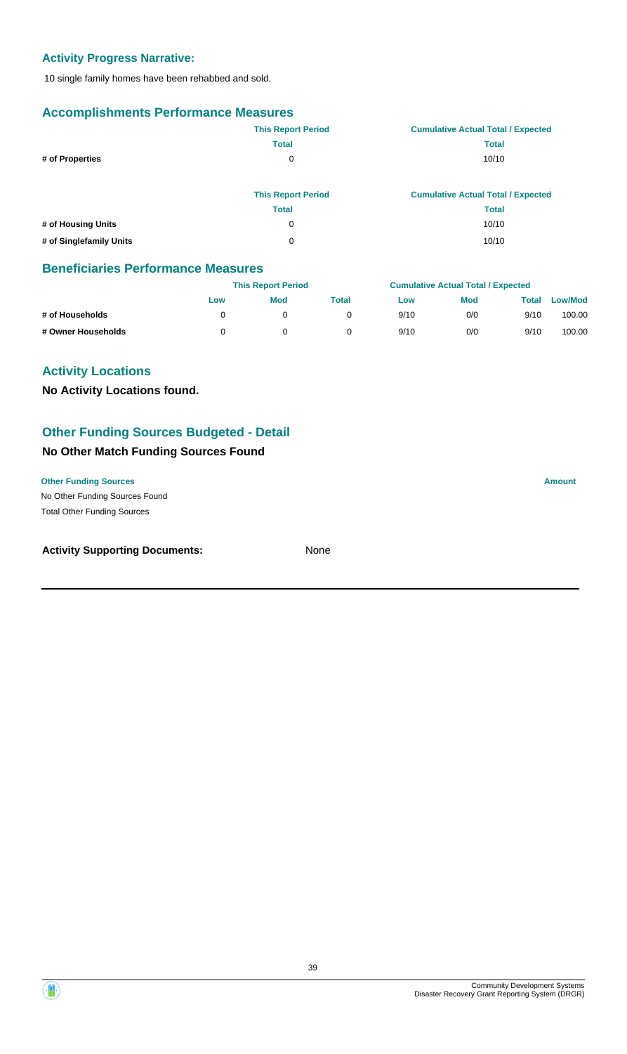### Activity Progress Narrative:

10 single family homes have been rehabbed and sold.

### Accomplishments Performance Measures

| | This Report Period | Cumulative Actual Total / Expected |
|---|---|---|
| | Total | Total |
| # of Properties | 0 | 10/10 |

| | This Report Period | Cumulative Actual Total / Expected |
|---|---|---|
| | Total | Total |
| # of Housing Units | 0 | 10/10 |
| # of Singlefamily Units | 0 | 10/10 |

### Beneficiaries Performance Measures

| | This Report Period | | | Cumulative Actual Total / Expected | | | |
|---|---|---|---|---|---|---|---|
| | Low | Mod | Total | Low | Mod | Total | Low/Mod |
| # of Households | 0 | 0 | 0 | 9/10 | 0/0 | 9/10 | 100.00 |
| # Owner Households | 0 | 0 | 0 | 9/10 | 0/0 | 9/10 | 100.00 |

### Activity Locations

**No Activity Locations found.**

### Other Funding Sources Budgeted - Detail

**No Other Match Funding Sources Found**

| Other Funding Sources | Amount |
|---|---|
| No Other Funding Sources Found | |
| Total Other Funding Sources | |

**Activity Supporting Documents:** None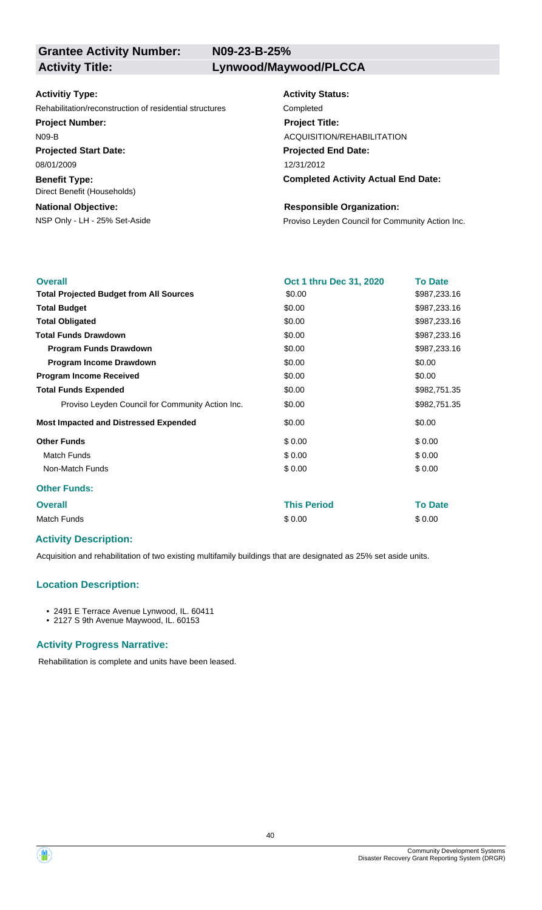**Grantee Activity Number:** **N09-23-B-25%**

**Activity Title:** **Lynwood/Maywood/PLCCA**

| | |
|---|---|
| **Activitiy Type:** | **Activity Status:** |
| Rehabilitation/reconstruction of residential structures | Completed |
| **Project Number:** | **Project Title:** |
| N09-B | ACQUISITION/REHABILITATION |
| **Projected Start Date:** | **Projected End Date:** |
| 08/01/2009 | 12/31/2012 |
| **Benefit Type:** | **Completed Activity Actual End Date:** |
| Direct Benefit (Households) | |
| **National Objective:** | **Responsible Organization:** |
| NSP Only - LH - 25% Set-Aside | Proviso Leyden Council for Community Action Inc. |

| **Overall** | **Oct 1 thru Dec 31, 2020** | **To Date** |
|---|---|---|
| **Total Projected Budget from All Sources** | $0.00 | $987,233.16 |
| **Total Budget** | $0.00 | $987,233.16 |
| **Total Obligated** | $0.00 | $987,233.16 |
| **Total Funds Drawdown** | $0.00 | $987,233.16 |
| **Program Funds Drawdown** | $0.00 | $987,233.16 |
| **Program Income Drawdown** | $0.00 | $0.00 |
| **Program Income Received** | $0.00 | $0.00 |
| **Total Funds Expended** | $0.00 | $982,751.35 |
| Proviso Leyden Council for Community Action Inc. | $0.00 | $982,751.35 |
| **Most Impacted and Distressed Expended** | $0.00 | $0.00 |
| **Other Funds** | $ 0.00 | $ 0.00 |
| Match Funds | $ 0.00 | $ 0.00 |
| Non-Match Funds | $ 0.00 | $ 0.00 |

**Other Funds:**

| **Overall** | **This Period** | **To Date** |
|---|---|---|
| Match Funds | $ 0.00 | $ 0.00 |

### Activity Description:

Acquisition and rehabilitation of two existing multifamily buildings that are designated as 25% set aside units.

### Location Description:

- 2491 E Terrace Avenue Lynwood, IL. 60411
- 2127 S 9th Avenue Maywood, IL. 60153

### Activity Progress Narrative:

Rehabilitation is complete and units have been leased.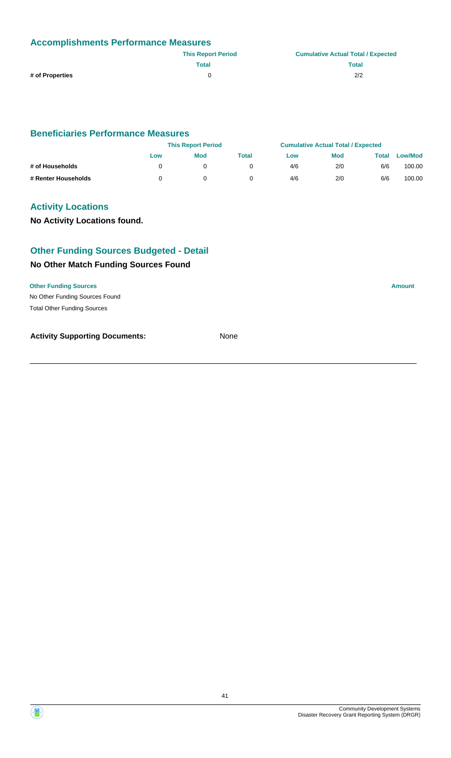## Accomplishments Performance Measures

| | This Report Period | Cumulative Actual Total / Expected |
|---|---|---|
| | Total | Total |
| # of Properties | 0 | 2/2 |

## Beneficiaries Performance Measures

| | This Report Period | | | Cumulative Actual Total / Expected | | | |
|---|---|---|---|---|---|---|---|
| | Low | Mod | Total | Low | Mod | Total | Low/Mod |
| # of Households | 0 | 0 | 0 | 4/6 | 2/0 | 6/6 | 100.00 |
| # Renter Households | 0 | 0 | 0 | 4/6 | 2/0 | 6/6 | 100.00 |

## Activity Locations

**No Activity Locations found.**

## Other Funding Sources Budgeted - Detail

### No Other Match Funding Sources Found

| Other Funding Sources | Amount |
|---|---|
| No Other Funding Sources Found | |
| Total Other Funding Sources | |

**Activity Supporting Documents:** None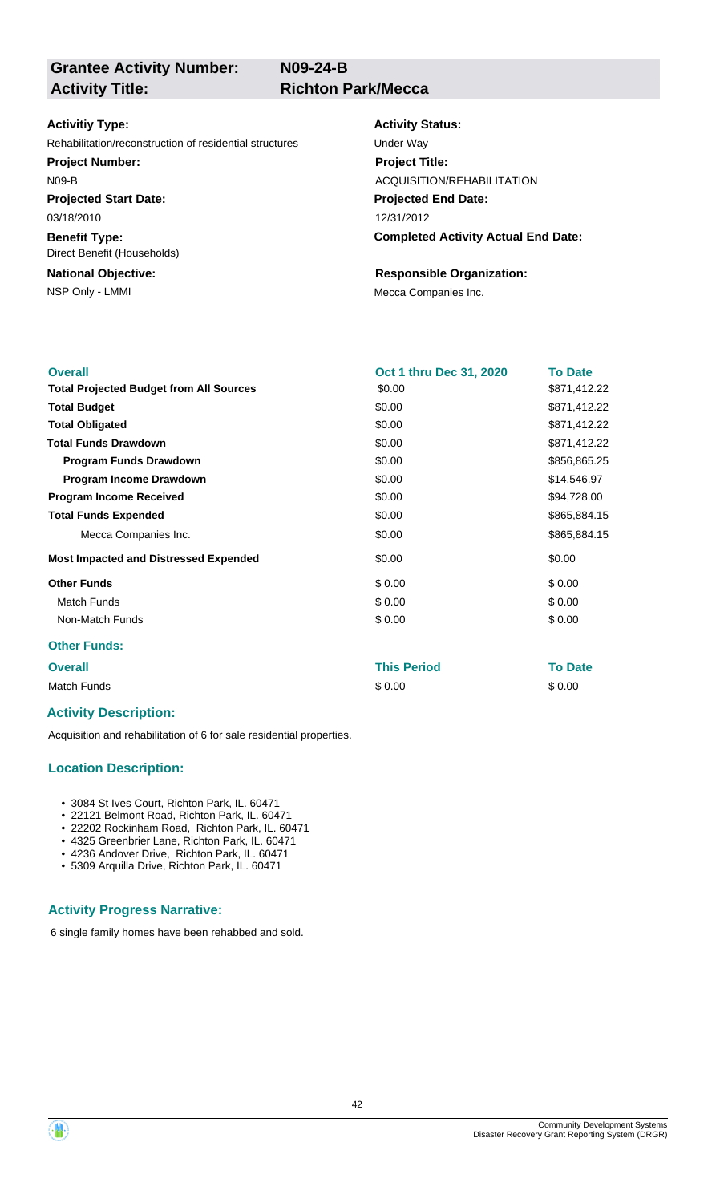**Grantee Activity Number:** N09-24-B

**Activity Title:** Richton Park/Mecca

**Activitiy Type:**
Rehabilitation/reconstruction of residential structures

**Activity Status:**
Under Way

**Project Number:**
N09-B

**Project Title:**
ACQUISITION/REHABILITATION

**Projected Start Date:**
03/18/2010

**Projected End Date:**
12/31/2012

**Benefit Type:**
Direct Benefit (Households)

**Completed Activity Actual End Date:**

**National Objective:**
NSP Only - LMMI

**Responsible Organization:**
Mecca Companies Inc.

| Overall | Oct 1 thru Dec 31, 2020 | To Date |
|---|---|---|
| **Total Projected Budget from All Sources** | \$0.00 | \$871,412.22 |
| **Total Budget** | \$0.00 | \$871,412.22 |
| **Total Obligated** | \$0.00 | \$871,412.22 |
| **Total Funds Drawdown** | \$0.00 | \$871,412.22 |
| **Program Funds Drawdown** | \$0.00 | \$856,865.25 |
| **Program Income Drawdown** | \$0.00 | \$14,546.97 |
| **Program Income Received** | \$0.00 | \$94,728.00 |
| **Total Funds Expended** | \$0.00 | \$865,884.15 |
| Mecca Companies Inc. | \$0.00 | \$865,884.15 |
| **Most Impacted and Distressed Expended** | \$0.00 | \$0.00 |
| **Other Funds** | \$ 0.00 | \$ 0.00 |
| Match Funds | \$ 0.00 | \$ 0.00 |
| Non-Match Funds | \$ 0.00 | \$ 0.00 |

### Other Funds:

| Overall | This Period | To Date |
|---|---|---|
| Match Funds | \$ 0.00 | \$ 0.00 |

### Activity Description:

Acquisition and rehabilitation of 6 for sale residential properties.

### Location Description:

- 3084 St Ives Court, Richton Park, IL. 60471
- 22121 Belmont Road, Richton Park, IL. 60471
- 22202 Rockinham Road, Richton Park, IL. 60471
- 4325 Greenbrier Lane, Richton Park, IL. 60471
- 4236 Andover Drive, Richton Park, IL. 60471
- 5309 Arquilla Drive, Richton Park, IL. 60471

### Activity Progress Narrative:

6 single family homes have been rehabbed and sold.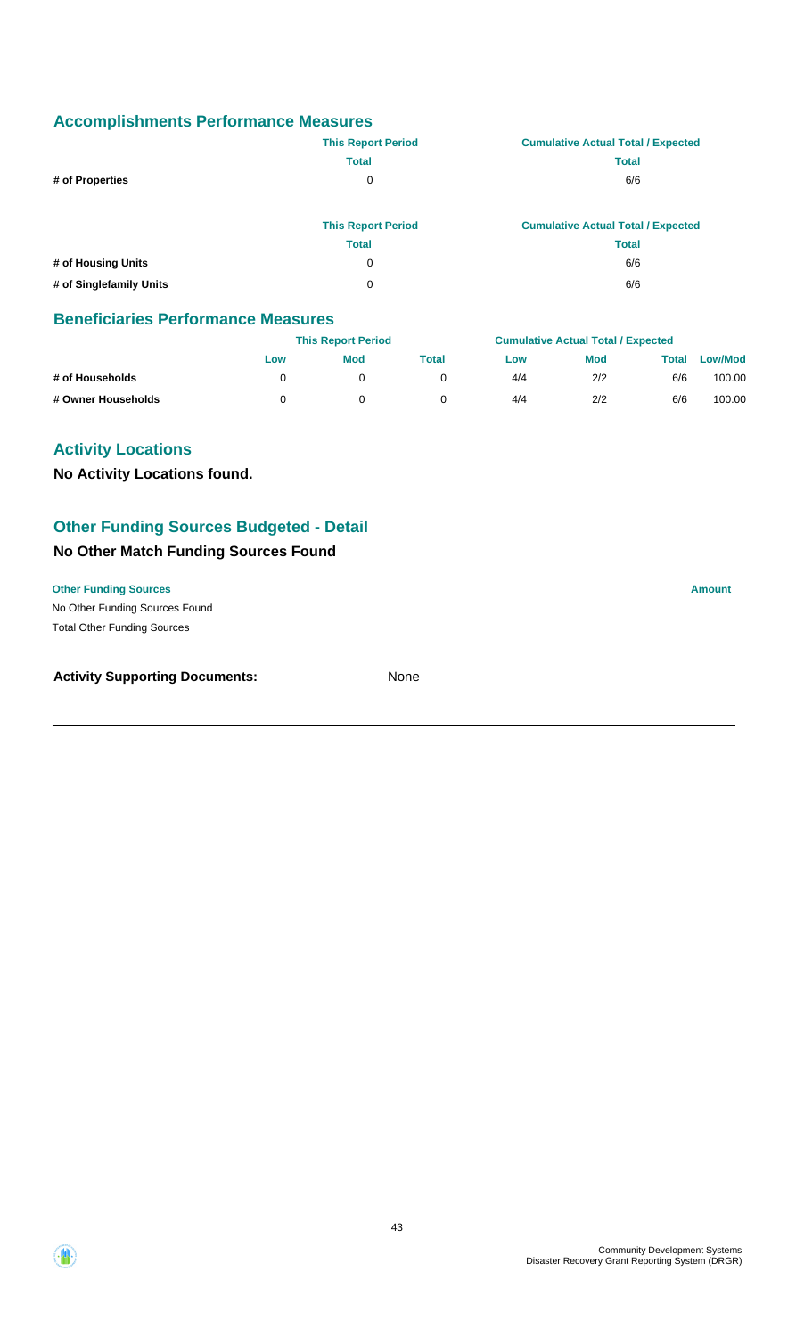## Accomplishments Performance Measures

| | This Report Period | Cumulative Actual Total / Expected |
|---|---|---|
| | Total | Total |
| # of Properties | 0 | 6/6 |

| | This Report Period | Cumulative Actual Total / Expected |
|---|---|---|
| | Total | Total |
| # of Housing Units | 0 | 6/6 |
| # of Singlefamily Units | 0 | 6/6 |

## Beneficiaries Performance Measures

| | This Report Period | | | Cumulative Actual Total / Expected | | | |
|---|---|---|---|---|---|---|---|
| | Low | Mod | Total | Low | Mod | Total | Low/Mod |
| # of Households | 0 | 0 | 0 | 4/4 | 2/2 | 6/6 | 100.00 |
| # Owner Households | 0 | 0 | 0 | 4/4 | 2/2 | 6/6 | 100.00 |

## Activity Locations

**No Activity Locations found.**

## Other Funding Sources Budgeted - Detail

### No Other Match Funding Sources Found

| Other Funding Sources | Amount |
|---|---|
| No Other Funding Sources Found | |
| Total Other Funding Sources | |

**Activity Supporting Documents:** None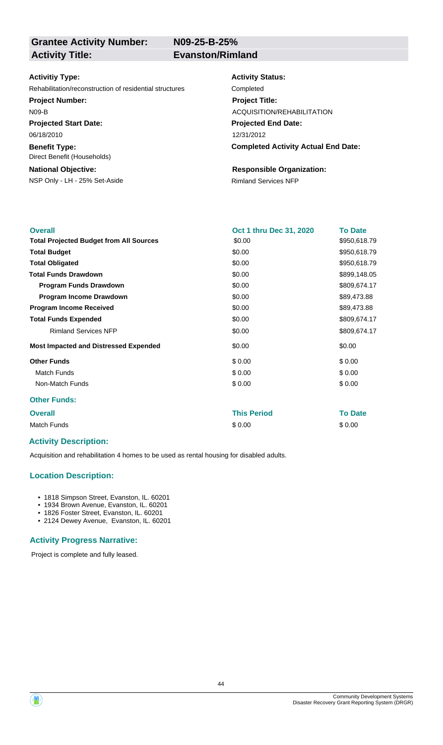| **Grantee Activity Number:** | **N09-25-B-25%** |
|---|---|
| **Activity Title:** | **Evanston/Rimland** |

**Activitiy Type:**
Rehabilitation/reconstruction of residential structures

**Activity Status:**
Completed

**Project Number:**
N09-B

**Project Title:**
ACQUISITION/REHABILITATION

**Projected Start Date:**
06/18/2010

**Projected End Date:**
12/31/2012

**Benefit Type:**
Direct Benefit (Households)

**Completed Activity Actual End Date:**

**National Objective:**
NSP Only - LH - 25% Set-Aside

**Responsible Organization:**
Rimland Services NFP

| **Overall** | **Oct 1 thru Dec 31, 2020** | **To Date** |
|---|---|---|
| **Total Projected Budget from All Sources** | $0.00 | $950,618.79 |
| **Total Budget** | $0.00 | $950,618.79 |
| **Total Obligated** | $0.00 | $950,618.79 |
| **Total Funds Drawdown** | $0.00 | $899,148.05 |
| **Program Funds Drawdown** | $0.00 | $809,674.17 |
| **Program Income Drawdown** | $0.00 | $89,473.88 |
| **Program Income Received** | $0.00 | $89,473.88 |
| **Total Funds Expended** | $0.00 | $809,674.17 |
| Rimland Services NFP | $0.00 | $809,674.17 |
| **Most Impacted and Distressed Expended** | $0.00 | $0.00 |
| **Other Funds** | $ 0.00 | $ 0.00 |
| Match Funds | $ 0.00 | $ 0.00 |
| Non-Match Funds | $ 0.00 | $ 0.00 |

**Other Funds:**

| **Overall** | **This Period** | **To Date** |
|---|---|---|
| Match Funds | $ 0.00 | $ 0.00 |

### Activity Description:

Acquisition and rehabilitation 4 homes to be used as rental housing for disabled adults.

### Location Description:

- 1818 Simpson Street, Evanston, IL. 60201
- 1934 Brown Avenue, Evanston, IL. 60201
- 1826 Foster Street, Evanston, IL. 60201
- 2124 Dewey Avenue, Evanston, IL. 60201

### Activity Progress Narrative:

Project is complete and fully leased.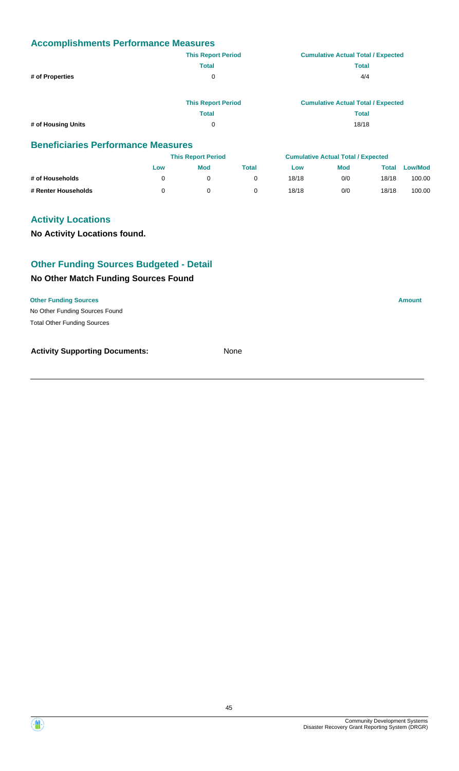## Accomplishments Performance Measures

| | This Report Period | Cumulative Actual Total / Expected |
|---|---|---|
| | Total | Total |
| # of Properties | 0 | 4/4 |

| | This Report Period | Cumulative Actual Total / Expected |
|---|---|---|
| | Total | Total |
| # of Housing Units | 0 | 18/18 |

## Beneficiaries Performance Measures

| | This Report Period | | | Cumulative Actual Total / Expected | | | |
|---|---|---|---|---|---|---|---|
| | Low | Mod | Total | Low | Mod | Total | Low/Mod |
| # of Households | 0 | 0 | 0 | 18/18 | 0/0 | 18/18 | 100.00 |
| # Renter Households | 0 | 0 | 0 | 18/18 | 0/0 | 18/18 | 100.00 |

## Activity Locations

**No Activity Locations found.**

## Other Funding Sources Budgeted - Detail

### No Other Match Funding Sources Found

| Other Funding Sources | Amount |
|---|---|
| No Other Funding Sources Found | |
| Total Other Funding Sources | |

**Activity Supporting Documents:** None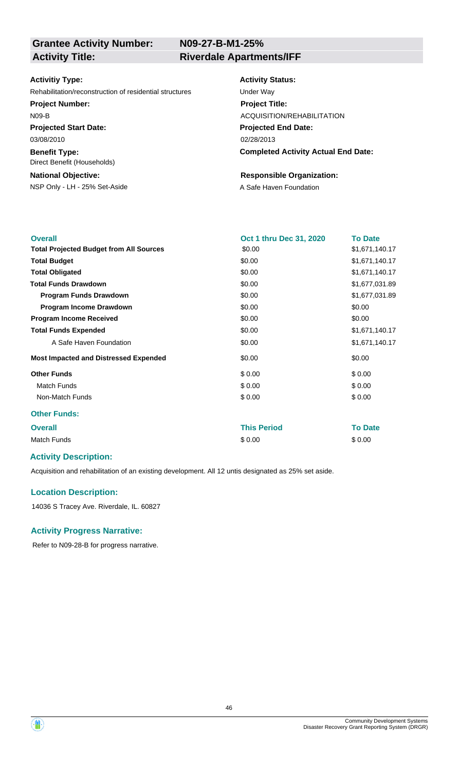| **Grantee Activity Number:** | **N09-27-B-M1-25%** |
| --- | --- |
| **Activity Title:** | **Riverdale Apartments/IFF** |

**Activitiy Type:**
Rehabilitation/reconstruction of residential structures

**Project Number:**
N09-B

**Projected Start Date:**
03/08/2010

**Benefit Type:**
Direct Benefit (Households)

**National Objective:**
NSP Only - LH - 25% Set-Aside

**Activity Status:**
Under Way

**Project Title:**
ACQUISITION/REHABILITATION

**Projected End Date:**
02/28/2013

**Completed Activity Actual End Date:**

**Responsible Organization:**
A Safe Haven Foundation

| Overall | Oct 1 thru Dec 31, 2020 | To Date |
| --- | --- | --- |
| **Total Projected Budget from All Sources** | $0.00 | $1,671,140.17 |
| **Total Budget** | $0.00 | $1,671,140.17 |
| **Total Obligated** | $0.00 | $1,671,140.17 |
| **Total Funds Drawdown** | $0.00 | $1,677,031.89 |
| **Program Funds Drawdown** | $0.00 | $1,677,031.89 |
| **Program Income Drawdown** | $0.00 | $0.00 |
| **Program Income Received** | $0.00 | $0.00 |
| **Total Funds Expended** | $0.00 | $1,671,140.17 |
| A Safe Haven Foundation | $0.00 | $1,671,140.17 |
| **Most Impacted and Distressed Expended** | $0.00 | $0.00 |
| **Other Funds** | $ 0.00 | $ 0.00 |
| Match Funds | $ 0.00 | $ 0.00 |
| Non-Match Funds | $ 0.00 | $ 0.00 |

**Other Funds:**

| Overall | This Period | To Date |
| --- | --- | --- |
| Match Funds | $ 0.00 | $ 0.00 |

### Activity Description:

Acquisition and rehabilitation of an existing development. All 12 untis designated as 25% set aside.

### Location Description:

14036 S Tracey Ave. Riverdale, IL. 60827

### Activity Progress Narrative:

Refer to N09-28-B for progress narrative.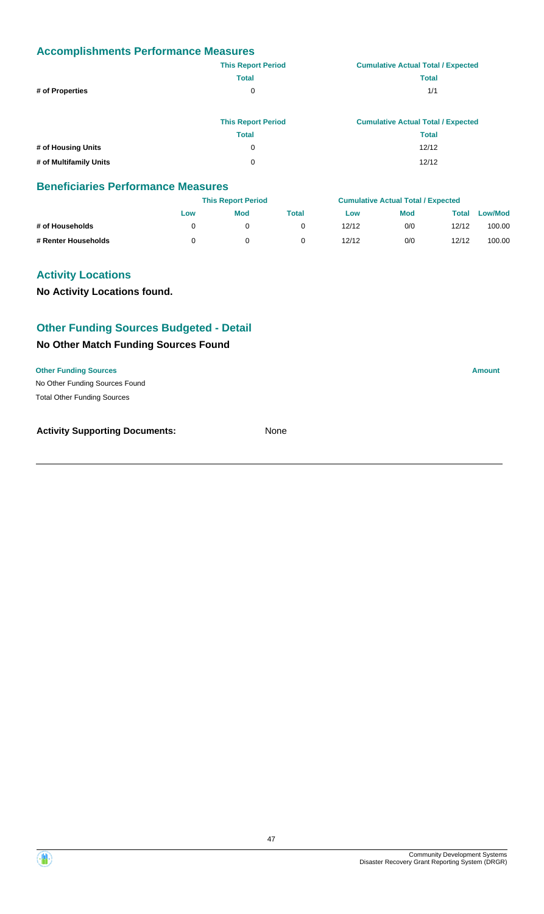## Accomplishments Performance Measures

| | This Report Period | Cumulative Actual Total / Expected |
|---|---|---|
| | Total | Total |
| # of Properties | 0 | 1/1 |

| | This Report Period | Cumulative Actual Total / Expected |
|---|---|---|
| | Total | Total |
| # of Housing Units | 0 | 12/12 |
| # of Multifamily Units | 0 | 12/12 |

## Beneficiaries Performance Measures

| | This Report Period | | | Cumulative Actual Total / Expected | | | |
|---|---|---|---|---|---|---|---|
| | Low | Mod | Total | Low | Mod | Total | Low/Mod |
| # of Households | 0 | 0 | 0 | 12/12 | 0/0 | 12/12 | 100.00 |
| # Renter Households | 0 | 0 | 0 | 12/12 | 0/0 | 12/12 | 100.00 |

## Activity Locations

**No Activity Locations found.**

## Other Funding Sources Budgeted - Detail

### No Other Match Funding Sources Found

| Other Funding Sources | Amount |
|---|---|
| No Other Funding Sources Found | |
| Total Other Funding Sources | |

**Activity Supporting Documents:** None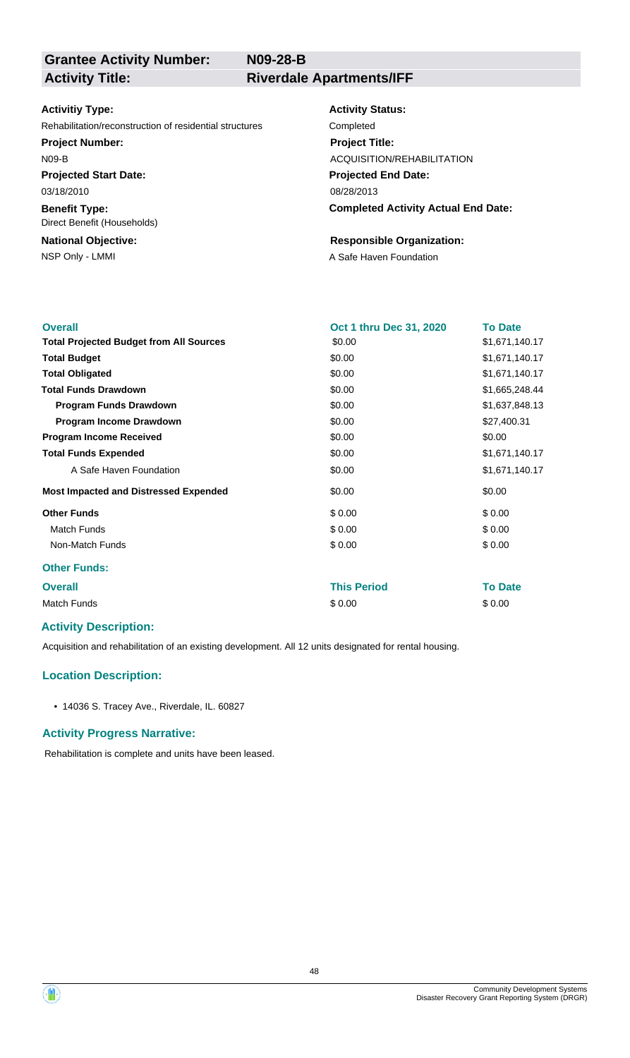**Grantee Activity Number:** N09-28-B

**Activity Title:** Riverdale Apartments/IFF

**Activitiy Type:**
Rehabilitation/reconstruction of residential structures

**Activity Status:**
Completed

**Project Number:**
N09-B

**Project Title:**
ACQUISITION/REHABILITATION

**Projected Start Date:**
03/18/2010

**Projected End Date:**
08/28/2013

**Benefit Type:**
Direct Benefit (Households)

**Completed Activity Actual End Date:**

**National Objective:**
NSP Only - LMMI

**Responsible Organization:**
A Safe Haven Foundation

| Overall | Oct 1 thru Dec 31, 2020 | To Date |
| --- | --- | --- |
| **Total Projected Budget from All Sources** | $0.00 | $1,671,140.17 |
| **Total Budget** | $0.00 | $1,671,140.17 |
| **Total Obligated** | $0.00 | $1,671,140.17 |
| **Total Funds Drawdown** | $0.00 | $1,665,248.44 |
| **Program Funds Drawdown** | $0.00 | $1,637,848.13 |
| **Program Income Drawdown** | $0.00 | $27,400.31 |
| **Program Income Received** | $0.00 | $0.00 |
| **Total Funds Expended** | $0.00 | $1,671,140.17 |
| A Safe Haven Foundation | $0.00 | $1,671,140.17 |
| **Most Impacted and Distressed Expended** | $0.00 | $0.00 |
| **Other Funds** | $ 0.00 | $ 0.00 |
| Match Funds | $ 0.00 | $ 0.00 |
| Non-Match Funds | $ 0.00 | $ 0.00 |

**Other Funds:**

| Overall | This Period | To Date |
| --- | --- | --- |
| Match Funds | $ 0.00 | $ 0.00 |

### Activity Description:

Acquisition and rehabilitation of an existing development. All 12 units designated for rental housing.

### Location Description:

- 14036 S. Tracey Ave., Riverdale, IL. 60827

### Activity Progress Narrative:

Rehabilitation is complete and units have been leased.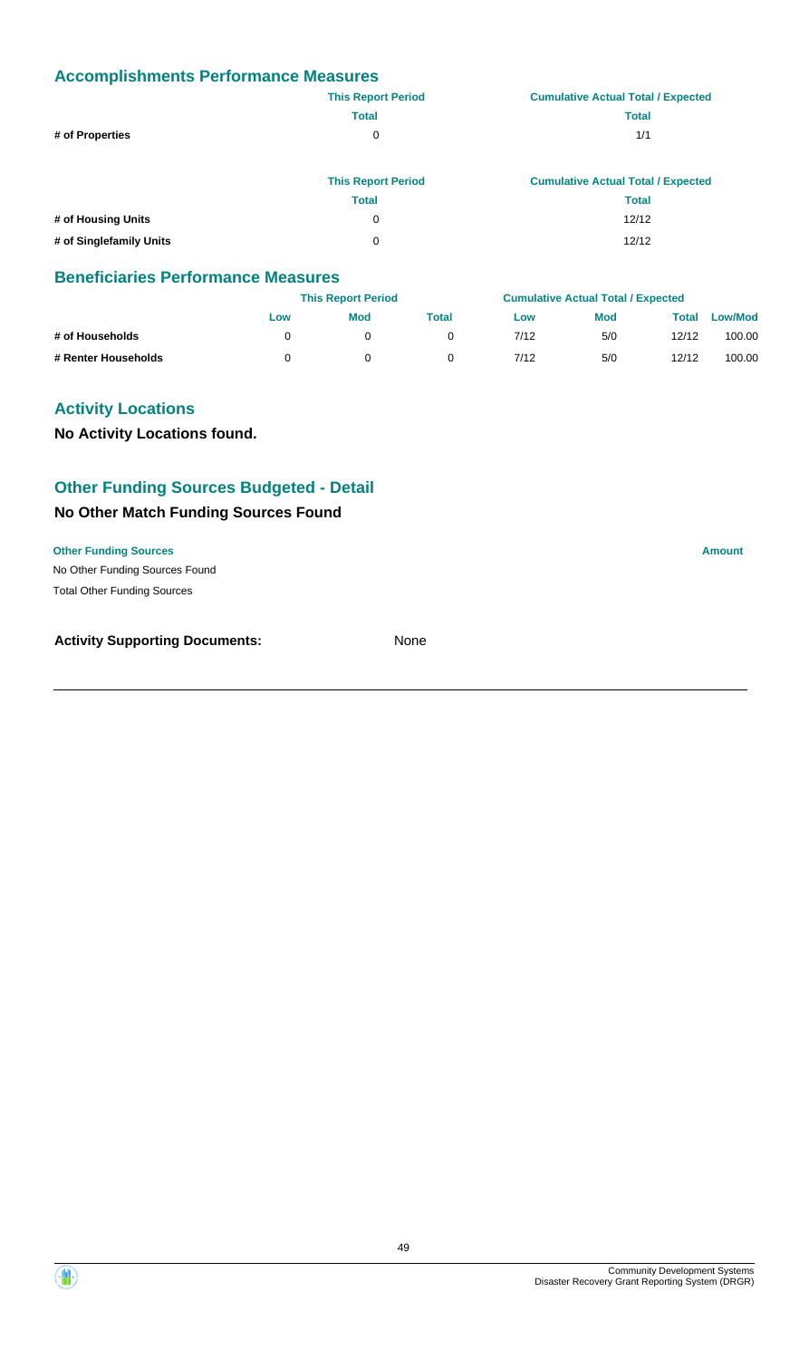## Accomplishments Performance Measures

| | This Report Period | Cumulative Actual Total / Expected |
|---|---|---|
| | Total | Total |
| # of Properties | 0 | 1/1 |

| | This Report Period | Cumulative Actual Total / Expected |
|---|---|---|
| | Total | Total |
| # of Housing Units | 0 | 12/12 |
| # of Singlefamily Units | 0 | 12/12 |

## Beneficiaries Performance Measures

| | This Report Period | | | Cumulative Actual Total / Expected | | | |
|---|---|---|---|---|---|---|---|
| | Low | Mod | Total | Low | Mod | Total | Low/Mod |
| # of Households | 0 | 0 | 0 | 7/12 | 5/0 | 12/12 | 100.00 |
| # Renter Households | 0 | 0 | 0 | 7/12 | 5/0 | 12/12 | 100.00 |

## Activity Locations

**No Activity Locations found.**

## Other Funding Sources Budgeted - Detail

### No Other Match Funding Sources Found

| Other Funding Sources | Amount |
|---|---|
| No Other Funding Sources Found | |
| Total Other Funding Sources | |

**Activity Supporting Documents:** None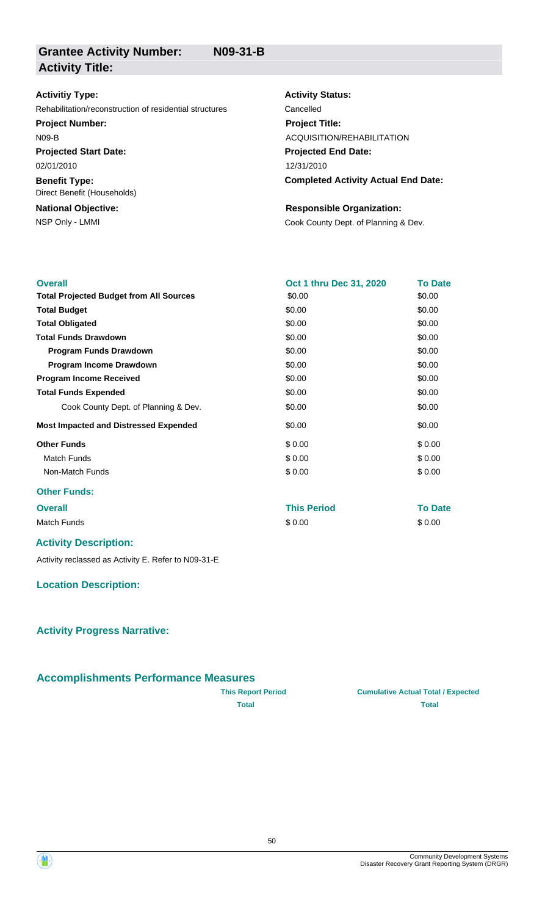## Grantee Activity Number: N09-31-B
## Activity Title:

**Activitiy Type:**
Rehabilitation/reconstruction of residential structures

**Activity Status:**
Cancelled

**Project Number:**
N09-B

**Project Title:**
ACQUISITION/REHABILITATION

**Projected Start Date:**
02/01/2010

**Projected End Date:**
12/31/2010

**Benefit Type:**
Direct Benefit (Households)

**Completed Activity Actual End Date:**

**National Objective:**
NSP Only - LMMI

**Responsible Organization:**
Cook County Dept. of Planning & Dev.

| Overall | Oct 1 thru Dec 31, 2020 | To Date |
|---|---|---|
| **Total Projected Budget from All Sources** | $0.00 | $0.00 |
| **Total Budget** | $0.00 | $0.00 |
| **Total Obligated** | $0.00 | $0.00 |
| **Total Funds Drawdown** | $0.00 | $0.00 |
| **Program Funds Drawdown** | $0.00 | $0.00 |
| **Program Income Drawdown** | $0.00 | $0.00 |
| **Program Income Received** | $0.00 | $0.00 |
| **Total Funds Expended** | $0.00 | $0.00 |
| Cook County Dept. of Planning & Dev. | $0.00 | $0.00 |
| **Most Impacted and Distressed Expended** | $0.00 | $0.00 |
| **Other Funds** | $ 0.00 | $ 0.00 |
| Match Funds | $ 0.00 | $ 0.00 |
| Non-Match Funds | $ 0.00 | $ 0.00 |

### Other Funds:

| Overall | This Period | To Date |
|---|---|---|
| Match Funds | $ 0.00 | $ 0.00 |

### Activity Description:

Activity reclassed as Activity E. Refer to N09-31-E

### Location Description:

### Activity Progress Narrative:

### Accomplishments Performance Measures

| | This Report Period | Cumulative Actual Total / Expected |
|---|---|---|
| | Total | Total |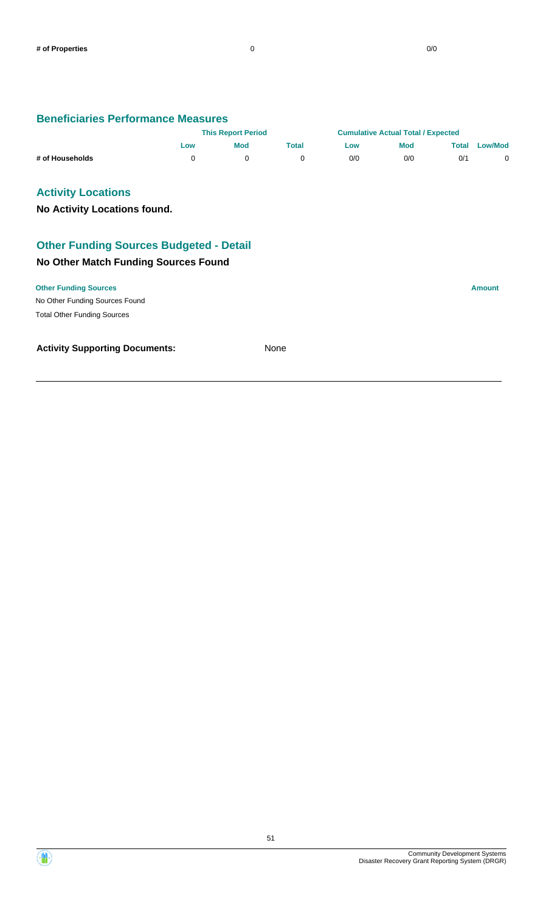| # of Properties | 0 | 0/0 |
|---|---|---|

## Beneficiaries Performance Measures

| | This Report Period | | | Cumulative Actual Total / Expected | | | |
|---|---|---|---|---|---|---|---|
| | Low | Mod | Total | Low | Mod | Total | Low/Mod |
| # of Households | 0 | 0 | 0 | 0/0 | 0/0 | 0/1 | 0 |

## Activity Locations

**No Activity Locations found.**

## Other Funding Sources Budgeted - Detail

### No Other Match Funding Sources Found

| Other Funding Sources | Amount |
|---|---|
| No Other Funding Sources Found | |
| Total Other Funding Sources | |

**Activity Supporting Documents:** None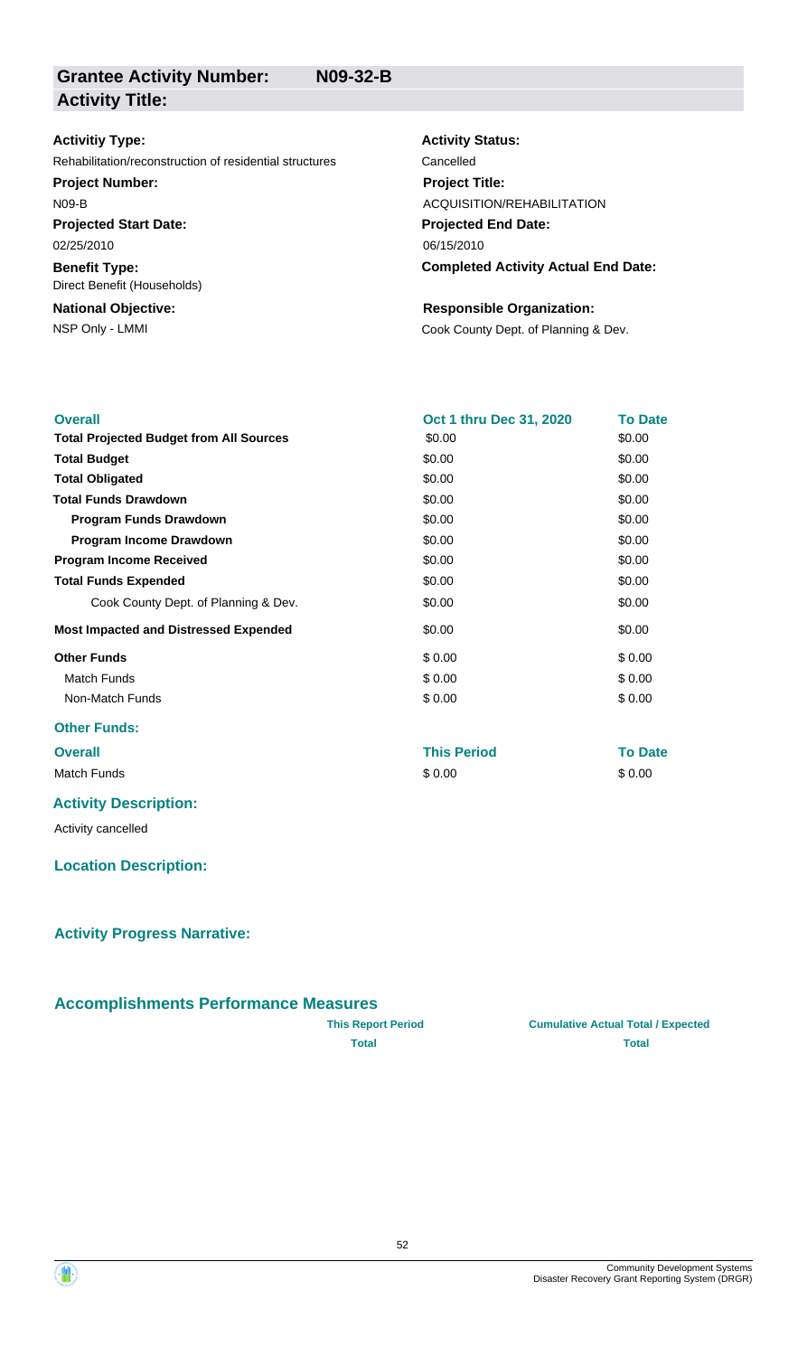## Grantee Activity Number: N09-32-B

## Activity Title:

**Activitiy Type:**
Rehabilitation/reconstruction of residential structures

**Activity Status:**
Cancelled

**Project Number:**
N09-B

**Project Title:**
ACQUISITION/REHABILITATION

**Projected Start Date:**
02/25/2010

**Projected End Date:**
06/15/2010

**Benefit Type:**
Direct Benefit (Households)

**Completed Activity Actual End Date:**

**National Objective:**
NSP Only - LMMI

**Responsible Organization:**
Cook County Dept. of Planning & Dev.

| Overall | Oct 1 thru Dec 31, 2020 | To Date |
|---|---|---|
| **Total Projected Budget from All Sources** | \$0.00 | \$0.00 |
| **Total Budget** | \$0.00 | \$0.00 |
| **Total Obligated** | \$0.00 | \$0.00 |
| **Total Funds Drawdown** | \$0.00 | \$0.00 |
| **Program Funds Drawdown** | \$0.00 | \$0.00 |
| **Program Income Drawdown** | \$0.00 | \$0.00 |
| **Program Income Received** | \$0.00 | \$0.00 |
| **Total Funds Expended** | \$0.00 | \$0.00 |
| Cook County Dept. of Planning & Dev. | \$0.00 | \$0.00 |
| **Most Impacted and Distressed Expended** | \$0.00 | \$0.00 |
| **Other Funds** | \$ 0.00 | \$ 0.00 |
| Match Funds | \$ 0.00 | \$ 0.00 |
| Non-Match Funds | \$ 0.00 | \$ 0.00 |

### Other Funds:

| Overall | This Period | To Date |
|---|---|---|
| Match Funds | \$ 0.00 | \$ 0.00 |

### Activity Description:

Activity cancelled

### Location Description:

### Activity Progress Narrative:

## Accomplishments Performance Measures

| | This Report Period | Cumulative Actual Total / Expected |
|---|---|---|
| | Total | Total |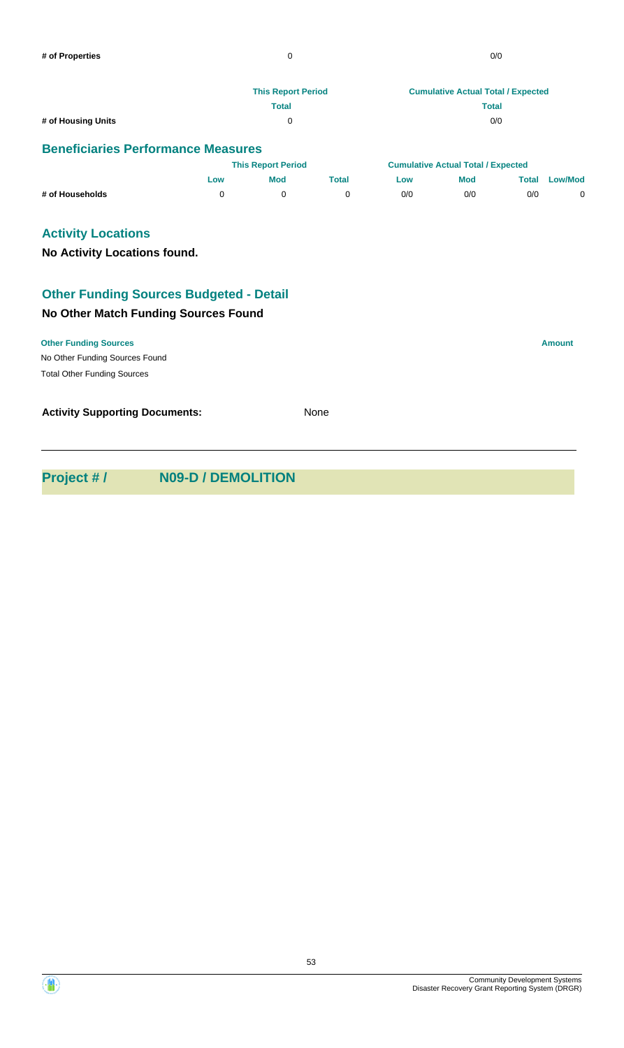| | This Report Period | Cumulative Actual Total / Expected |
|---|---|---|
| # of Properties | 0 | 0/0 |

| | This Report Period | Cumulative Actual Total / Expected |
|---|---|---|
| | Total | Total |
| # of Housing Units | 0 | 0/0 |

## Beneficiaries Performance Measures

| | This Report Period | | | Cumulative Actual Total / Expected | | | |
|---|---|---|---|---|---|---|---|
| | Low | Mod | Total | Low | Mod | Total | Low/Mod |
| # of Households | 0 | 0 | 0 | 0/0 | 0/0 | 0/0 | 0 |

## Activity Locations

**No Activity Locations found.**

## Other Funding Sources Budgeted - Detail

### No Other Match Funding Sources Found

| Other Funding Sources | Amount |
|---|---|
| No Other Funding Sources Found | |
| Total Other Funding Sources | |

**Activity Supporting Documents:** None

---

## Project # / N09-D / DEMOLITION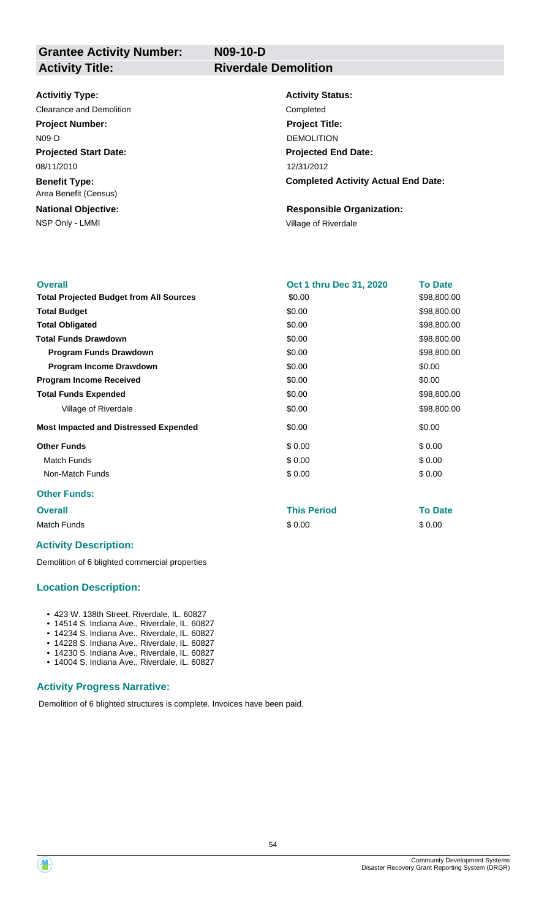| **Grantee Activity Number:** | **N09-10-D** |
|---|---|
| **Activity Title:** | **Riverdale Demolition** |

**Activitiy Type:**
Clearance and Demolition

**Activity Status:**
Completed

**Project Number:**
N09-D

**Project Title:**
DEMOLITION

**Projected Start Date:**
08/11/2010

**Projected End Date:**
12/31/2012

**Benefit Type:**
Area Benefit (Census)

**Completed Activity Actual End Date:**

**National Objective:**
NSP Only - LMMI

**Responsible Organization:**
Village of Riverdale

| Overall | Oct 1 thru Dec 31, 2020 | To Date |
|---|---|---|
| **Total Projected Budget from All Sources** | $0.00 | $98,800.00 |
| **Total Budget** | $0.00 | $98,800.00 |
| **Total Obligated** | $0.00 | $98,800.00 |
| **Total Funds Drawdown** | $0.00 | $98,800.00 |
| **Program Funds Drawdown** | $0.00 | $98,800.00 |
| **Program Income Drawdown** | $0.00 | $0.00 |
| **Program Income Received** | $0.00 | $0.00 |
| **Total Funds Expended** | $0.00 | $98,800.00 |
| Village of Riverdale | $0.00 | $98,800.00 |
| **Most Impacted and Distressed Expended** | $0.00 | $0.00 |
| **Other Funds** | $ 0.00 | $ 0.00 |
| Match Funds | $ 0.00 | $ 0.00 |
| Non-Match Funds | $ 0.00 | $ 0.00 |

### Other Funds:

| Overall | This Period | To Date |
|---|---|---|
| Match Funds | $ 0.00 | $ 0.00 |

### Activity Description:

Demolition of 6 blighted commercial properties

### Location Description:

- 423 W. 138th Street, Riverdale, IL. 60827
- 14514 S. Indiana Ave., Riverdale, IL. 60827
- 14234 S. Indiana Ave., Riverdale, IL. 60827
- 14228 S. Indiana Ave., Riverdale, IL. 60827
- 14230 S. Indiana Ave., Riverdale, IL. 60827
- 14004 S. Indiana Ave., Riverdale, IL. 60827

### Activity Progress Narrative:

Demolition of 6 blighted structures is complete. Invoices have been paid.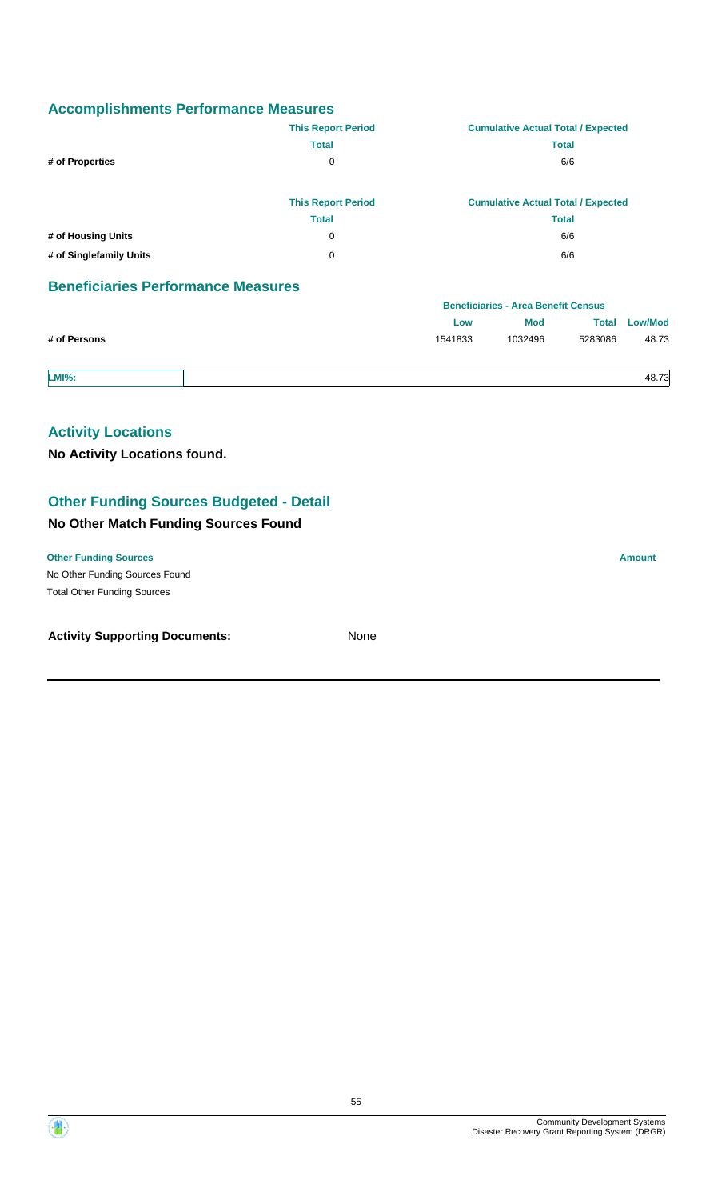## Accomplishments Performance Measures

| | This Report Period | Cumulative Actual Total / Expected |
|---|---|---|
| | Total | Total |
| # of Properties | 0 | 6/6 |

| | This Report Period | Cumulative Actual Total / Expected |
|---|---|---|
| | Total | Total |
| # of Housing Units | 0 | 6/6 |
| # of Singlefamily Units | 0 | 6/6 |

## Beneficiaries Performance Measures

| | Beneficiaries - Area Benefit Census | | | |
|---|---|---|---|---|
| | Low | Mod | Total | Low/Mod |
| # of Persons | 1541833 | 1032496 | 5283086 | 48.73 |

| LMI%: | 48.73 |
|---|---|

## Activity Locations

**No Activity Locations found.**

## Other Funding Sources Budgeted - Detail

**No Other Match Funding Sources Found**

| Other Funding Sources | Amount |
|---|---|
| No Other Funding Sources Found | |
| Total Other Funding Sources | |

**Activity Supporting Documents:** None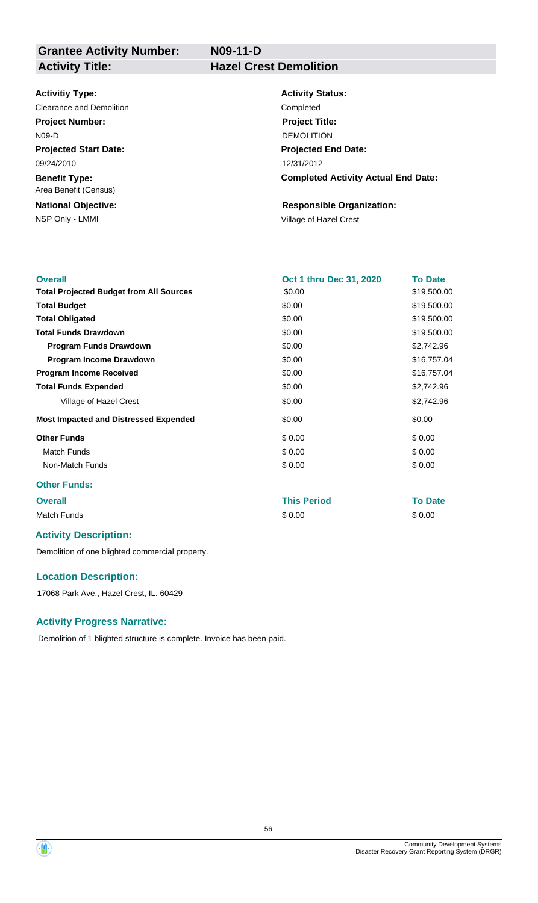| | |
|---|---|
| **Grantee Activity Number:** | **N09-11-D** |
| **Activity Title:** | **Hazel Crest Demolition** |

| | |
|---|---|
| **Activitiy Type:** | **Activity Status:** |
| Clearance and Demolition | Completed |
| **Project Number:** | **Project Title:** |
| N09-D | DEMOLITION |
| **Projected Start Date:** | **Projected End Date:** |
| 09/24/2010 | 12/31/2012 |
| **Benefit Type:** | **Completed Activity Actual End Date:** |
| Area Benefit (Census) | |
| **National Objective:** | **Responsible Organization:** |
| NSP Only - LMMI | Village of Hazel Crest |

| **Overall** | **Oct 1 thru Dec 31, 2020** | **To Date** |
|---|---|---|
| **Total Projected Budget from All Sources** | \$0.00 | \$19,500.00 |
| **Total Budget** | \$0.00 | \$19,500.00 |
| **Total Obligated** | \$0.00 | \$19,500.00 |
| **Total Funds Drawdown** | \$0.00 | \$19,500.00 |
| **Program Funds Drawdown** | \$0.00 | \$2,742.96 |
| **Program Income Drawdown** | \$0.00 | \$16,757.04 |
| **Program Income Received** | \$0.00 | \$16,757.04 |
| **Total Funds Expended** | \$0.00 | \$2,742.96 |
| Village of Hazel Crest | \$0.00 | \$2,742.96 |
| **Most Impacted and Distressed Expended** | \$0.00 | \$0.00 |
| **Other Funds** | \$ 0.00 | \$ 0.00 |
| Match Funds | \$ 0.00 | \$ 0.00 |
| Non-Match Funds | \$ 0.00 | \$ 0.00 |

### Other Funds:

| **Overall** | **This Period** | **To Date** |
|---|---|---|
| Match Funds | \$ 0.00 | \$ 0.00 |

### Activity Description:

Demolition of one blighted commercial property.

### Location Description:

17068 Park Ave., Hazel Crest, IL. 60429

### Activity Progress Narrative:

Demolition of 1 blighted structure is complete. Invoice has been paid.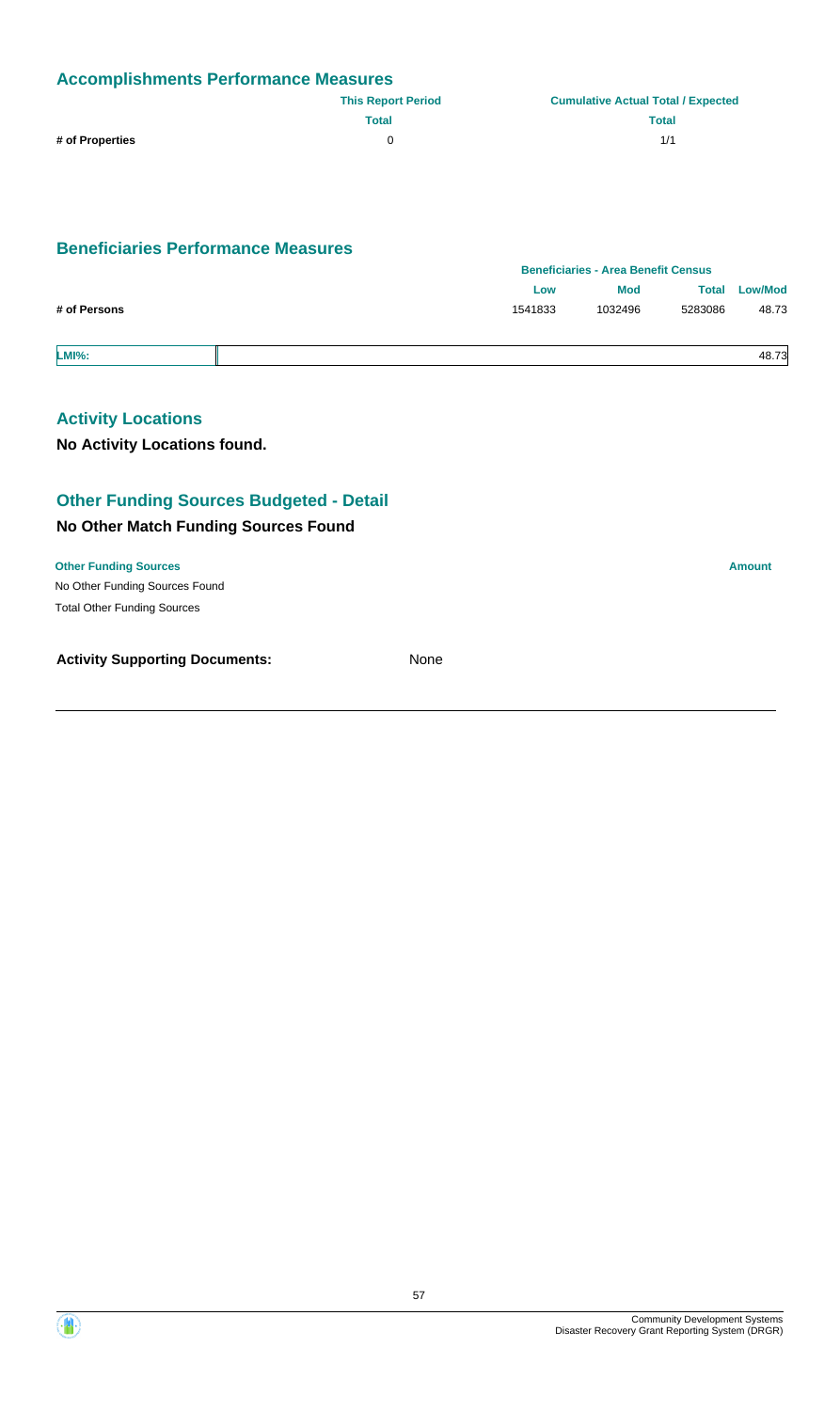## Accomplishments Performance Measures

| | This Report Period | Cumulative Actual Total / Expected |
|---|---|---|
| | Total | Total |
| # of Properties | 0 | 1/1 |

## Beneficiaries Performance Measures

| | Beneficiaries - Area Benefit Census | | | |
|---|---|---|---|---|
| | Low | Mod | Total | Low/Mod |
| # of Persons | 1541833 | 1032496 | 5283086 | 48.73 |

| LMI%: | 48.73 |
|---|---|

## Activity Locations

**No Activity Locations found.**

## Other Funding Sources Budgeted - Detail

### No Other Match Funding Sources Found

| Other Funding Sources | Amount |
|---|---|
| No Other Funding Sources Found | |
| Total Other Funding Sources | |

**Activity Supporting Documents:** None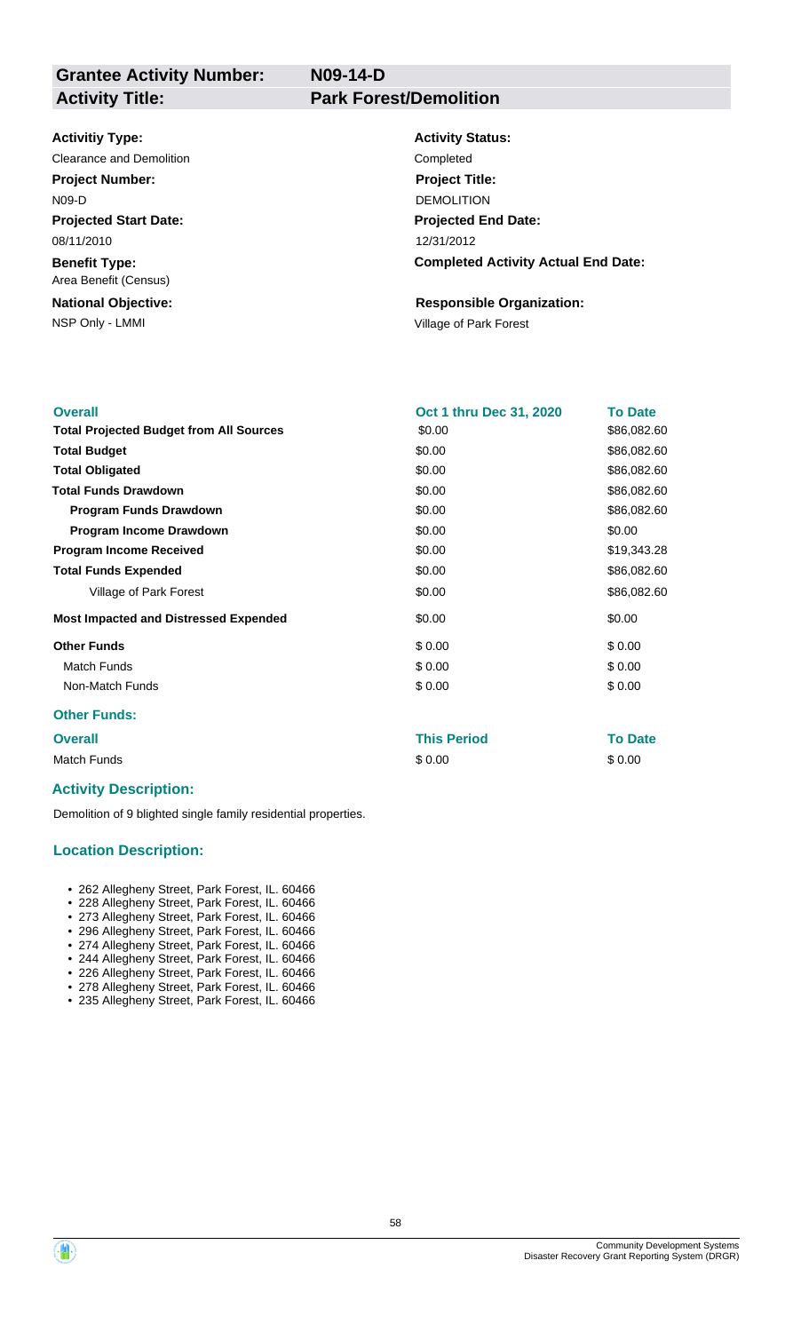| **Grantee Activity Number:** | **N09-14-D** |
| --- | --- |
| **Activity Title:** | **Park Forest/Demolition** |

**Activitiy Type:**
Clearance and Demolition

**Activity Status:**
Completed

**Project Number:**
N09-D

**Project Title:**
DEMOLITION

**Projected Start Date:**
08/11/2010

**Projected End Date:**
12/31/2012

**Benefit Type:**
Area Benefit (Census)

**Completed Activity Actual End Date:**

**National Objective:**
NSP Only - LMMI

**Responsible Organization:**
Village of Park Forest

| Overall | Oct 1 thru Dec 31, 2020 | To Date |
| --- | --- | --- |
| **Total Projected Budget from All Sources** | $0.00 | $86,082.60 |
| **Total Budget** | $0.00 | $86,082.60 |
| **Total Obligated** | $0.00 | $86,082.60 |
| **Total Funds Drawdown** | $0.00 | $86,082.60 |
| **Program Funds Drawdown** | $0.00 | $86,082.60 |
| **Program Income Drawdown** | $0.00 | $0.00 |
| **Program Income Received** | $0.00 | $19,343.28 |
| **Total Funds Expended** | $0.00 | $86,082.60 |
| Village of Park Forest | $0.00 | $86,082.60 |
| **Most Impacted and Distressed Expended** | $0.00 | $0.00 |
| **Other Funds** | $ 0.00 | $ 0.00 |
| Match Funds | $ 0.00 | $ 0.00 |
| Non-Match Funds | $ 0.00 | $ 0.00 |

**Other Funds:**

| Overall | This Period | To Date |
| --- | --- | --- |
| Match Funds | $ 0.00 | $ 0.00 |

### Activity Description:

Demolition of 9 blighted single family residential properties.

### Location Description:

- 262 Allegheny Street, Park Forest, IL. 60466
- 228 Allegheny Street, Park Forest, IL. 60466
- 273 Allegheny Street, Park Forest, IL. 60466
- 296 Allegheny Street, Park Forest, IL. 60466
- 274 Allegheny Street, Park Forest, IL. 60466
- 244 Allegheny Street, Park Forest, IL. 60466
- 226 Allegheny Street, Park Forest, IL. 60466
- 278 Allegheny Street, Park Forest, IL. 60466
- 235 Allegheny Street, Park Forest, IL. 60466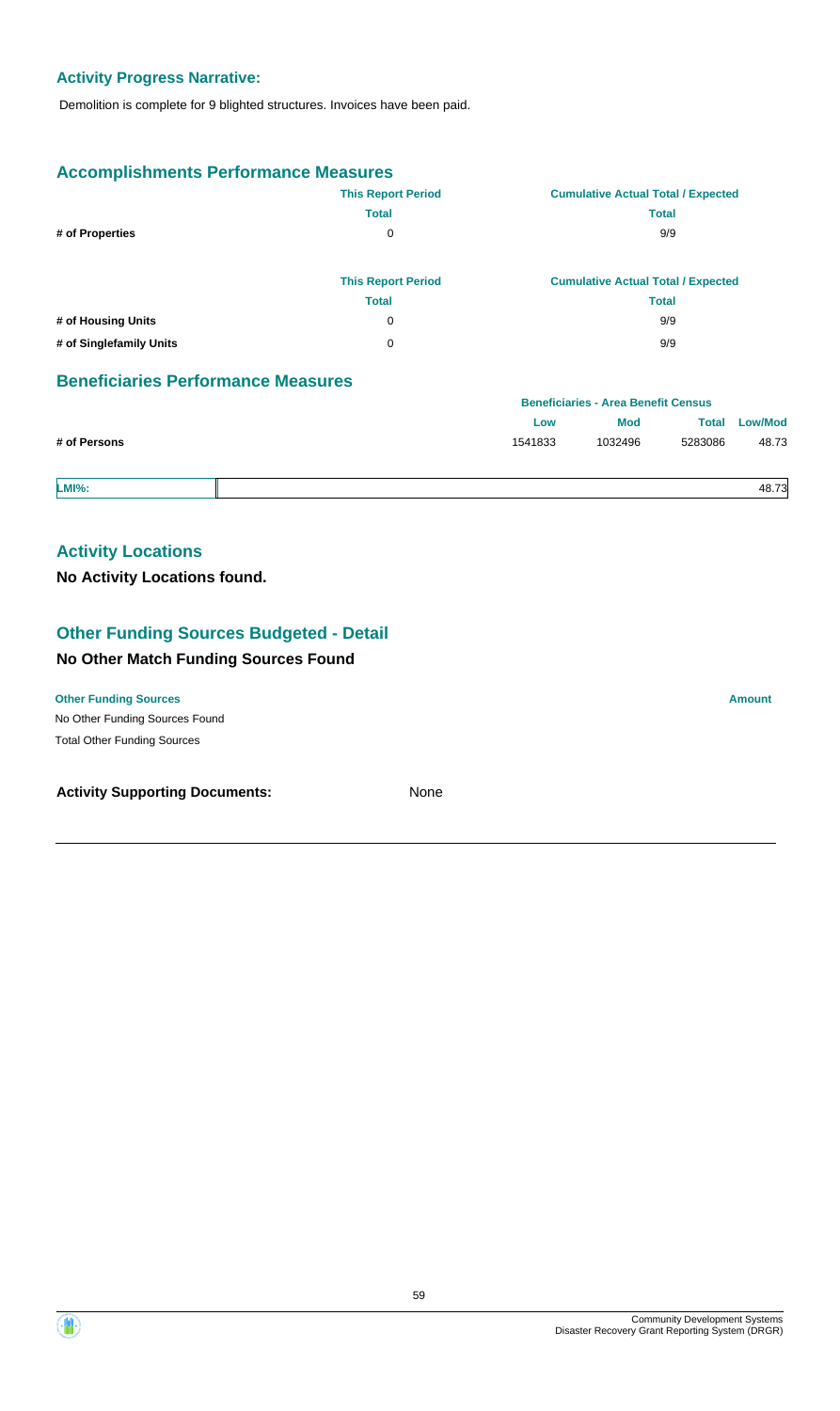### Activity Progress Narrative:

Demolition is complete for 9 blighted structures. Invoices have been paid.

### Accomplishments Performance Measures

| | This Report Period | Cumulative Actual Total / Expected |
|---|---|---|
| | Total | Total |
| # of Properties | 0 | 9/9 |

| | This Report Period | Cumulative Actual Total / Expected |
|---|---|---|
| | Total | Total |
| # of Housing Units | 0 | 9/9 |
| # of Singlefamily Units | 0 | 9/9 |

### Beneficiaries Performance Measures

| | Beneficiaries - Area Benefit Census | | | |
|---|---|---|---|---|
| | Low | Mod | Total | Low/Mod |
| # of Persons | 1541833 | 1032496 | 5283086 | 48.73 |

| LMI%: | 48.73 |
|---|---|

### Activity Locations

**No Activity Locations found.**

### Other Funding Sources Budgeted - Detail

**No Other Match Funding Sources Found**

| Other Funding Sources | Amount |
|---|---|
| No Other Funding Sources Found | |
| Total Other Funding Sources | |

**Activity Supporting Documents:** None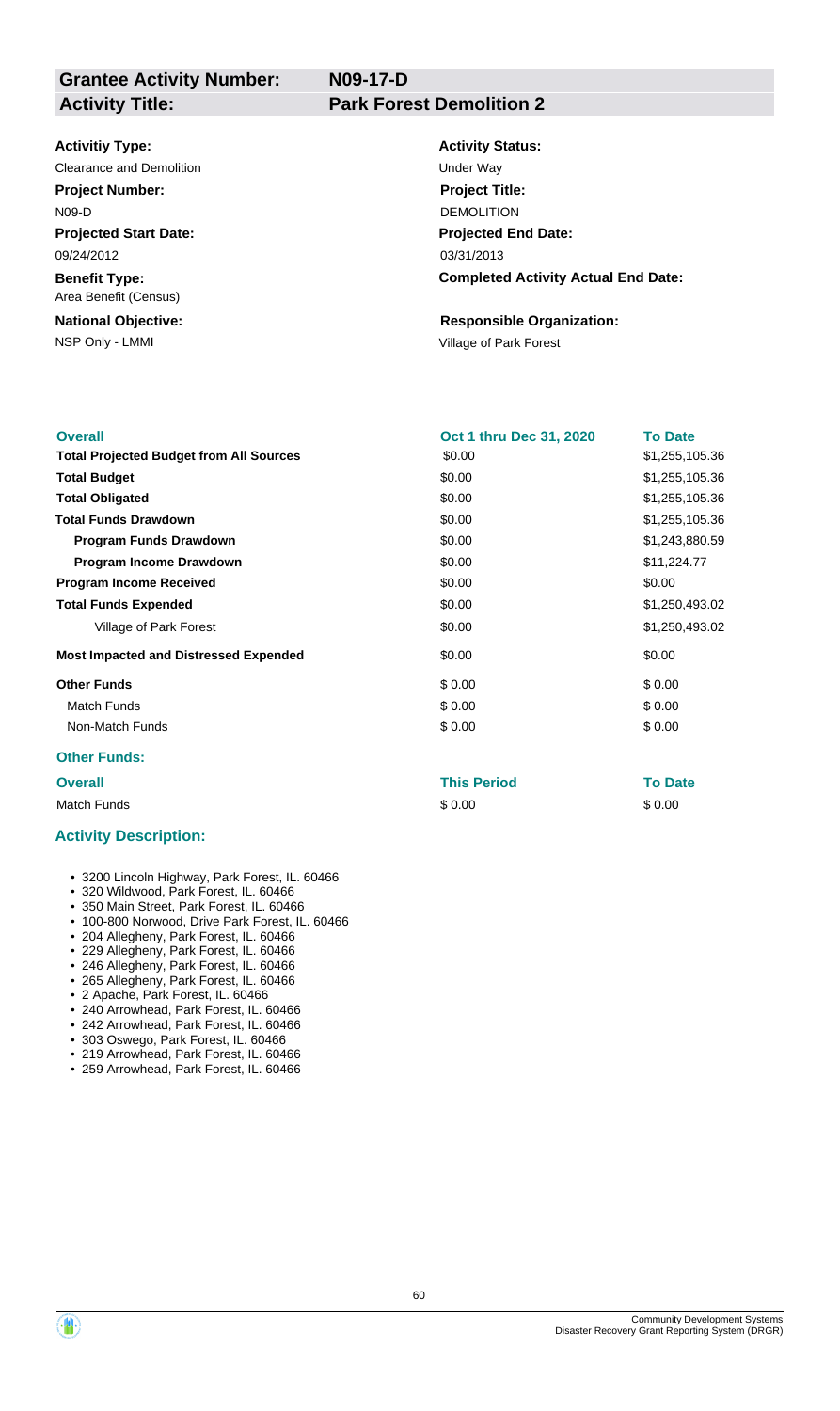| **Grantee Activity Number:** | **N09-17-D** |
|---|---|
| **Activity Title:** | **Park Forest Demolition 2** |

**Activitiy Type:**
Clearance and Demolition

**Project Number:**
N09-D

**Projected Start Date:**
09/24/2012

**Benefit Type:**
Area Benefit (Census)

**National Objective:**
NSP Only - LMMI

**Activity Status:**
Under Way

**Project Title:**
DEMOLITION

**Projected End Date:**
03/31/2013

**Completed Activity Actual End Date:**

**Responsible Organization:**
Village of Park Forest

| **Overall** | **Oct 1 thru Dec 31, 2020** | **To Date** |
|---|---|---|
| **Total Projected Budget from All Sources** | $0.00 | $1,255,105.36 |
| **Total Budget** | $0.00 | $1,255,105.36 |
| **Total Obligated** | $0.00 | $1,255,105.36 |
| **Total Funds Drawdown** | $0.00 | $1,255,105.36 |
| **Program Funds Drawdown** | $0.00 | $1,243,880.59 |
| **Program Income Drawdown** | $0.00 | $11,224.77 |
| **Program Income Received** | $0.00 | $0.00 |
| **Total Funds Expended** | $0.00 | $1,250,493.02 |
| Village of Park Forest | $0.00 | $1,250,493.02 |
| **Most Impacted and Distressed Expended** | $0.00 | $0.00 |
| **Other Funds** | $ 0.00 | $ 0.00 |
| Match Funds | $ 0.00 | $ 0.00 |
| Non-Match Funds | $ 0.00 | $ 0.00 |

**Other Funds:**

| **Overall** | **This Period** | **To Date** |
|---|---|---|
| Match Funds | $ 0.00 | $ 0.00 |

**Activity Description:**

- 3200 Lincoln Highway, Park Forest, IL. 60466
- 320 Wildwood, Park Forest, IL. 60466
- 350 Main Street, Park Forest, IL. 60466
- 100-800 Norwood, Drive Park Forest, IL. 60466
- 204 Allegheny, Park Forest, IL. 60466
- 229 Allegheny, Park Forest, IL. 60466
- 246 Allegheny, Park Forest, IL. 60466
- 265 Allegheny, Park Forest, IL. 60466
- 2 Apache, Park Forest, IL. 60466
- 240 Arrowhead, Park Forest, IL. 60466
- 242 Arrowhead, Park Forest, IL. 60466
- 303 Oswego, Park Forest, IL. 60466
- 219 Arrowhead, Park Forest, IL. 60466
- 259 Arrowhead, Park Forest, IL. 60466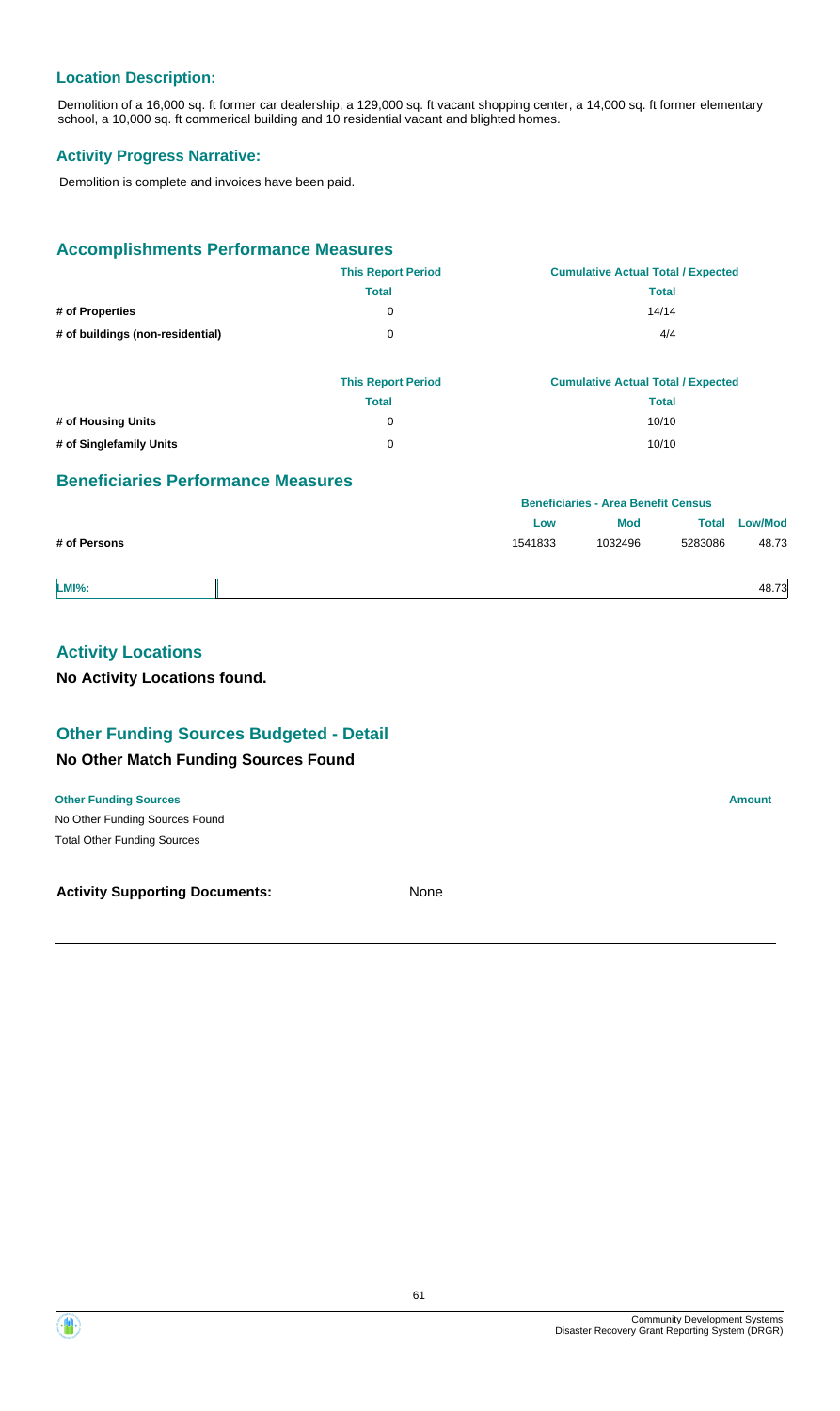### Location Description:

Demolition of a 16,000 sq. ft former car dealership, a 129,000 sq. ft vacant shopping center, a 14,000 sq. ft former elementary school, a 10,000 sq. ft commerical building and 10 residential vacant and blighted homes.

### Activity Progress Narrative:

Demolition is complete and invoices have been paid.

## Accomplishments Performance Measures

| | This Report Period | Cumulative Actual Total / Expected |
|---|---|---|
| | Total | Total |
| # of Properties | 0 | 14/14 |
| # of buildings (non-residential) | 0 | 4/4 |

| | This Report Period | Cumulative Actual Total / Expected |
|---|---|---|
| | Total | Total |
| # of Housing Units | 0 | 10/10 |
| # of Singlefamily Units | 0 | 10/10 |

## Beneficiaries Performance Measures

| | Beneficiaries - Area Benefit Census | | | |
|---|---|---|---|---|
| | Low | Mod | Total | Low/Mod |
| # of Persons | 1541833 | 1032496 | 5283086 | 48.73 |

| LMI%: | 48.73 |
|---|---|

## Activity Locations

**No Activity Locations found.**

## Other Funding Sources Budgeted - Detail

### No Other Match Funding Sources Found

| Other Funding Sources | Amount |
|---|---|
| No Other Funding Sources Found | |
| Total Other Funding Sources | |

**Activity Supporting Documents:** None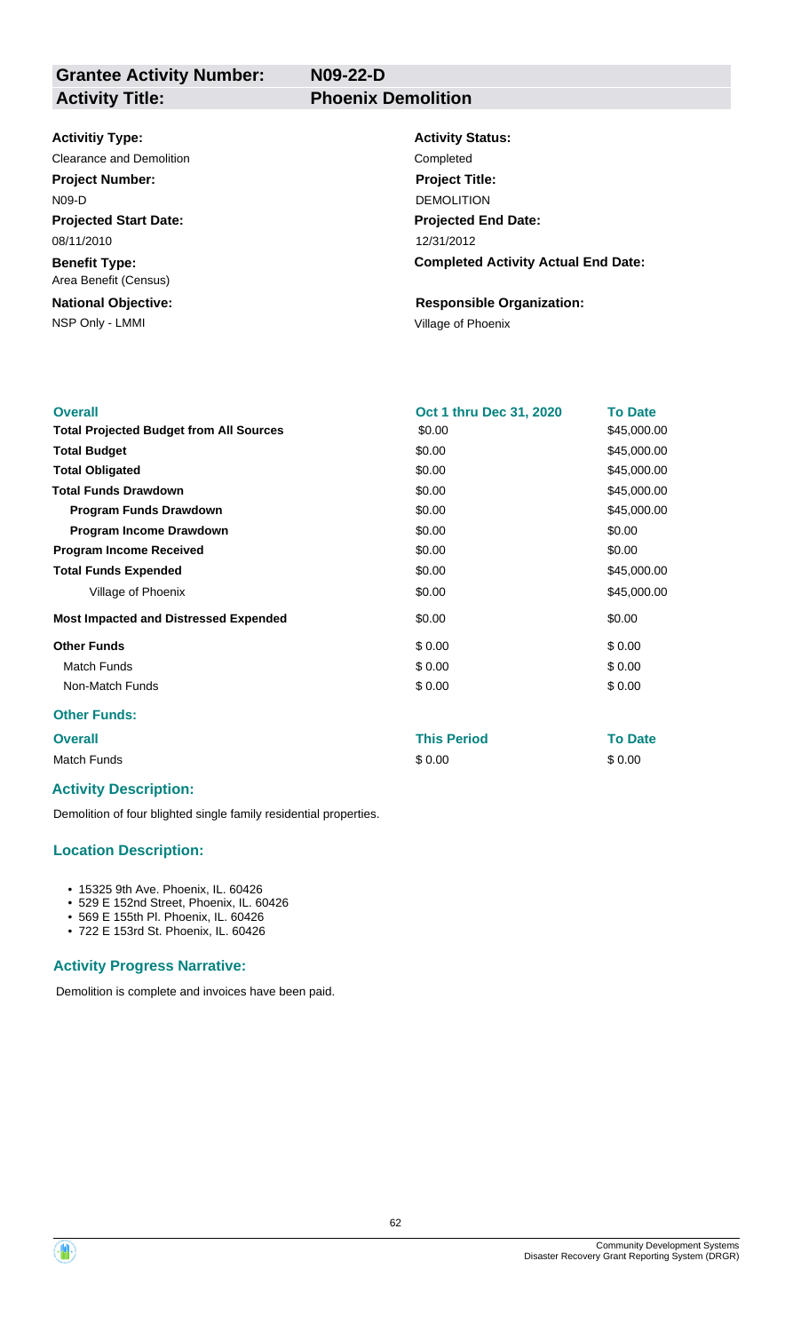| **Grantee Activity Number:** | **N09-22-D** |
|---|---|
| **Activity Title:** | **Phoenix Demolition** |

**Activitiy Type:**
Clearance and Demolition

**Activity Status:**
Completed

**Project Number:**
N09-D

**Project Title:**
DEMOLITION

**Projected Start Date:**
08/11/2010

**Projected End Date:**
12/31/2012

**Benefit Type:**
Area Benefit (Census)

**Completed Activity Actual End Date:**

**National Objective:**
NSP Only - LMMI

**Responsible Organization:**
Village of Phoenix

| Overall | Oct 1 thru Dec 31, 2020 | To Date |
|---|---|---|
| **Total Projected Budget from All Sources** | $0.00 | $45,000.00 |
| **Total Budget** | $0.00 | $45,000.00 |
| **Total Obligated** | $0.00 | $45,000.00 |
| **Total Funds Drawdown** | $0.00 | $45,000.00 |
| **Program Funds Drawdown** | $0.00 | $45,000.00 |
| **Program Income Drawdown** | $0.00 | $0.00 |
| **Program Income Received** | $0.00 | $0.00 |
| **Total Funds Expended** | $0.00 | $45,000.00 |
| Village of Phoenix | $0.00 | $45,000.00 |
| **Most Impacted and Distressed Expended** | $0.00 | $0.00 |
| **Other Funds** | $ 0.00 | $ 0.00 |
| Match Funds | $ 0.00 | $ 0.00 |
| Non-Match Funds | $ 0.00 | $ 0.00 |

**Other Funds:**

| Overall | This Period | To Date |
|---|---|---|
| Match Funds | $ 0.00 | $ 0.00 |

### Activity Description:

Demolition of four blighted single family residential properties.

### Location Description:

- 15325 9th Ave. Phoenix, IL. 60426
- 529 E 152nd Street, Phoenix, IL. 60426
- 569 E 155th Pl. Phoenix, IL. 60426
- 722 E 153rd St. Phoenix, IL. 60426

### Activity Progress Narrative:

Demolition is complete and invoices have been paid.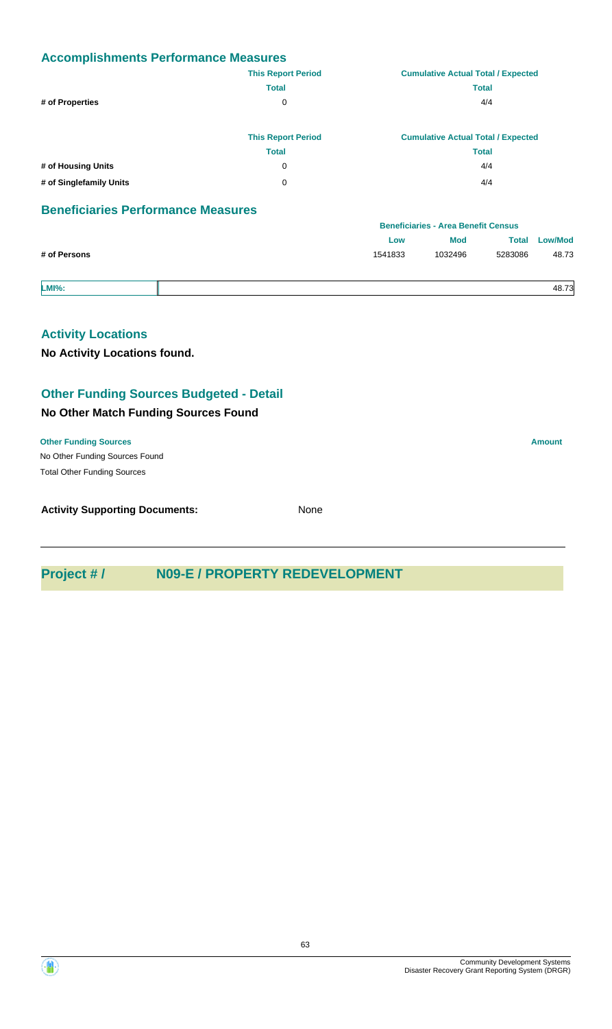## Accomplishments Performance Measures

| | This Report Period | Cumulative Actual Total / Expected |
|---|---|---|
| | Total | Total |
| # of Properties | 0 | 4/4 |

| | This Report Period | Cumulative Actual Total / Expected |
|---|---|---|
| | Total | Total |
| # of Housing Units | 0 | 4/4 |
| # of Singlefamily Units | 0 | 4/4 |

## Beneficiaries Performance Measures

| | Beneficiaries - Area Benefit Census | | | |
|---|---|---|---|---|
| | Low | Mod | Total | Low/Mod |
| # of Persons | 1541833 | 1032496 | 5283086 | 48.73 |

| LMI%: | 48.73 |
|---|---|

## Activity Locations

**No Activity Locations found.**

## Other Funding Sources Budgeted - Detail

### No Other Match Funding Sources Found

| Other Funding Sources | Amount |
|---|---|
| No Other Funding Sources Found | |
| Total Other Funding Sources | |

**Activity Supporting Documents:** None

# Project # / N09-E / PROPERTY REDEVELOPMENT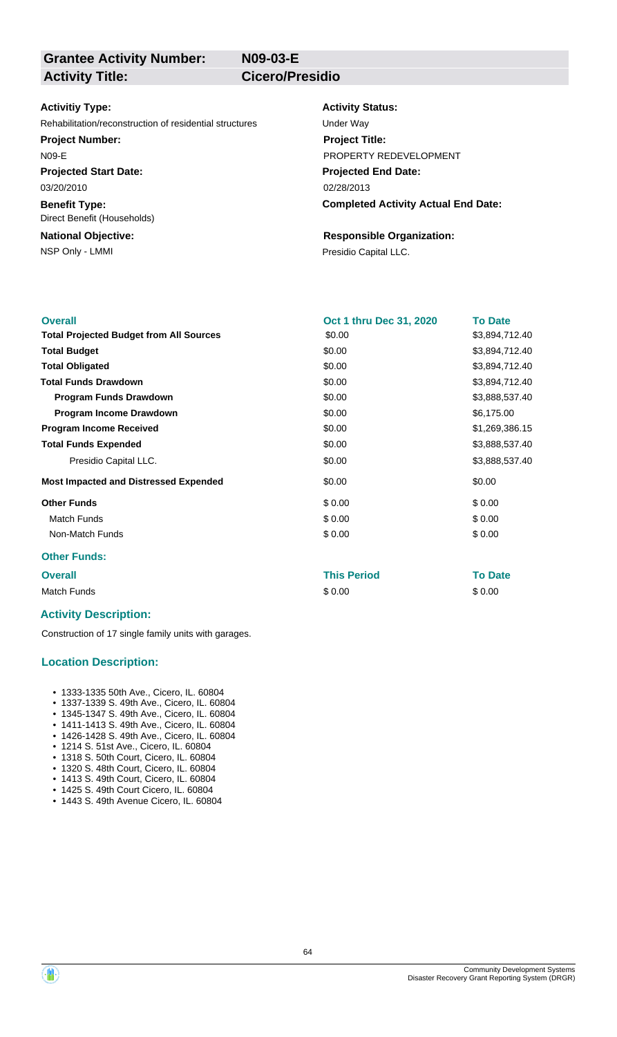| **Grantee Activity Number:** | **N09-03-E** |
|---|---|
| **Activity Title:** | **Cicero/Presidio** |

**Activitiy Type:**
Rehabilitation/reconstruction of residential structures

**Activity Status:**
Under Way

**Project Number:**
N09-E

**Project Title:**
PROPERTY REDEVELOPMENT

**Projected Start Date:**
03/20/2010

**Projected End Date:**
02/28/2013

**Benefit Type:**
Direct Benefit (Households)

**Completed Activity Actual End Date:**

**National Objective:**
NSP Only - LMMI

**Responsible Organization:**
Presidio Capital LLC.

| **Overall** | **Oct 1 thru Dec 31, 2020** | **To Date** |
|---|---|---|
| **Total Projected Budget from All Sources** | $0.00 | $3,894,712.40 |
| **Total Budget** | $0.00 | $3,894,712.40 |
| **Total Obligated** | $0.00 | $3,894,712.40 |
| **Total Funds Drawdown** | $0.00 | $3,894,712.40 |
| **Program Funds Drawdown** | $0.00 | $3,888,537.40 |
| **Program Income Drawdown** | $0.00 | $6,175.00 |
| **Program Income Received** | $0.00 | $1,269,386.15 |
| **Total Funds Expended** | $0.00 | $3,888,537.40 |
| Presidio Capital LLC. | $0.00 | $3,888,537.40 |
| **Most Impacted and Distressed Expended** | $0.00 | $0.00 |
| **Other Funds** | $ 0.00 | $ 0.00 |
| Match Funds | $ 0.00 | $ 0.00 |
| Non-Match Funds | $ 0.00 | $ 0.00 |

**Other Funds:**

| **Overall** | **This Period** | **To Date** |
|---|---|---|
| Match Funds | $ 0.00 | $ 0.00 |

### Activity Description:

Construction of 17 single family units with garages.

### Location Description:

- 1333-1335 50th Ave., Cicero, IL. 60804
- 1337-1339 S. 49th Ave., Cicero, IL. 60804
- 1345-1347 S. 49th Ave., Cicero, IL. 60804
- 1411-1413 S. 49th Ave., Cicero, IL. 60804
- 1426-1428 S. 49th Ave., Cicero, IL. 60804
- 1214 S. 51st Ave., Cicero, IL. 60804
- 1318 S. 50th Court, Cicero, IL. 60804
- 1320 S. 48th Court, Cicero, IL. 60804
- 1413 S. 49th Court, Cicero, IL. 60804
- 1425 S. 49th Court Cicero, IL. 60804
- 1443 S. 49th Avenue Cicero, IL. 60804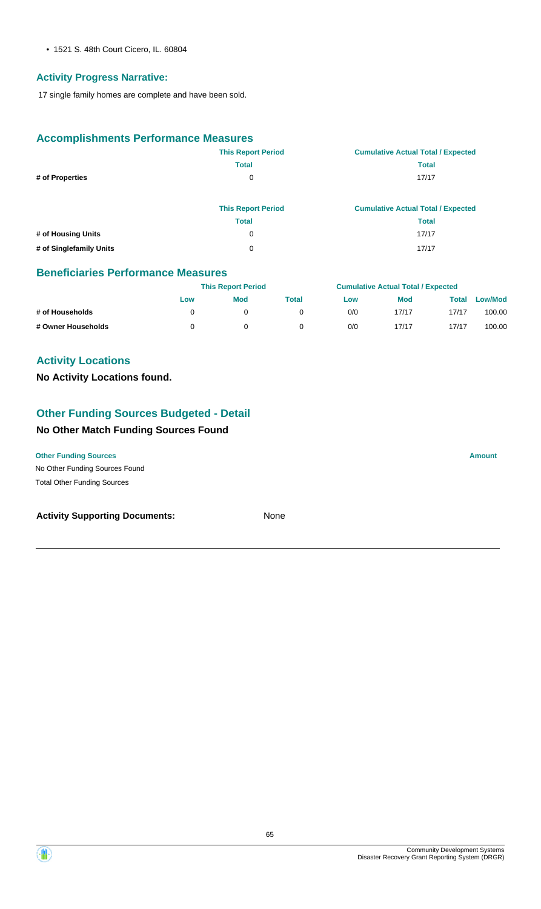- 1521 S. 48th Court Cicero, IL. 60804

### Activity Progress Narrative:

17 single family homes are complete and have been sold.

## Accomplishments Performance Measures

| | This Report Period | Cumulative Actual Total / Expected |
|---|---|---|
| | Total | Total |
| # of Properties | 0 | 17/17 |

| | This Report Period | Cumulative Actual Total / Expected |
|---|---|---|
| | Total | Total |
| # of Housing Units | 0 | 17/17 |
| # of Singlefamily Units | 0 | 17/17 |

## Beneficiaries Performance Measures

| | This Report Period | | | Cumulative Actual Total / Expected | | | |
|---|---|---|---|---|---|---|---|
| | Low | Mod | Total | Low | Mod | Total | Low/Mod |
| # of Households | 0 | 0 | 0 | 0/0 | 17/17 | 17/17 | 100.00 |
| # Owner Households | 0 | 0 | 0 | 0/0 | 17/17 | 17/17 | 100.00 |

## Activity Locations

**No Activity Locations found.**

## Other Funding Sources Budgeted - Detail

### No Other Match Funding Sources Found

| Other Funding Sources | Amount |
|---|---|
| No Other Funding Sources Found | |
| Total Other Funding Sources | |

**Activity Supporting Documents:** None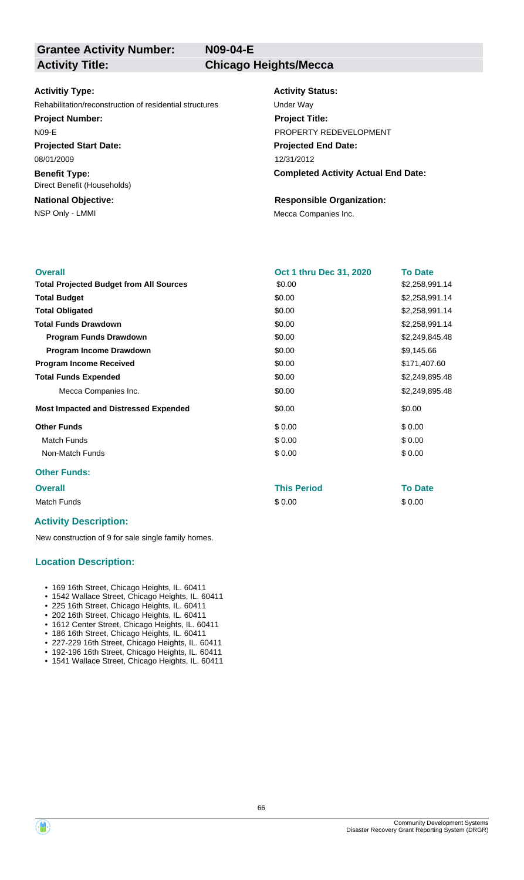| **Grantee Activity Number:** | **N09-04-E** |
|---|---|
| **Activity Title:** | **Chicago Heights/Mecca** |

**Activitiy Type:**
Rehabilitation/reconstruction of residential structures

**Activity Status:**
Under Way

**Project Number:**
N09-E

**Project Title:**
PROPERTY REDEVELOPMENT

**Projected Start Date:**
08/01/2009

**Projected End Date:**
12/31/2012

**Benefit Type:**
Direct Benefit (Households)

**Completed Activity Actual End Date:**

**National Objective:**
NSP Only - LMMI

**Responsible Organization:**
Mecca Companies Inc.

| **Overall** | **Oct 1 thru Dec 31, 2020** | **To Date** |
|---|---|---|
| **Total Projected Budget from All Sources** | \$0.00 | \$2,258,991.14 |
| **Total Budget** | \$0.00 | \$2,258,991.14 |
| **Total Obligated** | \$0.00 | \$2,258,991.14 |
| **Total Funds Drawdown** | \$0.00 | \$2,258,991.14 |
| **Program Funds Drawdown** | \$0.00 | \$2,249,845.48 |
| **Program Income Drawdown** | \$0.00 | \$9,145.66 |
| **Program Income Received** | \$0.00 | \$171,407.60 |
| **Total Funds Expended** | \$0.00 | \$2,249,895.48 |
| Mecca Companies Inc. | \$0.00 | \$2,249,895.48 |
| **Most Impacted and Distressed Expended** | \$0.00 | \$0.00 |
| **Other Funds** | \$ 0.00 | \$ 0.00 |
| Match Funds | \$ 0.00 | \$ 0.00 |
| Non-Match Funds | \$ 0.00 | \$ 0.00 |

**Other Funds:**

| **Overall** | **This Period** | **To Date** |
|---|---|---|
| Match Funds | \$ 0.00 | \$ 0.00 |

### Activity Description:

New construction of 9 for sale single family homes.

### Location Description:

- 169 16th Street, Chicago Heights, IL. 60411
- 1542 Wallace Street, Chicago Heights, IL. 60411
- 225 16th Street, Chicago Heights, IL. 60411
- 202 16th Street, Chicago Heights, IL. 60411
- 1612 Center Street, Chicago Heights, IL. 60411
- 186 16th Street, Chicago Heights, IL. 60411
- 227-229 16th Street, Chicago Heights, IL. 60411
- 192-196 16th Street, Chicago Heights, IL. 60411
- 1541 Wallace Street, Chicago Heights, IL. 60411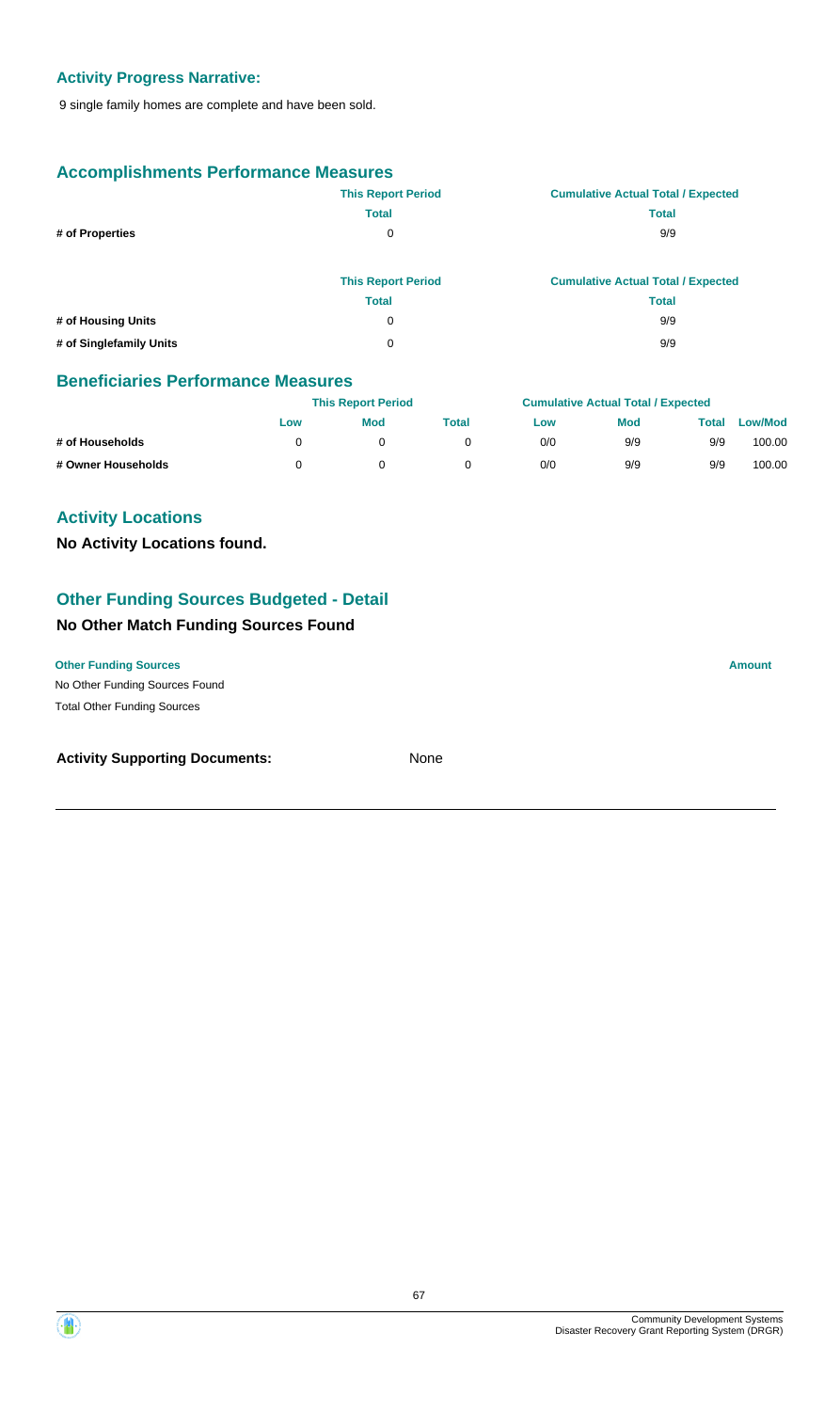## Activity Progress Narrative:

9 single family homes are complete and have been sold.

## Accomplishments Performance Measures

| | This Report Period | Cumulative Actual Total / Expected |
|---|---|---|
| | Total | Total |
| # of Properties | 0 | 9/9 |

| | This Report Period | Cumulative Actual Total / Expected |
|---|---|---|
| | Total | Total |
| # of Housing Units | 0 | 9/9 |
| # of Singlefamily Units | 0 | 9/9 |

## Beneficiaries Performance Measures

| | This Report Period | | | Cumulative Actual Total / Expected | | | |
|---|---|---|---|---|---|---|---|
| | Low | Mod | Total | Low | Mod | Total | Low/Mod |
| # of Households | 0 | 0 | 0 | 0/0 | 9/9 | 9/9 | 100.00 |
| # Owner Households | 0 | 0 | 0 | 0/0 | 9/9 | 9/9 | 100.00 |

## Activity Locations

**No Activity Locations found.**

## Other Funding Sources Budgeted - Detail

### No Other Match Funding Sources Found

| Other Funding Sources | Amount |
|---|---|
| No Other Funding Sources Found | |
| Total Other Funding Sources | |

**Activity Supporting Documents:** None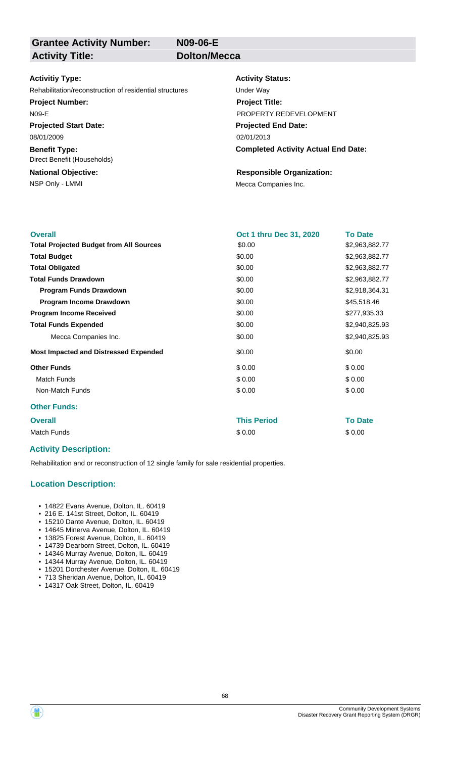| **Grantee Activity Number:** | **N09-06-E** |
|---|---|
| **Activity Title:** | **Dolton/Mecca** |

**Activitiy Type:**
Rehabilitation/reconstruction of residential structures

**Activity Status:**
Under Way

**Project Number:**
N09-E

**Project Title:**
PROPERTY REDEVELOPMENT

**Projected Start Date:**
08/01/2009

**Projected End Date:**
02/01/2013

**Benefit Type:**
Direct Benefit (Households)

**Completed Activity Actual End Date:**

**National Objective:**
NSP Only - LMMI

**Responsible Organization:**
Mecca Companies Inc.

| **Overall** | **Oct 1 thru Dec 31, 2020** | **To Date** |
|---|---|---|
| **Total Projected Budget from All Sources** | $0.00 | $2,963,882.77 |
| **Total Budget** | $0.00 | $2,963,882.77 |
| **Total Obligated** | $0.00 | $2,963,882.77 |
| **Total Funds Drawdown** | $0.00 | $2,963,882.77 |
| **Program Funds Drawdown** | $0.00 | $2,918,364.31 |
| **Program Income Drawdown** | $0.00 | $45,518.46 |
| **Program Income Received** | $0.00 | $277,935.33 |
| **Total Funds Expended** | $0.00 | $2,940,825.93 |
| Mecca Companies Inc. | $0.00 | $2,940,825.93 |
| **Most Impacted and Distressed Expended** | $0.00 | $0.00 |
| **Other Funds** | $ 0.00 | $ 0.00 |
| Match Funds | $ 0.00 | $ 0.00 |
| Non-Match Funds | $ 0.00 | $ 0.00 |

**Other Funds:**

| **Overall** | **This Period** | **To Date** |
|---|---|---|
| Match Funds | $ 0.00 | $ 0.00 |

## Activity Description:

Rehabilitation and or reconstruction of 12 single family for sale residential properties.

## Location Description:

- 14822 Evans Avenue, Dolton, IL. 60419
- 216 E. 141st Street, Dolton, IL. 60419
- 15210 Dante Avenue, Dolton, IL. 60419
- 14645 Minerva Avenue, Dolton, IL. 60419
- 13825 Forest Avenue, Dolton, IL. 60419
- 14739 Dearborn Street, Dolton, IL. 60419
- 14346 Murray Avenue, Dolton, IL. 60419
- 14344 Murray Avenue, Dolton, IL. 60419
- 15201 Dorchester Avenue, Dolton, IL. 60419
- 713 Sheridan Avenue, Dolton, IL. 60419
- 14317 Oak Street, Dolton, IL. 60419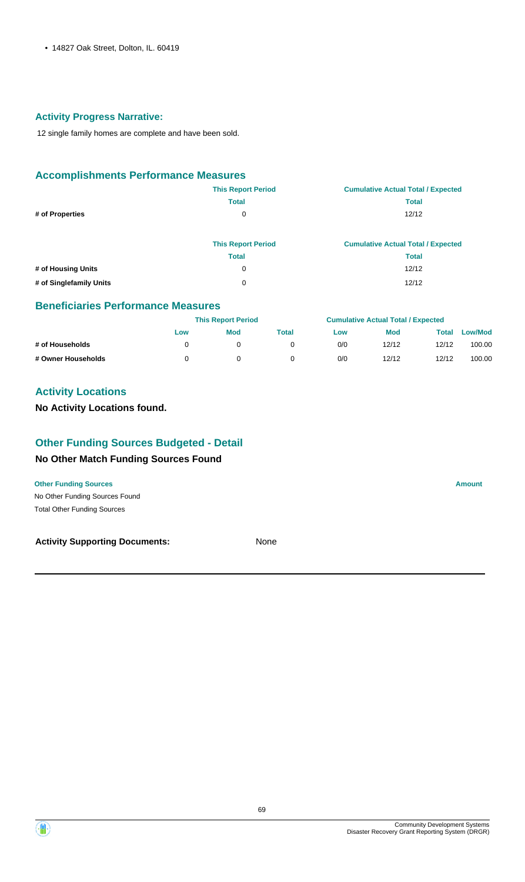- 14827 Oak Street, Dolton, IL. 60419

### Activity Progress Narrative:

12 single family homes are complete and have been sold.

### Accomplishments Performance Measures

| | This Report Period | Cumulative Actual Total / Expected |
|---|---|---|
| | Total | Total |
| # of Properties | 0 | 12/12 |

| | This Report Period | Cumulative Actual Total / Expected |
|---|---|---|
| | Total | Total |
| # of Housing Units | 0 | 12/12 |
| # of Singlefamily Units | 0 | 12/12 |

### Beneficiaries Performance Measures

| | This Report Period | | | Cumulative Actual Total / Expected | | | |
|---|---|---|---|---|---|---|---|
| | Low | Mod | Total | Low | Mod | Total | Low/Mod |
| # of Households | 0 | 0 | 0 | 0/0 | 12/12 | 12/12 | 100.00 |
| # Owner Households | 0 | 0 | 0 | 0/0 | 12/12 | 12/12 | 100.00 |

### Activity Locations

**No Activity Locations found.**

### Other Funding Sources Budgeted - Detail

**No Other Match Funding Sources Found**

| Other Funding Sources | Amount |
|---|---|
| No Other Funding Sources Found | |
| Total Other Funding Sources | |

**Activity Supporting Documents:** None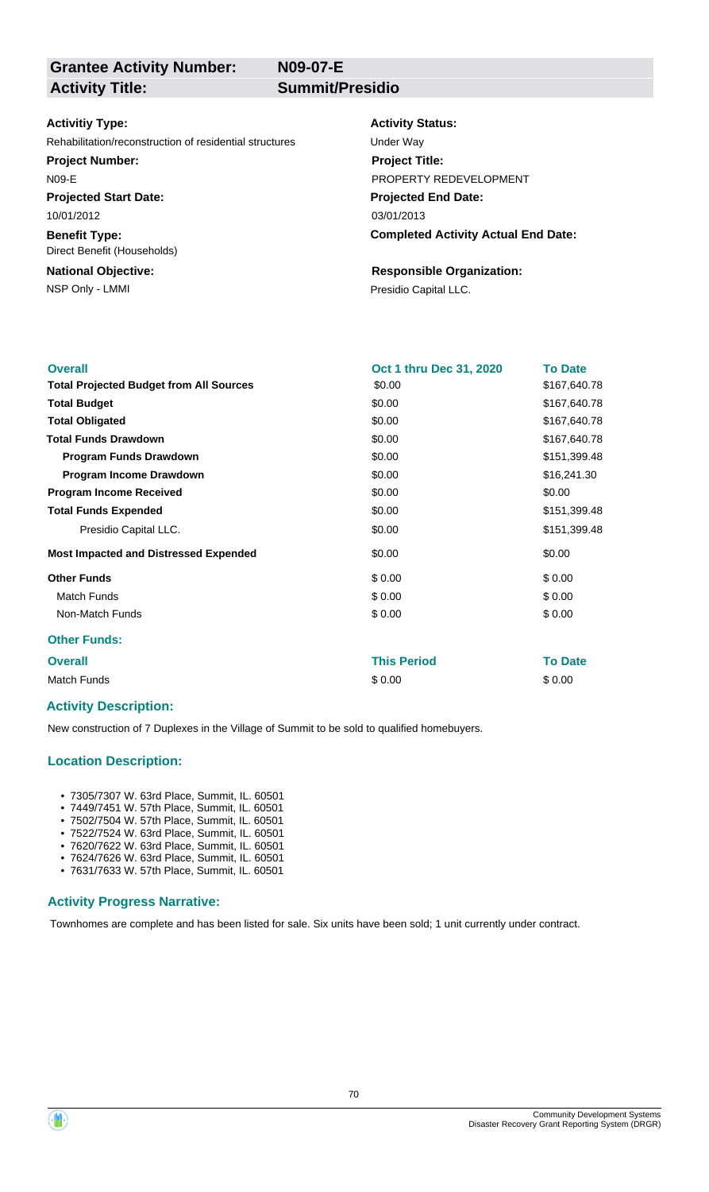| **Grantee Activity Number:** | **N09-07-E** |
|---|---|
| **Activity Title:** | **Summit/Presidio** |

**Activitiy Type:**
Rehabilitation/reconstruction of residential structures

**Activity Status:**
Under Way

**Project Number:**
N09-E

**Project Title:**
PROPERTY REDEVELOPMENT

**Projected Start Date:**
10/01/2012

**Projected End Date:**
03/01/2013

**Benefit Type:**
Direct Benefit (Households)

**Completed Activity Actual End Date:**

**National Objective:**
NSP Only - LMMI

**Responsible Organization:**
Presidio Capital LLC.

| **Overall** | **Oct 1 thru Dec 31, 2020** | **To Date** |
|---|---|---|
| **Total Projected Budget from All Sources** | $0.00 | $167,640.78 |
| **Total Budget** | $0.00 | $167,640.78 |
| **Total Obligated** | $0.00 | $167,640.78 |
| **Total Funds Drawdown** | $0.00 | $167,640.78 |
| **Program Funds Drawdown** | $0.00 | $151,399.48 |
| **Program Income Drawdown** | $0.00 | $16,241.30 |
| **Program Income Received** | $0.00 | $0.00 |
| **Total Funds Expended** | $0.00 | $151,399.48 |
| Presidio Capital LLC. | $0.00 | $151,399.48 |
| **Most Impacted and Distressed Expended** | $0.00 | $0.00 |
| **Other Funds** | $ 0.00 | $ 0.00 |
| Match Funds | $ 0.00 | $ 0.00 |
| Non-Match Funds | $ 0.00 | $ 0.00 |

**Other Funds:**

| **Overall** | **This Period** | **To Date** |
|---|---|---|
| Match Funds | $ 0.00 | $ 0.00 |

### Activity Description:

New construction of 7 Duplexes in the Village of Summit to be sold to qualified homebuyers.

### Location Description:

- 7305/7307 W. 63rd Place, Summit, IL. 60501
- 7449/7451 W. 57th Place, Summit, IL. 60501
- 7502/7504 W. 57th Place, Summit, IL. 60501
- 7522/7524 W. 63rd Place, Summit, IL. 60501
- 7620/7622 W. 63rd Place, Summit, IL. 60501
- 7624/7626 W. 63rd Place, Summit, IL. 60501
- 7631/7633 W. 57th Place, Summit, IL. 60501

### Activity Progress Narrative:

Townhomes are complete and has been listed for sale. Six units have been sold; 1 unit currently under contract.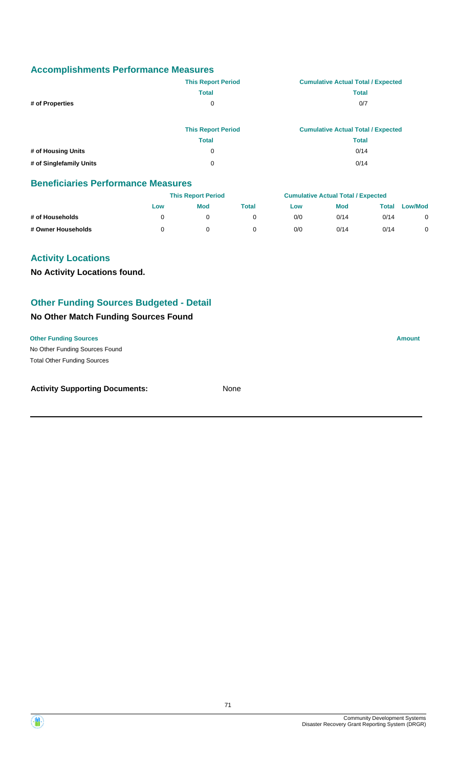## Accomplishments Performance Measures

| | This Report Period | Cumulative Actual Total / Expected |
|---|---|---|
| | Total | Total |
| # of Properties | 0 | 0/7 |

| | This Report Period | Cumulative Actual Total / Expected |
|---|---|---|
| | Total | Total |
| # of Housing Units | 0 | 0/14 |
| # of Singlefamily Units | 0 | 0/14 |

## Beneficiaries Performance Measures

| | This Report Period | | | Cumulative Actual Total / Expected | | | |
|---|---|---|---|---|---|---|---|
| | Low | Mod | Total | Low | Mod | Total | Low/Mod |
| # of Households | 0 | 0 | 0 | 0/0 | 0/14 | 0/14 | 0 |
| # Owner Households | 0 | 0 | 0 | 0/0 | 0/14 | 0/14 | 0 |

## Activity Locations

**No Activity Locations found.**

## Other Funding Sources Budgeted - Detail

### No Other Match Funding Sources Found

| Other Funding Sources | Amount |
|---|---|
| No Other Funding Sources Found | |
| Total Other Funding Sources | |

**Activity Supporting Documents:** None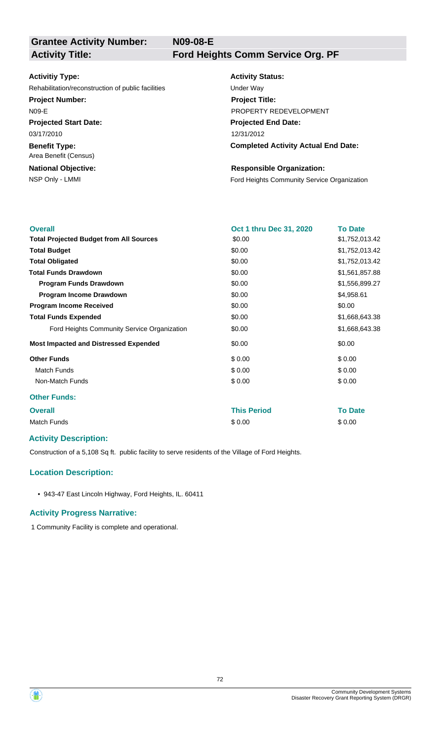**Grantee Activity Number:** N09-08-E

**Activity Title:** Ford Heights Comm Service Org. PF

**Activitiy Type:**
Rehabilitation/reconstruction of public facilities

**Activity Status:**
Under Way

**Project Number:**
N09-E

**Project Title:**
PROPERTY REDEVELOPMENT

**Projected Start Date:**
03/17/2010

**Projected End Date:**
12/31/2012

**Benefit Type:**
Area Benefit (Census)

**Completed Activity Actual End Date:**

**National Objective:**
NSP Only - LMMI

**Responsible Organization:**
Ford Heights Community Service Organization

| Overall | Oct 1 thru Dec 31, 2020 | To Date |
|---|---|---|
| **Total Projected Budget from All Sources** | $0.00 | $1,752,013.42 |
| **Total Budget** | $0.00 | $1,752,013.42 |
| **Total Obligated** | $0.00 | $1,752,013.42 |
| **Total Funds Drawdown** | $0.00 | $1,561,857.88 |
| **Program Funds Drawdown** | $0.00 | $1,556,899.27 |
| **Program Income Drawdown** | $0.00 | $4,958.61 |
| **Program Income Received** | $0.00 | $0.00 |
| **Total Funds Expended** | $0.00 | $1,668,643.38 |
| Ford Heights Community Service Organization | $0.00 | $1,668,643.38 |
| **Most Impacted and Distressed Expended** | $0.00 | $0.00 |
| **Other Funds** | $ 0.00 | $ 0.00 |
| Match Funds | $ 0.00 | $ 0.00 |
| Non-Match Funds | $ 0.00 | $ 0.00 |

**Other Funds:**

| Overall | This Period | To Date |
|---|---|---|
| Match Funds | $ 0.00 | $ 0.00 |

### Activity Description:

Construction of a 5,108 Sq ft. public facility to serve residents of the Village of Ford Heights.

### Location Description:

- 943-47 East Lincoln Highway, Ford Heights, IL. 60411

### Activity Progress Narrative:

1 Community Facility is complete and operational.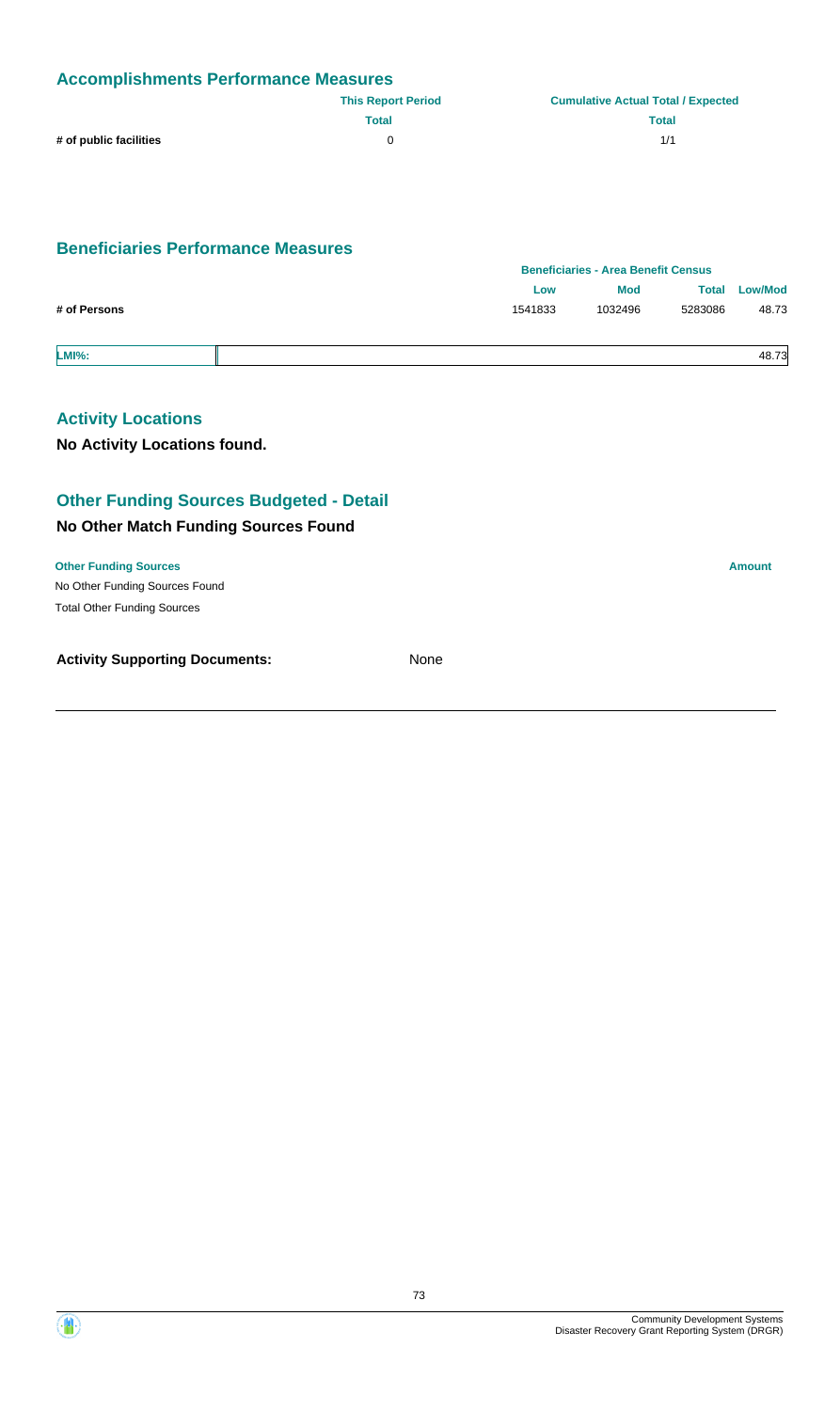## Accomplishments Performance Measures

| | This Report Period | Cumulative Actual Total / Expected |
|---|---|---|
| | Total | Total |
| # of public facilities | 0 | 1/1 |

## Beneficiaries Performance Measures

| | Beneficiaries - Area Benefit Census | | | |
|---|---|---|---|---|
| | Low | Mod | Total | Low/Mod |
| # of Persons | 1541833 | 1032496 | 5283086 | 48.73 |

| LMI%: | 48.73 |
|---|---|

## Activity Locations

**No Activity Locations found.**

## Other Funding Sources Budgeted - Detail

### No Other Match Funding Sources Found

| Other Funding Sources | Amount |
|---|---|
| No Other Funding Sources Found | |
| Total Other Funding Sources | |

**Activity Supporting Documents:** None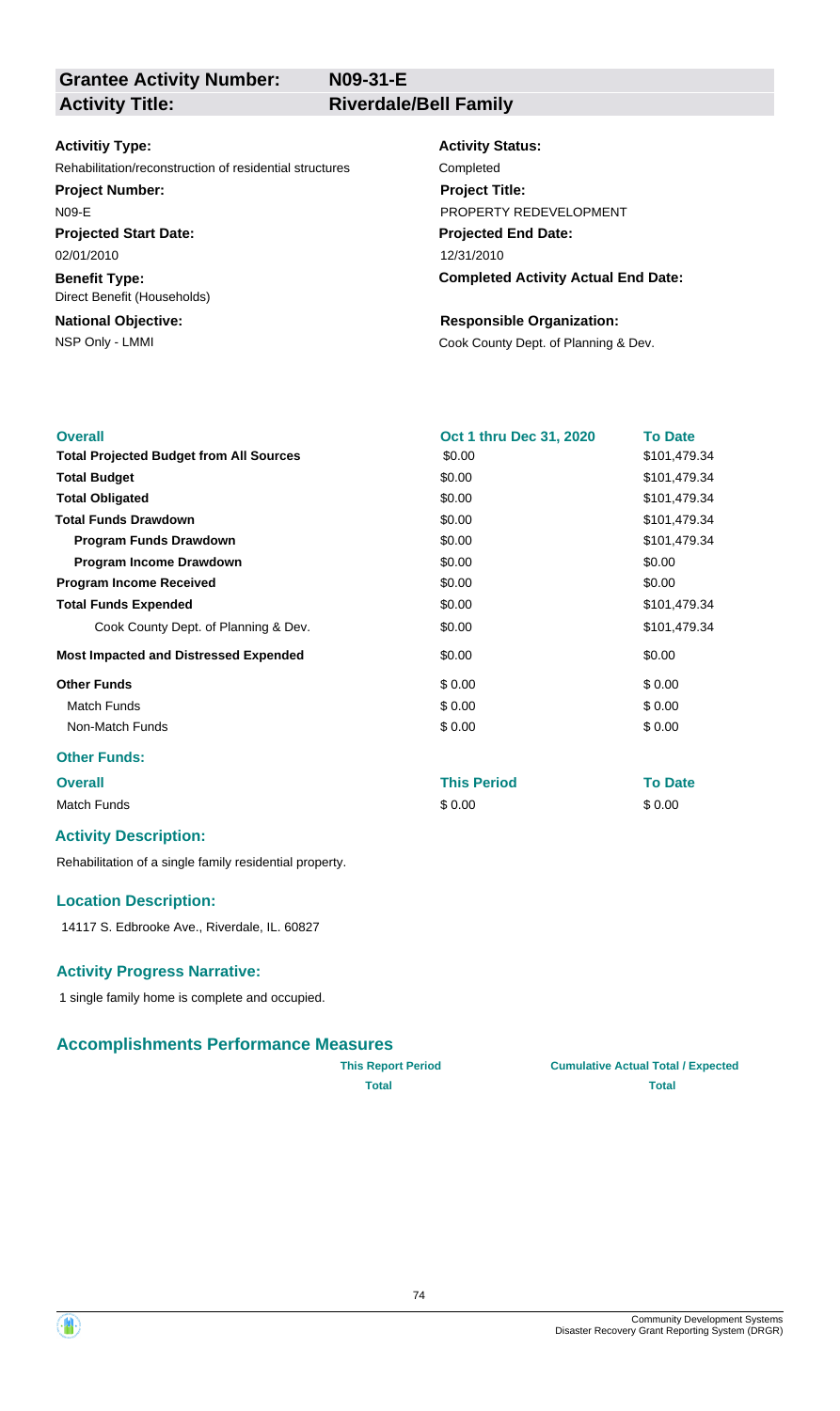| **Grantee Activity Number:** | **N09-31-E** |
|---|---|
| **Activity Title:** | **Riverdale/Bell Family** |

**Activitiy Type:**
Rehabilitation/reconstruction of residential structures

**Project Number:**
N09-E

**Projected Start Date:**
02/01/2010

**Benefit Type:**
Direct Benefit (Households)

**National Objective:**
NSP Only - LMMI

**Activity Status:**
Completed

**Project Title:**
PROPERTY REDEVELOPMENT

**Projected End Date:**
12/31/2010

**Completed Activity Actual End Date:**

**Responsible Organization:**
Cook County Dept. of Planning & Dev.

| **Overall** | **Oct 1 thru Dec 31, 2020** | **To Date** |
|---|---|---|
| **Total Projected Budget from All Sources** | $0.00 | $101,479.34 |
| **Total Budget** | $0.00 | $101,479.34 |
| **Total Obligated** | $0.00 | $101,479.34 |
| **Total Funds Drawdown** | $0.00 | $101,479.34 |
| **Program Funds Drawdown** | $0.00 | $101,479.34 |
| **Program Income Drawdown** | $0.00 | $0.00 |
| **Program Income Received** | $0.00 | $0.00 |
| **Total Funds Expended** | $0.00 | $101,479.34 |
| Cook County Dept. of Planning & Dev. | $0.00 | $101,479.34 |
| **Most Impacted and Distressed Expended** | $0.00 | $0.00 |
| **Other Funds** | $ 0.00 | $ 0.00 |
| Match Funds | $ 0.00 | $ 0.00 |
| Non-Match Funds | $ 0.00 | $ 0.00 |

### Other Funds:

| **Overall** | **This Period** | **To Date** |
|---|---|---|
| Match Funds | $ 0.00 | $ 0.00 |

### Activity Description:

Rehabilitation of a single family residential property.

### Location Description:

14117 S. Edbrooke Ave., Riverdale, IL. 60827

### Activity Progress Narrative:

1 single family home is complete and occupied.

## Accomplishments Performance Measures

| | **This Report Period** | **Cumulative Actual Total / Expected** |
|---|---|---|
| | **Total** | **Total** |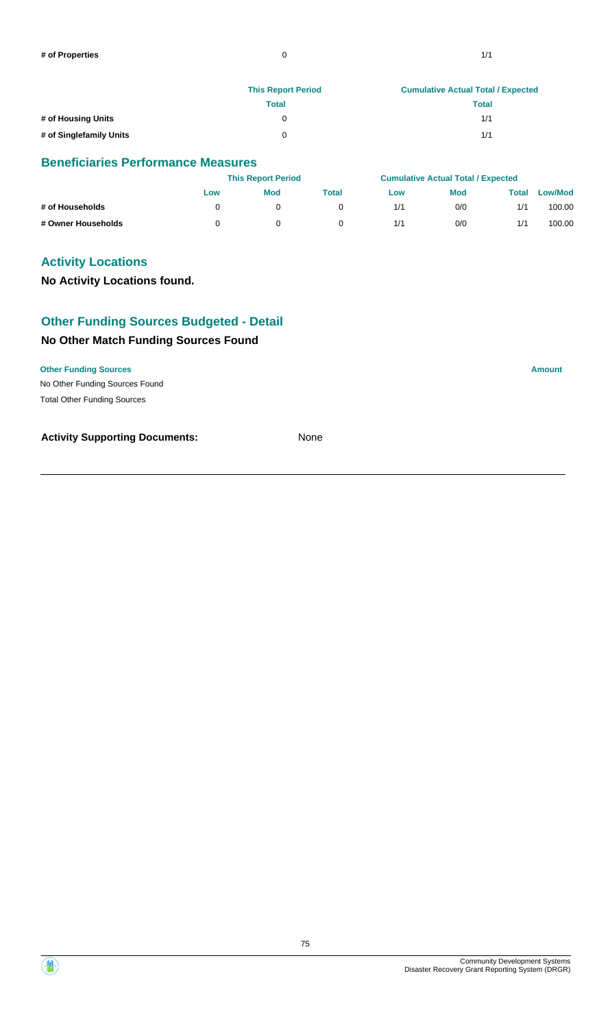| | This Report Period | Cumulative Actual Total / Expected |
|---|---|---|
| # of Properties | 0 | 1/1 |

| | This Report Period | Cumulative Actual Total / Expected |
|---|---|---|
| | Total | Total |
| # of Housing Units | 0 | 1/1 |
| # of Singlefamily Units | 0 | 1/1 |

## Beneficiaries Performance Measures

| | This Report Period | | | Cumulative Actual Total / Expected | | | |
|---|---|---|---|---|---|---|---|
| | Low | Mod | Total | Low | Mod | Total | Low/Mod |
| # of Households | 0 | 0 | 0 | 1/1 | 0/0 | 1/1 | 100.00 |
| # Owner Households | 0 | 0 | 0 | 1/1 | 0/0 | 1/1 | 100.00 |

## Activity Locations

**No Activity Locations found.**

## Other Funding Sources Budgeted - Detail

### No Other Match Funding Sources Found

| Other Funding Sources | Amount |
|---|---|
| No Other Funding Sources Found | |
| Total Other Funding Sources | |

**Activity Supporting Documents:** None